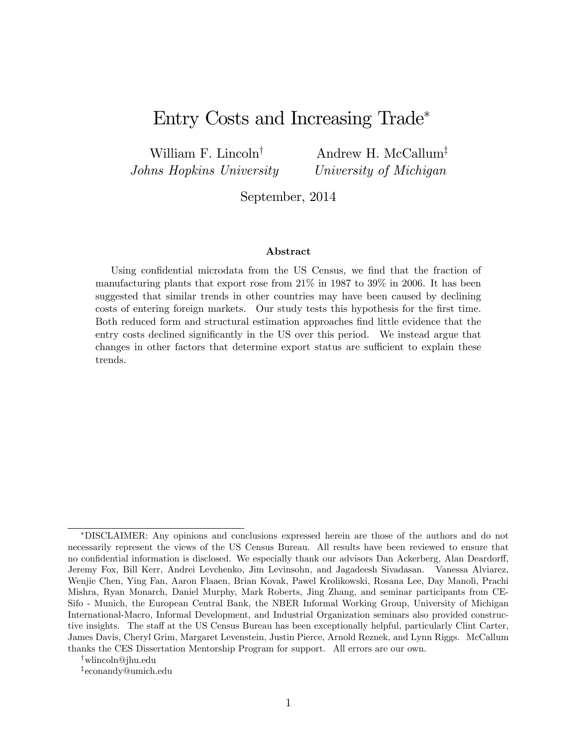# Entry Costs and Increasing Trade[*]

William F. Lincoln[†]
*Johns Hopkins University*

Andrew H. McCallum[‡]
*University of Michigan*

September, 2014

### Abstract

Using confidential microdata from the US Census, we find that the fraction of manufacturing plants that export rose from 21% in 1987 to 39% in 2006. It has been suggested that similar trends in other countries may have been caused by declining costs of entering foreign markets. Our study tests this hypothesis for the first time. Both reduced form and structural estimation approaches find little evidence that the entry costs declined significantly in the US over this period. We instead argue that changes in other factors that determine export status are sufficient to explain these trends.

---

[*]DISCLAIMER: Any opinions and conclusions expressed herein are those of the authors and do not necessarily represent the views of the US Census Bureau. All results have been reviewed to ensure that no confidential information is disclosed. We especially thank our advisors Dan Ackerberg, Alan Deardorff, Jeremy Fox, Bill Kerr, Andrei Levchenko, Jim Levinsohn, and Jagadeesh Sivadasan. Vanessa Alviarez, Wenjie Chen, Ying Fan, Aaron Flaaen, Brian Kovak, Pawel Krolikowski, Rosana Lee, Day Manoli, Prachi Mishra, Ryan Monarch, Daniel Murphy, Mark Roberts, Jing Zhang, and seminar participants from CESifo - Munich, the European Central Bank, the NBER Informal Working Group, University of Michigan International-Macro, Informal Development, and Industrial Organization seminars also provided constructive insights. The staff at the US Census Bureau has been exceptionally helpful, particularly Clint Carter, James Davis, Cheryl Grim, Margaret Levenstein, Justin Pierce, Arnold Reznek, and Lynn Riggs. McCallum thanks the CES Dissertation Mentorship Program for support. All errors are our own.

[†]wlincoln@jhu.edu

[‡]econandy@umich.edu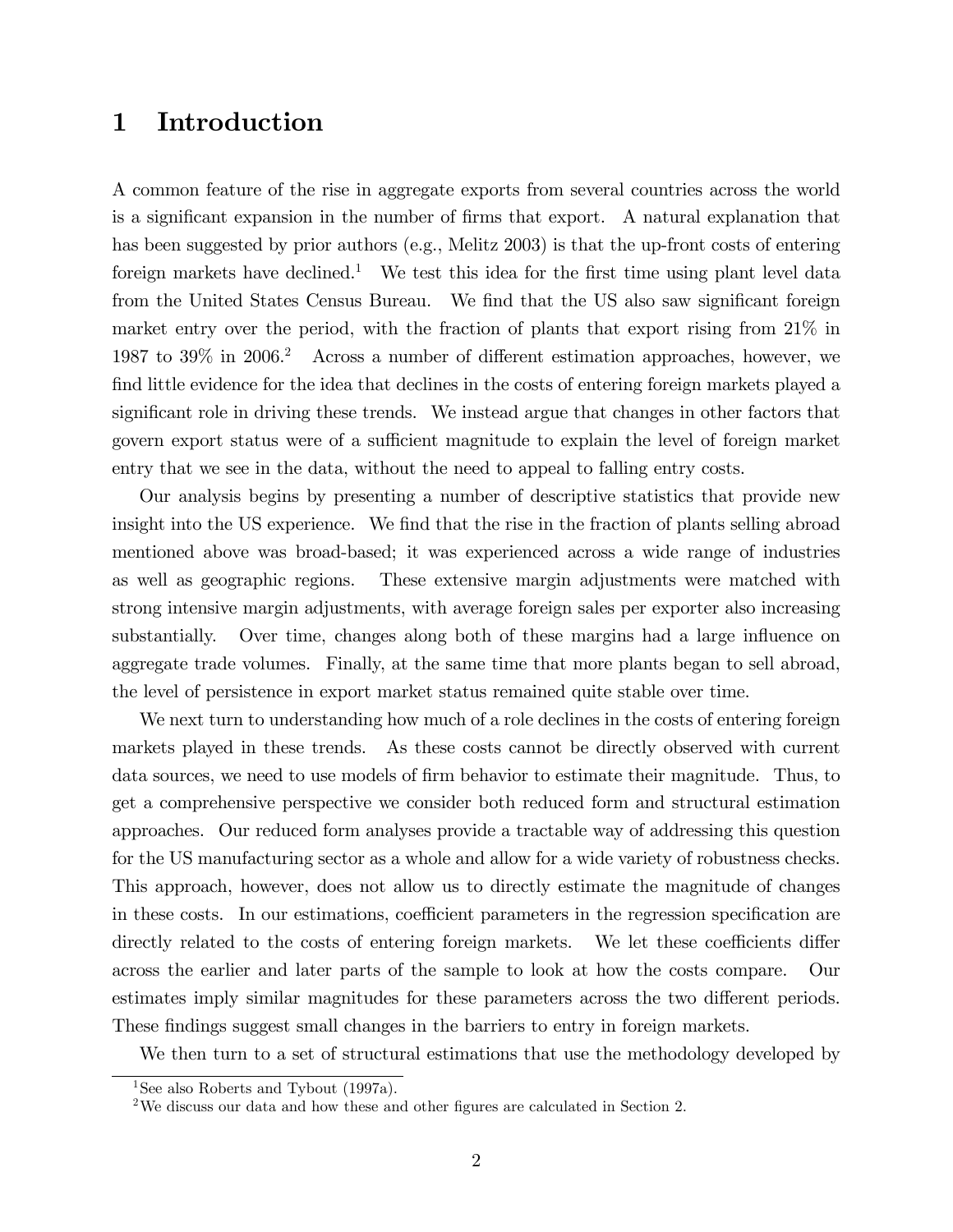# 1 Introduction

A common feature of the rise in aggregate exports from several countries across the world is a significant expansion in the number of firms that export. A natural explanation that has been suggested by prior authors (e.g., Melitz 2003) is that the up-front costs of entering foreign markets have declined.[1] We test this idea for the first time using plant level data from the United States Census Bureau. We find that the US also saw significant foreign market entry over the period, with the fraction of plants that export rising from 21% in 1987 to 39% in 2006.[2] Across a number of different estimation approaches, however, we find little evidence for the idea that declines in the costs of entering foreign markets played a significant role in driving these trends. We instead argue that changes in other factors that govern export status were of a sufficient magnitude to explain the level of foreign market entry that we see in the data, without the need to appeal to falling entry costs.

Our analysis begins by presenting a number of descriptive statistics that provide new insight into the US experience. We find that the rise in the fraction of plants selling abroad mentioned above was broad-based; it was experienced across a wide range of industries as well as geographic regions. These extensive margin adjustments were matched with strong intensive margin adjustments, with average foreign sales per exporter also increasing substantially. Over time, changes along both of these margins had a large influence on aggregate trade volumes. Finally, at the same time that more plants began to sell abroad, the level of persistence in export market status remained quite stable over time.

We next turn to understanding how much of a role declines in the costs of entering foreign markets played in these trends. As these costs cannot be directly observed with current data sources, we need to use models of firm behavior to estimate their magnitude. Thus, to get a comprehensive perspective we consider both reduced form and structural estimation approaches. Our reduced form analyses provide a tractable way of addressing this question for the US manufacturing sector as a whole and allow for a wide variety of robustness checks. This approach, however, does not allow us to directly estimate the magnitude of changes in these costs. In our estimations, coefficient parameters in the regression specification are directly related to the costs of entering foreign markets. We let these coefficients differ across the earlier and later parts of the sample to look at how the costs compare. Our estimates imply similar magnitudes for these parameters across the two different periods. These findings suggest small changes in the barriers to entry in foreign markets.

We then turn to a set of structural estimations that use the methodology developed by

[1] See also Roberts and Tybout (1997a).

[2] We discuss our data and how these and other figures are calculated in Section 2.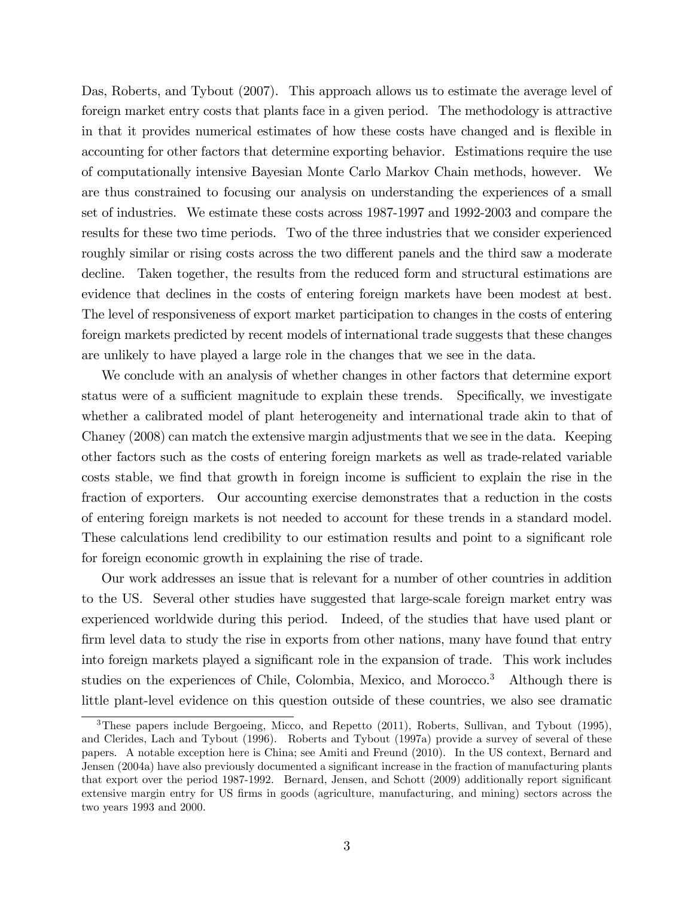Das, Roberts, and Tybout (2007). This approach allows us to estimate the average level of foreign market entry costs that plants face in a given period. The methodology is attractive in that it provides numerical estimates of how these costs have changed and is flexible in accounting for other factors that determine exporting behavior. Estimations require the use of computationally intensive Bayesian Monte Carlo Markov Chain methods, however. We are thus constrained to focusing our analysis on understanding the experiences of a small set of industries. We estimate these costs across 1987-1997 and 1992-2003 and compare the results for these two time periods. Two of the three industries that we consider experienced roughly similar or rising costs across the two different panels and the third saw a moderate decline. Taken together, the results from the reduced form and structural estimations are evidence that declines in the costs of entering foreign markets have been modest at best. The level of responsiveness of export market participation to changes in the costs of entering foreign markets predicted by recent models of international trade suggests that these changes are unlikely to have played a large role in the changes that we see in the data.

We conclude with an analysis of whether changes in other factors that determine export status were of a sufficient magnitude to explain these trends. Specifically, we investigate whether a calibrated model of plant heterogeneity and international trade akin to that of Chaney (2008) can match the extensive margin adjustments that we see in the data. Keeping other factors such as the costs of entering foreign markets as well as trade-related variable costs stable, we find that growth in foreign income is sufficient to explain the rise in the fraction of exporters. Our accounting exercise demonstrates that a reduction in the costs of entering foreign markets is not needed to account for these trends in a standard model. These calculations lend credibility to our estimation results and point to a significant role for foreign economic growth in explaining the rise of trade.

Our work addresses an issue that is relevant for a number of other countries in addition to the US. Several other studies have suggested that large-scale foreign market entry was experienced worldwide during this period. Indeed, of the studies that have used plant or firm level data to study the rise in exports from other nations, many have found that entry into foreign markets played a significant role in the expansion of trade. This work includes studies on the experiences of Chile, Colombia, Mexico, and Morocco.[3] Although there is little plant-level evidence on this question outside of these countries, we also see dramatic

[3]These papers include Bergoeing, Micco, and Repetto (2011), Roberts, Sullivan, and Tybout (1995), and Clerides, Lach and Tybout (1996). Roberts and Tybout (1997a) provide a survey of several of these papers. A notable exception here is China; see Amiti and Freund (2010). In the US context, Bernard and Jensen (2004a) have also previously documented a significant increase in the fraction of manufacturing plants that export over the period 1987-1992. Bernard, Jensen, and Schott (2009) additionally report significant extensive margin entry for US firms in goods (agriculture, manufacturing, and mining) sectors across the two years 1993 and 2000.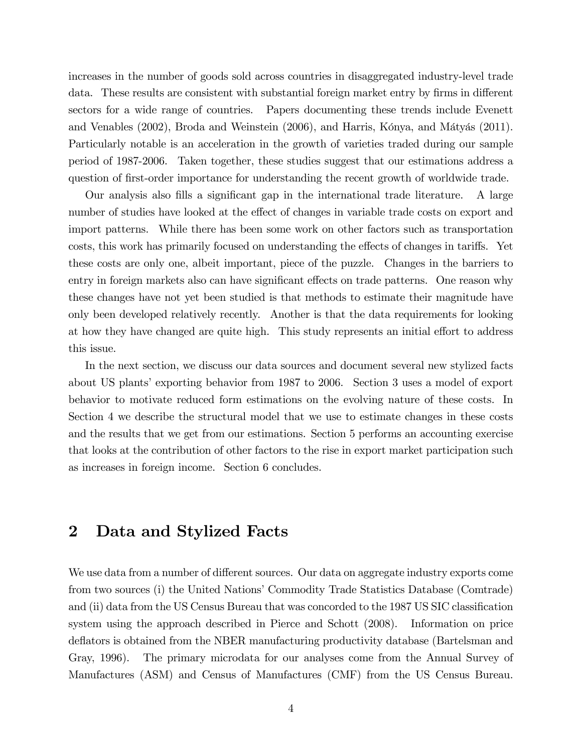increases in the number of goods sold across countries in disaggregated industry-level trade data. These results are consistent with substantial foreign market entry by firms in different sectors for a wide range of countries. Papers documenting these trends include Evenett and Venables (2002), Broda and Weinstein (2006), and Harris, Kónya, and Mátyás (2011). Particularly notable is an acceleration in the growth of varieties traded during our sample period of 1987-2006. Taken together, these studies suggest that our estimations address a question of first-order importance for understanding the recent growth of worldwide trade.

Our analysis also fills a significant gap in the international trade literature. A large number of studies have looked at the effect of changes in variable trade costs on export and import patterns. While there has been some work on other factors such as transportation costs, this work has primarily focused on understanding the effects of changes in tariffs. Yet these costs are only one, albeit important, piece of the puzzle. Changes in the barriers to entry in foreign markets also can have significant effects on trade patterns. One reason why these changes have not yet been studied is that methods to estimate their magnitude have only been developed relatively recently. Another is that the data requirements for looking at how they have changed are quite high. This study represents an initial effort to address this issue.

In the next section, we discuss our data sources and document several new stylized facts about US plants' exporting behavior from 1987 to 2006. Section 3 uses a model of export behavior to motivate reduced form estimations on the evolving nature of these costs. In Section 4 we describe the structural model that we use to estimate changes in these costs and the results that we get from our estimations. Section 5 performs an accounting exercise that looks at the contribution of other factors to the rise in export market participation such as increases in foreign income. Section 6 concludes.

## 2 Data and Stylized Facts

We use data from a number of different sources. Our data on aggregate industry exports come from two sources (i) the United Nations' Commodity Trade Statistics Database (Comtrade) and (ii) data from the US Census Bureau that was concorded to the 1987 US SIC classification system using the approach described in Pierce and Schott (2008). Information on price deflators is obtained from the NBER manufacturing productivity database (Bartelsman and Gray, 1996). The primary microdata for our analyses come from the Annual Survey of Manufactures (ASM) and Census of Manufactures (CMF) from the US Census Bureau.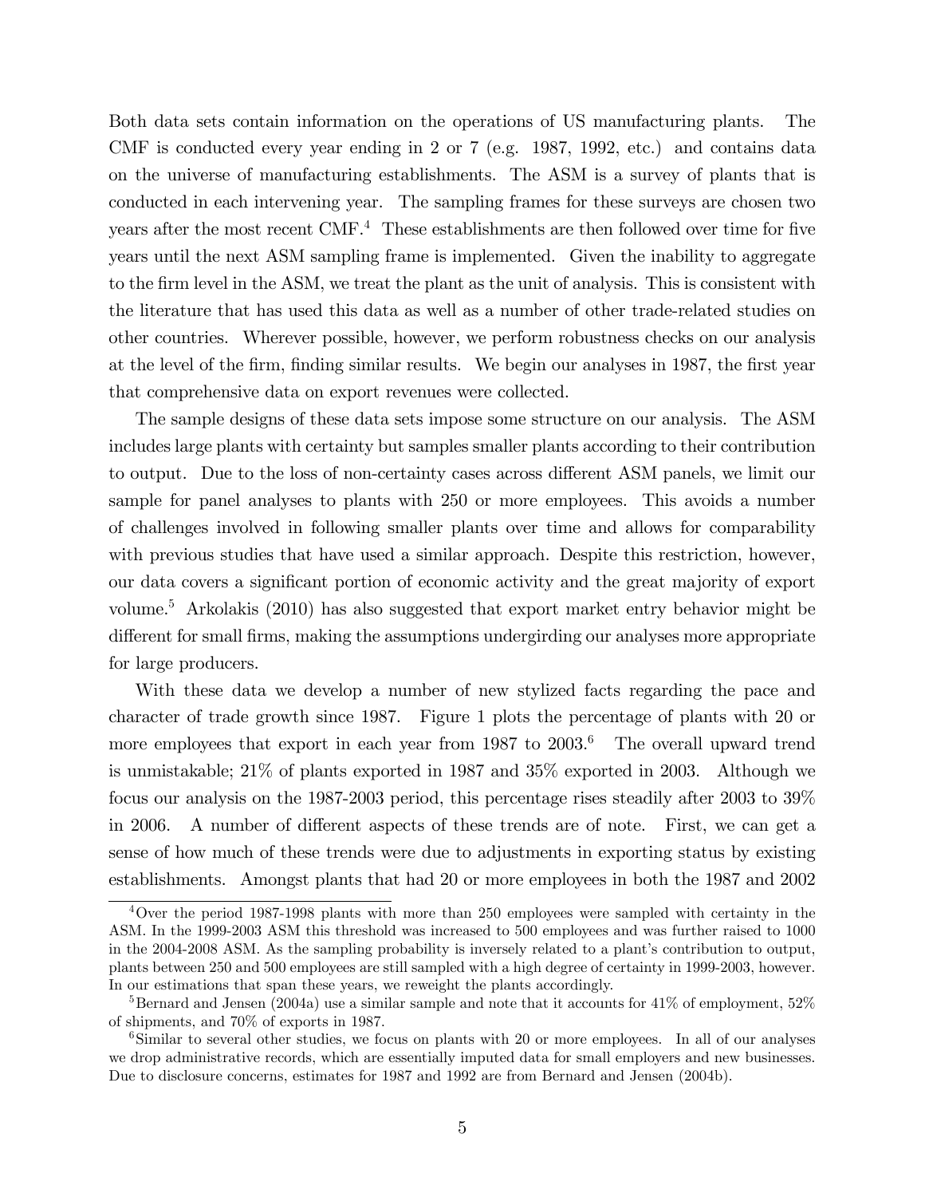Both data sets contain information on the operations of US manufacturing plants. The CMF is conducted every year ending in 2 or 7 (e.g. 1987, 1992, etc.) and contains data on the universe of manufacturing establishments. The ASM is a survey of plants that is conducted in each intervening year. The sampling frames for these surveys are chosen two years after the most recent CMF.[4] These establishments are then followed over time for five years until the next ASM sampling frame is implemented. Given the inability to aggregate to the firm level in the ASM, we treat the plant as the unit of analysis. This is consistent with the literature that has used this data as well as a number of other trade-related studies on other countries. Wherever possible, however, we perform robustness checks on our analysis at the level of the firm, finding similar results. We begin our analyses in 1987, the first year that comprehensive data on export revenues were collected.

The sample designs of these data sets impose some structure on our analysis. The ASM includes large plants with certainty but samples smaller plants according to their contribution to output. Due to the loss of non-certainty cases across different ASM panels, we limit our sample for panel analyses to plants with 250 or more employees. This avoids a number of challenges involved in following smaller plants over time and allows for comparability with previous studies that have used a similar approach. Despite this restriction, however, our data covers a significant portion of economic activity and the great majority of export volume.[5] Arkolakis (2010) has also suggested that export market entry behavior might be different for small firms, making the assumptions undergirding our analyses more appropriate for large producers.

With these data we develop a number of new stylized facts regarding the pace and character of trade growth since 1987. Figure 1 plots the percentage of plants with 20 or more employees that export in each year from 1987 to 2003.[6] The overall upward trend is unmistakable; 21% of plants exported in 1987 and 35% exported in 2003. Although we focus our analysis on the 1987-2003 period, this percentage rises steadily after 2003 to 39% in 2006. A number of different aspects of these trends are of note. First, we can get a sense of how much of these trends were due to adjustments in exporting status by existing establishments. Amongst plants that had 20 or more employees in both the 1987 and 2002

---

[4] Over the period 1987-1998 plants with more than 250 employees were sampled with certainty in the ASM. In the 1999-2003 ASM this threshold was increased to 500 employees and was further raised to 1000 in the 2004-2008 ASM. As the sampling probability is inversely related to a plant's contribution to output, plants between 250 and 500 employees are still sampled with a high degree of certainty in 1999-2003, however. In our estimations that span these years, we reweight the plants accordingly.

[5] Bernard and Jensen (2004a) use a similar sample and note that it accounts for 41% of employment, 52% of shipments, and 70% of exports in 1987.

[6] Similar to several other studies, we focus on plants with 20 or more employees. In all of our analyses we drop administrative records, which are essentially imputed data for small employers and new businesses. Due to disclosure concerns, estimates for 1987 and 1992 are from Bernard and Jensen (2004b).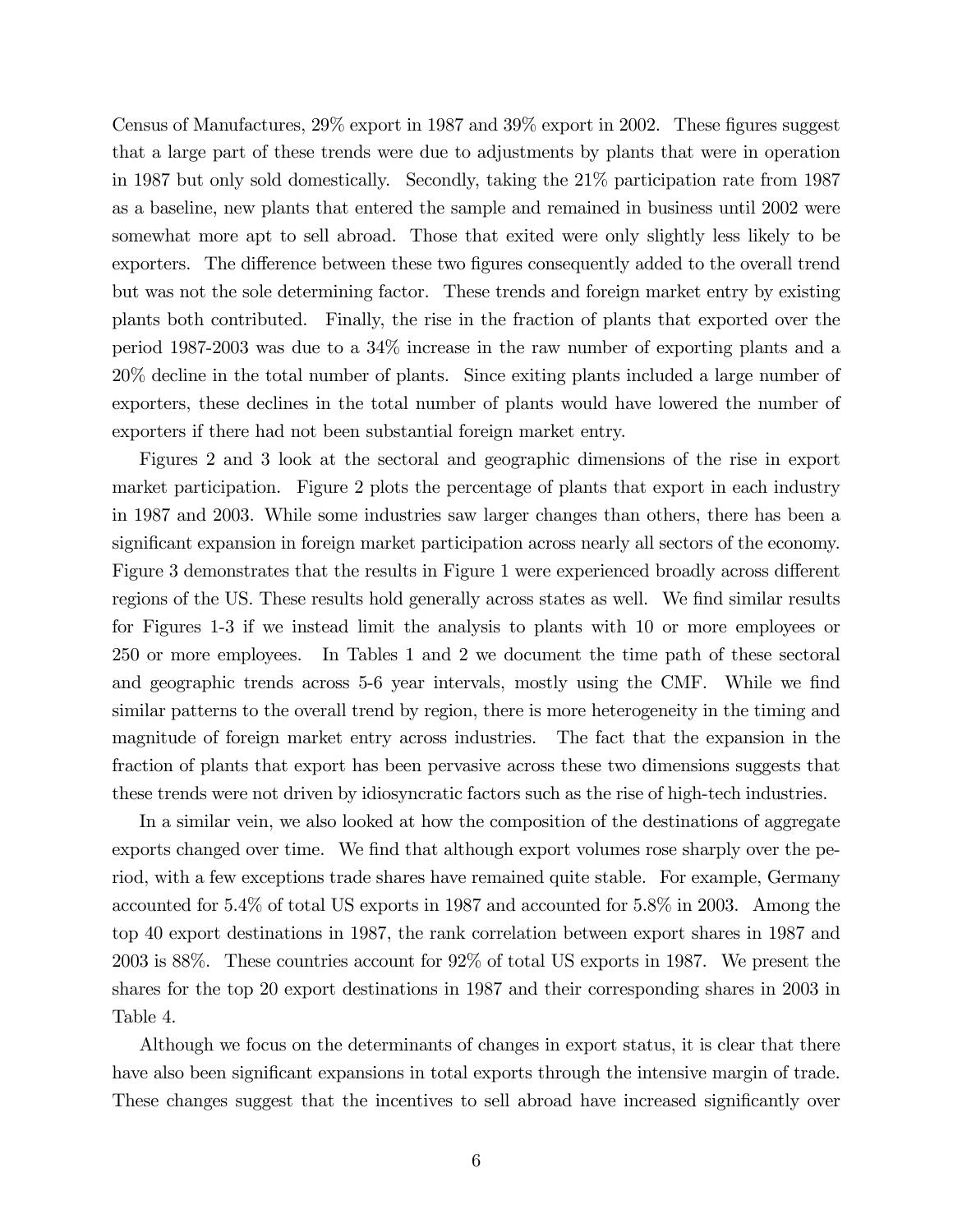Census of Manufactures, 29% export in 1987 and 39% export in 2002. These figures suggest that a large part of these trends were due to adjustments by plants that were in operation in 1987 but only sold domestically. Secondly, taking the 21% participation rate from 1987 as a baseline, new plants that entered the sample and remained in business until 2002 were somewhat more apt to sell abroad. Those that exited were only slightly less likely to be exporters. The difference between these two figures consequently added to the overall trend but was not the sole determining factor. These trends and foreign market entry by existing plants both contributed. Finally, the rise in the fraction of plants that exported over the period 1987-2003 was due to a 34% increase in the raw number of exporting plants and a 20% decline in the total number of plants. Since exiting plants included a large number of exporters, these declines in the total number of plants would have lowered the number of exporters if there had not been substantial foreign market entry.

Figures 2 and 3 look at the sectoral and geographic dimensions of the rise in export market participation. Figure 2 plots the percentage of plants that export in each industry in 1987 and 2003. While some industries saw larger changes than others, there has been a significant expansion in foreign market participation across nearly all sectors of the economy. Figure 3 demonstrates that the results in Figure 1 were experienced broadly across different regions of the US. These results hold generally across states as well. We find similar results for Figures 1-3 if we instead limit the analysis to plants with 10 or more employees or 250 or more employees. In Tables 1 and 2 we document the time path of these sectoral and geographic trends across 5-6 year intervals, mostly using the CMF. While we find similar patterns to the overall trend by region, there is more heterogeneity in the timing and magnitude of foreign market entry across industries. The fact that the expansion in the fraction of plants that export has been pervasive across these two dimensions suggests that these trends were not driven by idiosyncratic factors such as the rise of high-tech industries.

In a similar vein, we also looked at how the composition of the destinations of aggregate exports changed over time. We find that although export volumes rose sharply over the period, with a few exceptions trade shares have remained quite stable. For example, Germany accounted for 5.4% of total US exports in 1987 and accounted for 5.8% in 2003. Among the top 40 export destinations in 1987, the rank correlation between export shares in 1987 and 2003 is 88%. These countries account for 92% of total US exports in 1987. We present the shares for the top 20 export destinations in 1987 and their corresponding shares in 2003 in Table 4.

Although we focus on the determinants of changes in export status, it is clear that there have also been significant expansions in total exports through the intensive margin of trade. These changes suggest that the incentives to sell abroad have increased significantly over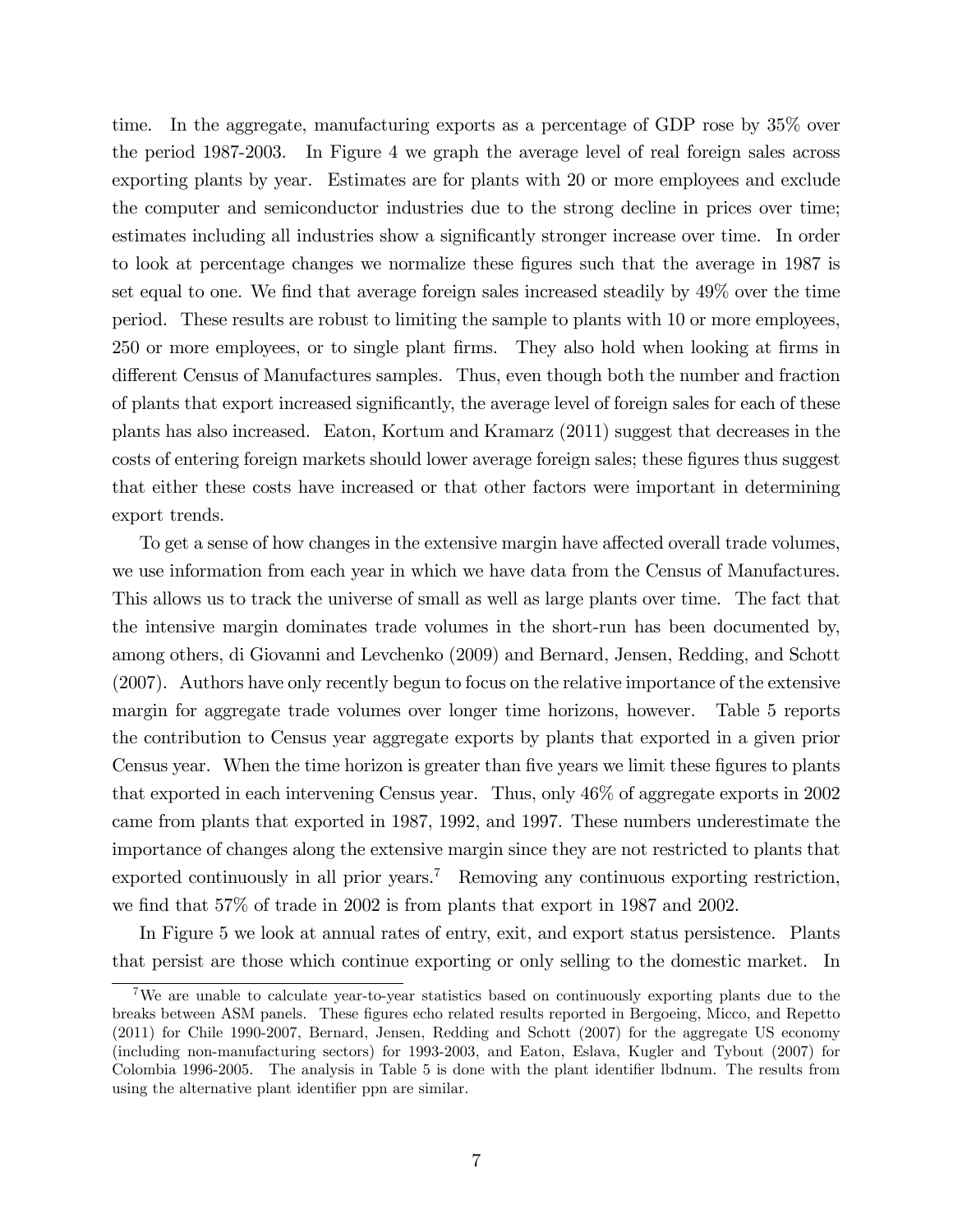time. In the aggregate, manufacturing exports as a percentage of GDP rose by 35% over the period 1987-2003. In Figure 4 we graph the average level of real foreign sales across exporting plants by year. Estimates are for plants with 20 or more employees and exclude the computer and semiconductor industries due to the strong decline in prices over time; estimates including all industries show a significantly stronger increase over time. In order to look at percentage changes we normalize these figures such that the average in 1987 is set equal to one. We find that average foreign sales increased steadily by 49% over the time period. These results are robust to limiting the sample to plants with 10 or more employees, 250 or more employees, or to single plant firms. They also hold when looking at firms in different Census of Manufactures samples. Thus, even though both the number and fraction of plants that export increased significantly, the average level of foreign sales for each of these plants has also increased. Eaton, Kortum and Kramarz (2011) suggest that decreases in the costs of entering foreign markets should lower average foreign sales; these figures thus suggest that either these costs have increased or that other factors were important in determining export trends.

To get a sense of how changes in the extensive margin have affected overall trade volumes, we use information from each year in which we have data from the Census of Manufactures. This allows us to track the universe of small as well as large plants over time. The fact that the intensive margin dominates trade volumes in the short-run has been documented by, among others, di Giovanni and Levchenko (2009) and Bernard, Jensen, Redding, and Schott (2007). Authors have only recently begun to focus on the relative importance of the extensive margin for aggregate trade volumes over longer time horizons, however. Table 5 reports the contribution to Census year aggregate exports by plants that exported in a given prior Census year. When the time horizon is greater than five years we limit these figures to plants that exported in each intervening Census year. Thus, only 46% of aggregate exports in 2002 came from plants that exported in 1987, 1992, and 1997. These numbers underestimate the importance of changes along the extensive margin since they are not restricted to plants that exported continuously in all prior years.[7] Removing any continuous exporting restriction, we find that 57% of trade in 2002 is from plants that export in 1987 and 2002.

In Figure 5 we look at annual rates of entry, exit, and export status persistence. Plants that persist are those which continue exporting or only selling to the domestic market. In

[7] We are unable to calculate year-to-year statistics based on continuously exporting plants due to the breaks between ASM panels. These figures echo related results reported in Bergoeing, Micco, and Repetto (2011) for Chile 1990-2007, Bernard, Jensen, Redding and Schott (2007) for the aggregate US economy (including non-manufacturing sectors) for 1993-2003, and Eaton, Eslava, Kugler and Tybout (2007) for Colombia 1996-2005. The analysis in Table 5 is done with the plant identifier lbdnum. The results from using the alternative plant identifier ppn are similar.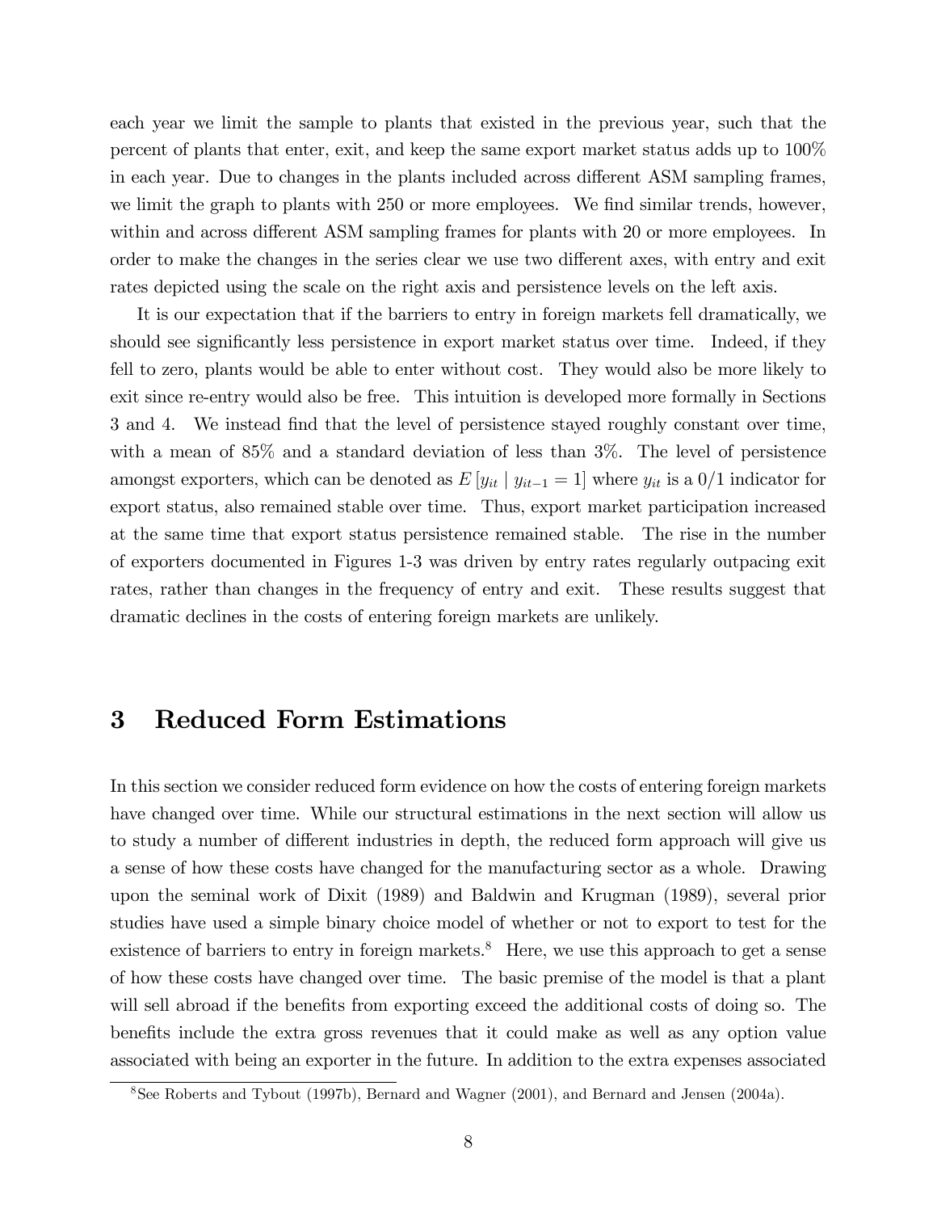each year we limit the sample to plants that existed in the previous year, such that the percent of plants that enter, exit, and keep the same export market status adds up to 100% in each year. Due to changes in the plants included across different ASM sampling frames, we limit the graph to plants with 250 or more employees. We find similar trends, however, within and across different ASM sampling frames for plants with 20 or more employees. In order to make the changes in the series clear we use two different axes, with entry and exit rates depicted using the scale on the right axis and persistence levels on the left axis.

It is our expectation that if the barriers to entry in foreign markets fell dramatically, we should see significantly less persistence in export market status over time. Indeed, if they fell to zero, plants would be able to enter without cost. They would also be more likely to exit since re-entry would also be free. This intuition is developed more formally in Sections 3 and 4. We instead find that the level of persistence stayed roughly constant over time, with a mean of 85% and a standard deviation of less than 3%. The level of persistence amongst exporters, which can be denoted as $E\left[y_{it} \mid y_{it-1} = 1\right]$ where $y_{it}$ is a 0/1 indicator for export status, also remained stable over time. Thus, export market participation increased at the same time that export status persistence remained stable. The rise in the number of exporters documented in Figures 1-3 was driven by entry rates regularly outpacing exit rates, rather than changes in the frequency of entry and exit. These results suggest that dramatic declines in the costs of entering foreign markets are unlikely.

# 3 Reduced Form Estimations

In this section we consider reduced form evidence on how the costs of entering foreign markets have changed over time. While our structural estimations in the next section will allow us to study a number of different industries in depth, the reduced form approach will give us a sense of how these costs have changed for the manufacturing sector as a whole. Drawing upon the seminal work of Dixit (1989) and Baldwin and Krugman (1989), several prior studies have used a simple binary choice model of whether or not to export to test for the existence of barriers to entry in foreign markets.[8] Here, we use this approach to get a sense of how these costs have changed over time. The basic premise of the model is that a plant will sell abroad if the benefits from exporting exceed the additional costs of doing so. The benefits include the extra gross revenues that it could make as well as any option value associated with being an exporter in the future. In addition to the extra expenses associated

[8] See Roberts and Tybout (1997b), Bernard and Wagner (2001), and Bernard and Jensen (2004a).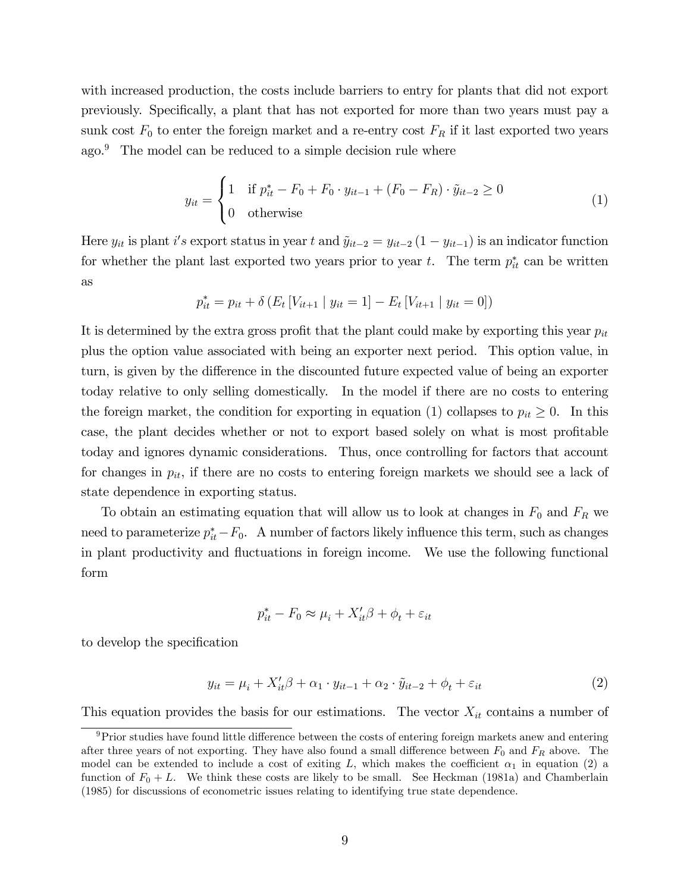with increased production, the costs include barriers to entry for plants that did not export previously. Specifically, a plant that has not exported for more than two years must pay a sunk cost $F_0$ to enter the foreign market and a re-entry cost $F_R$ if it last exported two years ago.[9] The model can be reduced to a simple decision rule where

$$y_{it} = \begin{cases} 1 & \text{if } p_{it}^* - F_0 + F_0 \cdot y_{it-1} + (F_0 - F_R) \cdot \tilde{y}_{it-2} \geq 0 \\ 0 & \text{otherwise} \end{cases} \tag{1}$$

Here $y_{it}$ is plant $i's$ export status in year $t$ and $\tilde{y}_{it-2} = y_{it-2}(1 - y_{it-1})$ is an indicator function for whether the plant last exported two years prior to year $t$. The term $p_{it}^*$ can be written as

$$p_{it}^* = p_{it} + \delta \left( E_t \left[ V_{it+1} \mid y_{it} = 1 \right] - E_t \left[ V_{it+1} \mid y_{it} = 0 \right] \right)$$

It is determined by the extra gross profit that the plant could make by exporting this year $p_{it}$ plus the option value associated with being an exporter next period. This option value, in turn, is given by the difference in the discounted future expected value of being an exporter today relative to only selling domestically. In the model if there are no costs to entering the foreign market, the condition for exporting in equation (1) collapses to $p_{it} \geq 0$. In this case, the plant decides whether or not to export based solely on what is most profitable today and ignores dynamic considerations. Thus, once controlling for factors that account for changes in $p_{it}$, if there are no costs to entering foreign markets we should see a lack of state dependence in exporting status.

To obtain an estimating equation that will allow us to look at changes in $F_0$ and $F_R$ we need to parameterize $p_{it}^* - F_0$. A number of factors likely influence this term, such as changes in plant productivity and fluctuations in foreign income. We use the following functional form

$$p_{it}^* - F_0 \approx \mu_i + X_{it}'\beta + \phi_t + \varepsilon_{it}$$

to develop the specification

$$y_{it} = \mu_i + X_{it}'\beta + \alpha_1 \cdot y_{it-1} + \alpha_2 \cdot \tilde{y}_{it-2} + \phi_t + \varepsilon_{it} \tag{2}$$

This equation provides the basis for our estimations. The vector $X_{it}$ contains a number of

[9] Prior studies have found little difference between the costs of entering foreign markets anew and entering after three years of not exporting. They have also found a small difference between $F_0$ and $F_R$ above. The model can be extended to include a cost of exiting $L$, which makes the coefficient $\alpha_1$ in equation (2) a function of $F_0 + L$. We think these costs are likely to be small. See Heckman (1981a) and Chamberlain (1985) for discussions of econometric issues relating to identifying true state dependence.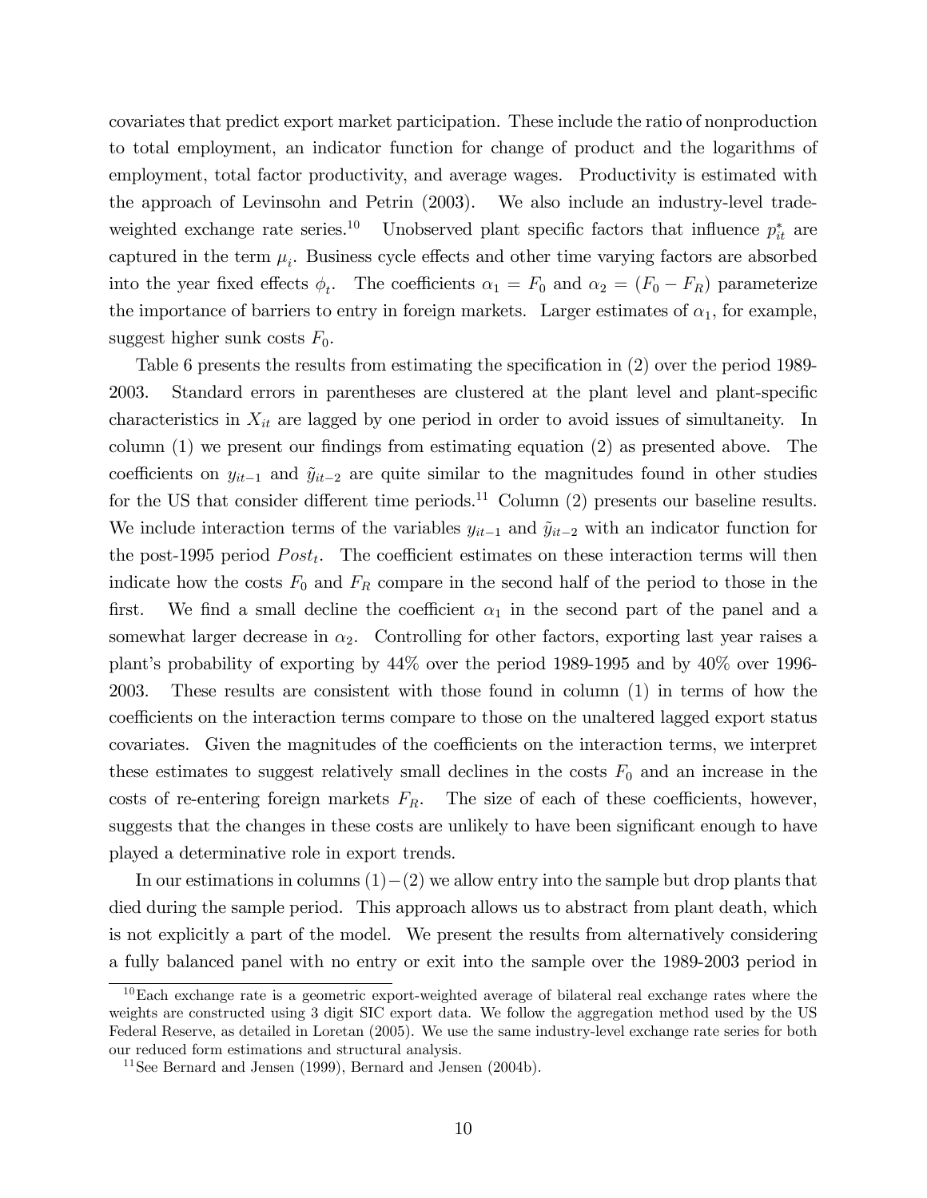covariates that predict export market participation. These include the ratio of nonproduction to total employment, an indicator function for change of product and the logarithms of employment, total factor productivity, and average wages. Productivity is estimated with the approach of Levinsohn and Petrin (2003). We also include an industry-level trade-weighted exchange rate series.[10] Unobserved plant specific factors that influence $p^*_{it}$ are captured in the term $\mu_i$. Business cycle effects and other time varying factors are absorbed into the year fixed effects $\phi_t$. The coefficients $\alpha_1 = F_0$ and $\alpha_2 = (F_0 - F_R)$ parameterize the importance of barriers to entry in foreign markets. Larger estimates of $\alpha_1$, for example, suggest higher sunk costs $F_0$.

Table 6 presents the results from estimating the specification in (2) over the period 1989-2003. Standard errors in parentheses are clustered at the plant level and plant-specific characteristics in $X_{it}$ are lagged by one period in order to avoid issues of simultaneity. In column (1) we present our findings from estimating equation (2) as presented above. The coefficients on $y_{it-1}$ and $\tilde{y}_{it-2}$ are quite similar to the magnitudes found in other studies for the US that consider different time periods.[11] Column (2) presents our baseline results. We include interaction terms of the variables $y_{it-1}$ and $\tilde{y}_{it-2}$ with an indicator function for the post-1995 period $Post_t$. The coefficient estimates on these interaction terms will then indicate how the costs $F_0$ and $F_R$ compare in the second half of the period to those in the first. We find a small decline the coefficient $\alpha_1$ in the second part of the panel and a somewhat larger decrease in $\alpha_2$. Controlling for other factors, exporting last year raises a plant's probability of exporting by 44% over the period 1989-1995 and by 40% over 1996-2003. These results are consistent with those found in column (1) in terms of how the coefficients on the interaction terms compare to those on the unaltered lagged export status covariates. Given the magnitudes of the coefficients on the interaction terms, we interpret these estimates to suggest relatively small declines in the costs $F_0$ and an increase in the costs of re-entering foreign markets $F_R$. The size of each of these coefficients, however, suggests that the changes in these costs are unlikely to have been significant enough to have played a determinative role in export trends.

In our estimations in columns $(1)-(2)$ we allow entry into the sample but drop plants that died during the sample period. This approach allows us to abstract from plant death, which is not explicitly a part of the model. We present the results from alternatively considering a fully balanced panel with no entry or exit into the sample over the 1989-2003 period in

[10] Each exchange rate is a geometric export-weighted average of bilateral real exchange rates where the weights are constructed using 3 digit SIC export data. We follow the aggregation method used by the US Federal Reserve, as detailed in Loretan (2005). We use the same industry-level exchange rate series for both our reduced form estimations and structural analysis.

[11] See Bernard and Jensen (1999), Bernard and Jensen (2004b).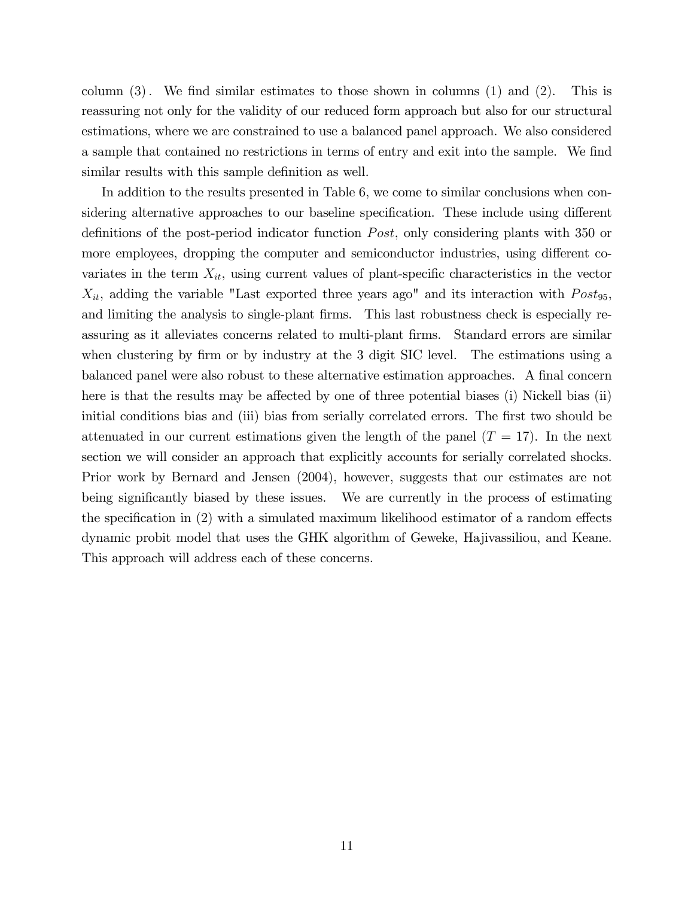column (3). We find similar estimates to those shown in columns (1) and (2). This is reassuring not only for the validity of our reduced form approach but also for our structural estimations, where we are constrained to use a balanced panel approach. We also considered a sample that contained no restrictions in terms of entry and exit into the sample. We find similar results with this sample definition as well.

In addition to the results presented in Table 6, we come to similar conclusions when considering alternative approaches to our baseline specification. These include using different definitions of the post-period indicator function $Post$, only considering plants with 350 or more employees, dropping the computer and semiconductor industries, using different covariates in the term $X_{it}$, using current values of plant-specific characteristics in the vector $X_{it}$, adding the variable "Last exported three years ago" and its interaction with $Post_{95}$, and limiting the analysis to single-plant firms. This last robustness check is especially reassuring as it alleviates concerns related to multi-plant firms. Standard errors are similar when clustering by firm or by industry at the 3 digit SIC level. The estimations using a balanced panel were also robust to these alternative estimation approaches. A final concern here is that the results may be affected by one of three potential biases (i) Nickell bias (ii) initial conditions bias and (iii) bias from serially correlated errors. The first two should be attenuated in our current estimations given the length of the panel ($T = 17$). In the next section we will consider an approach that explicitly accounts for serially correlated shocks. Prior work by Bernard and Jensen (2004), however, suggests that our estimates are not being significantly biased by these issues. We are currently in the process of estimating the specification in (2) with a simulated maximum likelihood estimator of a random effects dynamic probit model that uses the GHK algorithm of Geweke, Hajivassiliou, and Keane. This approach will address each of these concerns.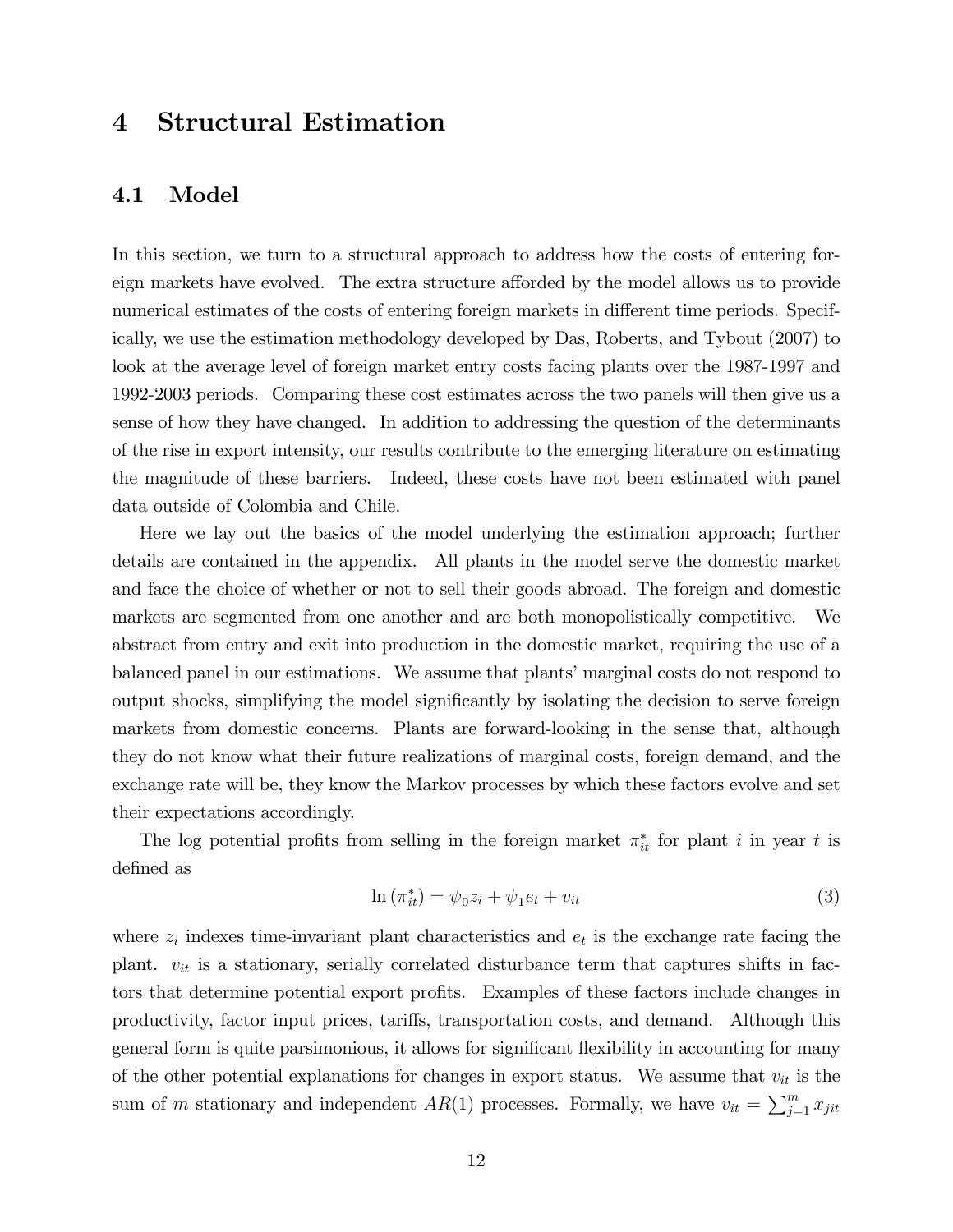# 4 Structural Estimation

## 4.1 Model

In this section, we turn to a structural approach to address how the costs of entering foreign markets have evolved. The extra structure afforded by the model allows us to provide numerical estimates of the costs of entering foreign markets in different time periods. Specifically, we use the estimation methodology developed by Das, Roberts, and Tybout (2007) to look at the average level of foreign market entry costs facing plants over the 1987-1997 and 1992-2003 periods. Comparing these cost estimates across the two panels will then give us a sense of how they have changed. In addition to addressing the question of the determinants of the rise in export intensity, our results contribute to the emerging literature on estimating the magnitude of these barriers. Indeed, these costs have not been estimated with panel data outside of Colombia and Chile.

Here we lay out the basics of the model underlying the estimation approach; further details are contained in the appendix. All plants in the model serve the domestic market and face the choice of whether or not to sell their goods abroad. The foreign and domestic markets are segmented from one another and are both monopolistically competitive. We abstract from entry and exit into production in the domestic market, requiring the use of a balanced panel in our estimations. We assume that plants' marginal costs do not respond to output shocks, simplifying the model significantly by isolating the decision to serve foreign markets from domestic concerns. Plants are forward-looking in the sense that, although they do not know what their future realizations of marginal costs, foreign demand, and the exchange rate will be, they know the Markov processes by which these factors evolve and set their expectations accordingly.

The log potential profits from selling in the foreign market $\pi^*_{it}$ for plant $i$ in year $t$ is defined as

$$\ln\left(\pi^*_{it}\right) = \psi_0 z_i + \psi_1 e_t + v_{it} \tag{3}$$

where $z_i$ indexes time-invariant plant characteristics and $e_t$ is the exchange rate facing the plant. $v_{it}$ is a stationary, serially correlated disturbance term that captures shifts in factors that determine potential export profits. Examples of these factors include changes in productivity, factor input prices, tariffs, transportation costs, and demand. Although this general form is quite parsimonious, it allows for significant flexibility in accounting for many of the other potential explanations for changes in export status. We assume that $v_{it}$ is the sum of $m$ stationary and independent $AR(1)$ processes. Formally, we have $v_{it} = \sum_{j=1}^{m} x_{jit}$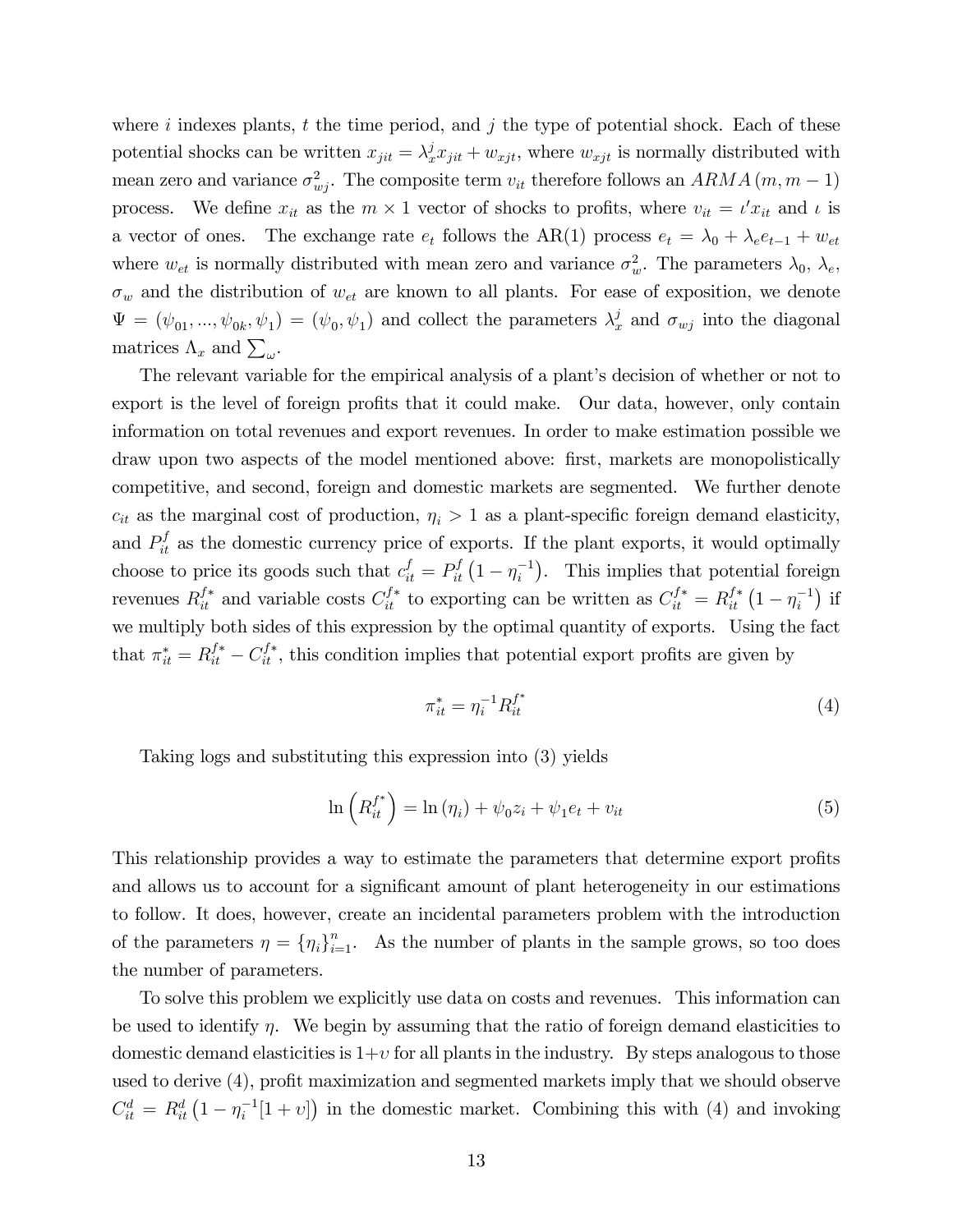where $i$ indexes plants, $t$ the time period, and $j$ the type of potential shock. Each of these potential shocks can be written $x_{jit} = \lambda_x^j x_{jit} + w_{xjt}$, where $w_{xjt}$ is normally distributed with mean zero and variance $\sigma_{wj}^2$. The composite term $v_{it}$ therefore follows an $ARMA(m, m-1)$ process. We define $x_{it}$ as the $m \times 1$ vector of shocks to profits, where $v_{it} = \iota' x_{it}$ and $\iota$ is a vector of ones. The exchange rate $e_t$ follows the AR(1) process $e_t = \lambda_0 + \lambda_e e_{t-1} + w_{et}$ where $w_{et}$ is normally distributed with mean zero and variance $\sigma_w^2$. The parameters $\lambda_0$, $\lambda_e$, $\sigma_w$ and the distribution of $w_{et}$ are known to all plants. For ease of exposition, we denote $\Psi = (\psi_{01}, ..., \psi_{0k}, \psi_1) = (\psi_0, \psi_1)$ and collect the parameters $\lambda_x^j$ and $\sigma_{wj}$ into the diagonal matrices $\Lambda_x$ and $\sum_\omega$.

The relevant variable for the empirical analysis of a plant's decision of whether or not to export is the level of foreign profits that it could make. Our data, however, only contain information on total revenues and export revenues. In order to make estimation possible we draw upon two aspects of the model mentioned above: first, markets are monopolistically competitive, and second, foreign and domestic markets are segmented. We further denote $c_{it}$ as the marginal cost of production, $\eta_i > 1$ as a plant-specific foreign demand elasticity, and $P_{it}^f$ as the domestic currency price of exports. If the plant exports, it would optimally choose to price its goods such that $c_{it}^f = P_{it}^f \left(1 - \eta_i^{-1}\right)$. This implies that potential foreign revenues $R_{it}^{f*}$ and variable costs $C_{it}^{f*}$ to exporting can be written as $C_{it}^{f*} = R_{it}^{f*}\left(1 - \eta_i^{-1}\right)$ if we multiply both sides of this expression by the optimal quantity of exports. Using the fact that $\pi_{it}^* = R_{it}^{f*} - C_{it}^{f*}$, this condition implies that potential export profits are given by

$$\pi_{it}^* = \eta_i^{-1} R_{it}^{f^*} \tag{4}$$

Taking logs and substituting this expression into (3) yields

$$\ln\left(R_{it}^{f^*}\right) = \ln(\eta_i) + \psi_0 z_i + \psi_1 e_t + v_{it} \tag{5}$$

This relationship provides a way to estimate the parameters that determine export profits and allows us to account for a significant amount of plant heterogeneity in our estimations to follow. It does, however, create an incidental parameters problem with the introduction of the parameters $\eta = \{\eta_i\}_{i=1}^n$. As the number of plants in the sample grows, so too does the number of parameters.

To solve this problem we explicitly use data on costs and revenues. This information can be used to identify $\eta$. We begin by assuming that the ratio of foreign demand elasticities to domestic demand elasticities is $1+v$ for all plants in the industry. By steps analogous to those used to derive (4), profit maximization and segmented markets imply that we should observe $C_{it}^d = R_{it}^d\left(1 - \eta_i^{-1}[1+v]\right)$ in the domestic market. Combining this with (4) and invoking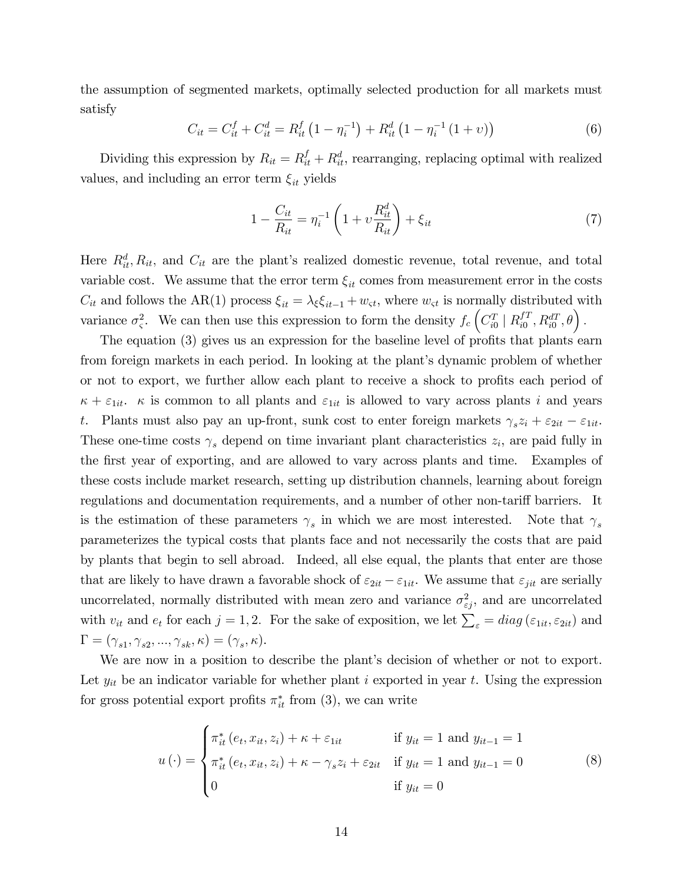the assumption of segmented markets, optimally selected production for all markets must satisfy

$$C_{it} = C_{it}^{f} + C_{it}^{d} = R_{it}^{f}\left(1 - \eta_i^{-1}\right) + R_{it}^{d}\left(1 - \eta_i^{-1}\left(1 + \upsilon\right)\right) \tag{6}$$

Dividing this expression by $R_{it} = R_{it}^{f} + R_{it}^{d}$, rearranging, replacing optimal with realized values, and including an error term $\xi_{it}$ yields

$$1 - \frac{C_{it}}{R_{it}} = \eta_i^{-1}\left(1 + \upsilon\frac{R_{it}^{d}}{R_{it}}\right) + \xi_{it} \tag{7}$$

Here $R_{it}^{d}, R_{it}$, and $C_{it}$ are the plant's realized domestic revenue, total revenue, and total variable cost. We assume that the error term $\xi_{it}$ comes from measurement error in the costs $C_{it}$ and follows the AR(1) process $\xi_{it} = \lambda_{\xi}\xi_{it-1} + w_{\varsigma t}$, where $w_{\varsigma t}$ is normally distributed with variance $\sigma_{\varsigma}^{2}$. We can then use this expression to form the density $f_c\left(C_{i0}^{T} \mid R_{i0}^{fT}, R_{i0}^{dT}, \theta\right)$.

The equation (3) gives us an expression for the baseline level of profits that plants earn from foreign markets in each period. In looking at the plant's dynamic problem of whether or not to export, we further allow each plant to receive a shock to profits each period of $\kappa + \varepsilon_{1it}$. $\kappa$ is common to all plants and $\varepsilon_{1it}$ is allowed to vary across plants $i$ and years $t$. Plants must also pay an up-front, sunk cost to enter foreign markets $\gamma_s z_i + \varepsilon_{2it} - \varepsilon_{1it}$. These one-time costs $\gamma_s$ depend on time invariant plant characteristics $z_i$, are paid fully in the first year of exporting, and are allowed to vary across plants and time. Examples of these costs include market research, setting up distribution channels, learning about foreign regulations and documentation requirements, and a number of other non-tariff barriers. It is the estimation of these parameters $\gamma_s$ in which we are most interested. Note that $\gamma_s$ parameterizes the typical costs that plants face and not necessarily the costs that are paid by plants that begin to sell abroad. Indeed, all else equal, the plants that enter are those that are likely to have drawn a favorable shock of $\varepsilon_{2it} - \varepsilon_{1it}$. We assume that $\varepsilon_{jit}$ are serially uncorrelated, normally distributed with mean zero and variance $\sigma_{\varepsilon j}^{2}$, and are uncorrelated with $v_{it}$ and $e_t$ for each $j = 1, 2$. For the sake of exposition, we let $\sum_{\varepsilon} = diag\left(\varepsilon_{1it}, \varepsilon_{2it}\right)$ and $\Gamma = (\gamma_{s1}, \gamma_{s2}, ..., \gamma_{sk}, \kappa) = (\gamma_s, \kappa)$.

We are now in a position to describe the plant's decision of whether or not to export. Let $y_{it}$ be an indicator variable for whether plant $i$ exported in year $t$. Using the expression for gross potential export profits $\pi_{it}^{*}$ from (3), we can write

$$u\left(\cdot\right) = \begin{cases} \pi_{it}^{*}\left(e_t, x_{it}, z_i\right) + \kappa + \varepsilon_{1it} & \text{if } y_{it} = 1 \text{ and } y_{it-1} = 1 \\ \pi_{it}^{*}\left(e_t, x_{it}, z_i\right) + \kappa - \gamma_s z_i + \varepsilon_{2it} & \text{if } y_{it} = 1 \text{ and } y_{it-1} = 0 \\ 0 & \text{if } y_{it} = 0 \end{cases} \tag{8}$$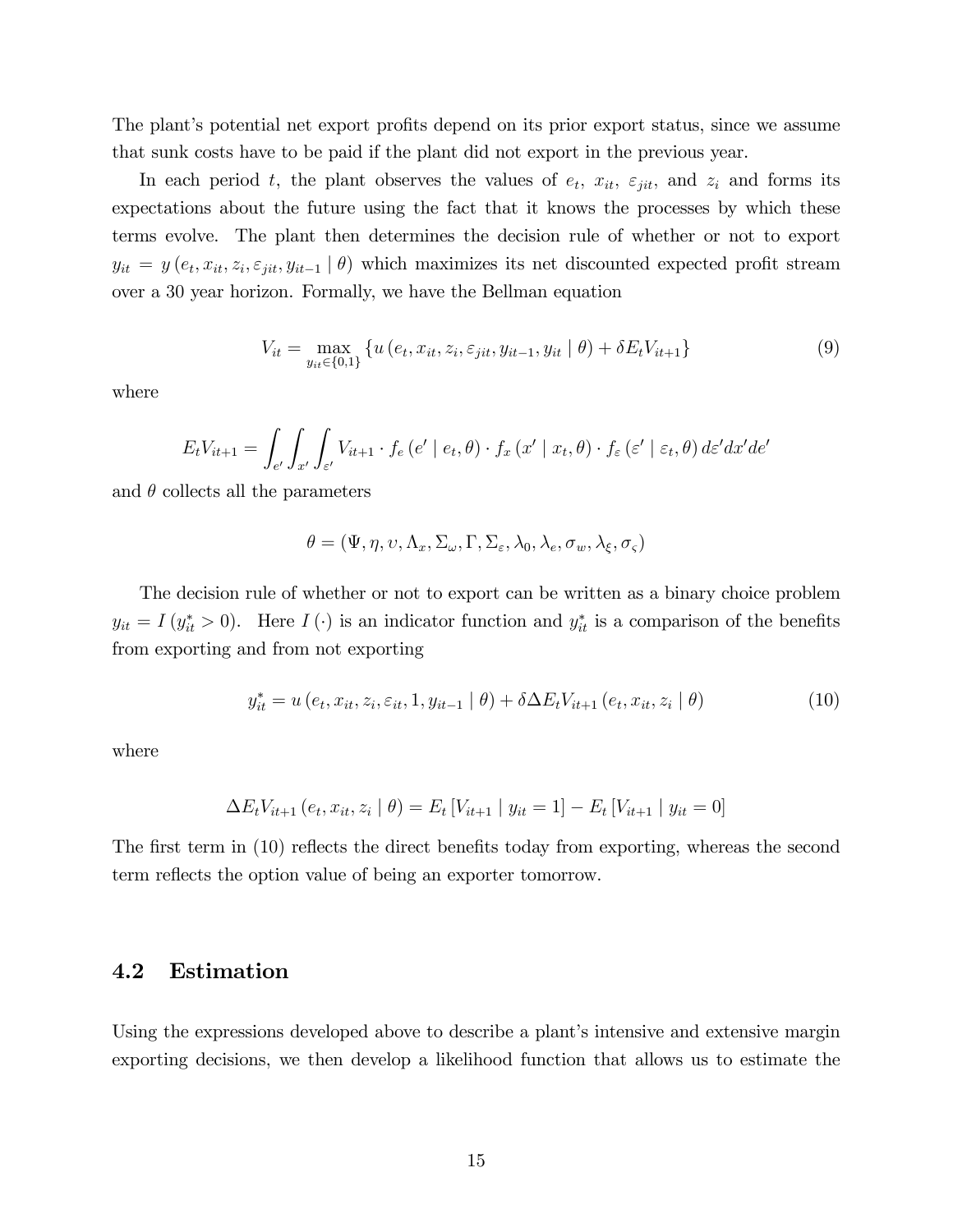The plant's potential net export profits depend on its prior export status, since we assume that sunk costs have to be paid if the plant did not export in the previous year.

In each period $t$, the plant observes the values of $e_t$, $x_{it}$, $\varepsilon_{jit}$, and $z_i$ and forms its expectations about the future using the fact that it knows the processes by which these terms evolve. The plant then determines the decision rule of whether or not to export $y_{it} = y\left(e_t, x_{it}, z_i, \varepsilon_{jit}, y_{it-1} \mid \theta\right)$ which maximizes its net discounted expected profit stream over a 30 year horizon. Formally, we have the Bellman equation

$$V_{it} = \max_{y_{it} \in \{0,1\}} \left\{ u\left(e_t, x_{it}, z_i, \varepsilon_{jit}, y_{it-1}, y_{it} \mid \theta\right) + \delta E_t V_{it+1} \right\} \tag{9}$$

where

$$E_t V_{it+1} = \int_{e'} \int_{x'} \int_{\varepsilon'} V_{it+1} \cdot f_e\left(e' \mid e_t, \theta\right) \cdot f_x\left(x' \mid x_t, \theta\right) \cdot f_\varepsilon\left(\varepsilon' \mid \varepsilon_t, \theta\right) d\varepsilon' dx' de'$$

and $\theta$ collects all the parameters

$$\theta = \left(\Psi, \eta, \upsilon, \Lambda_x, \Sigma_\omega, \Gamma, \Sigma_\varepsilon, \lambda_0, \lambda_e, \sigma_w, \lambda_\xi, \sigma_\varsigma\right)$$

The decision rule of whether or not to export can be written as a binary choice problem $y_{it} = I\left(y_{it}^* > 0\right)$. Here $I(\cdot)$ is an indicator function and $y_{it}^*$ is a comparison of the benefits from exporting and from not exporting

$$y_{it}^* = u\left(e_t, x_{it}, z_i, \varepsilon_{it}, 1, y_{it-1} \mid \theta\right) + \delta \Delta E_t V_{it+1}\left(e_t, x_{it}, z_i \mid \theta\right) \tag{10}$$

where

$$\Delta E_t V_{it+1}\left(e_t, x_{it}, z_i \mid \theta\right) = E_t\left[V_{it+1} \mid y_{it} = 1\right] - E_t\left[V_{it+1} \mid y_{it} = 0\right]$$

The first term in (10) reflects the direct benefits today from exporting, whereas the second term reflects the option value of being an exporter tomorrow.

## 4.2 Estimation

Using the expressions developed above to describe a plant's intensive and extensive margin exporting decisions, we then develop a likelihood function that allows us to estimate the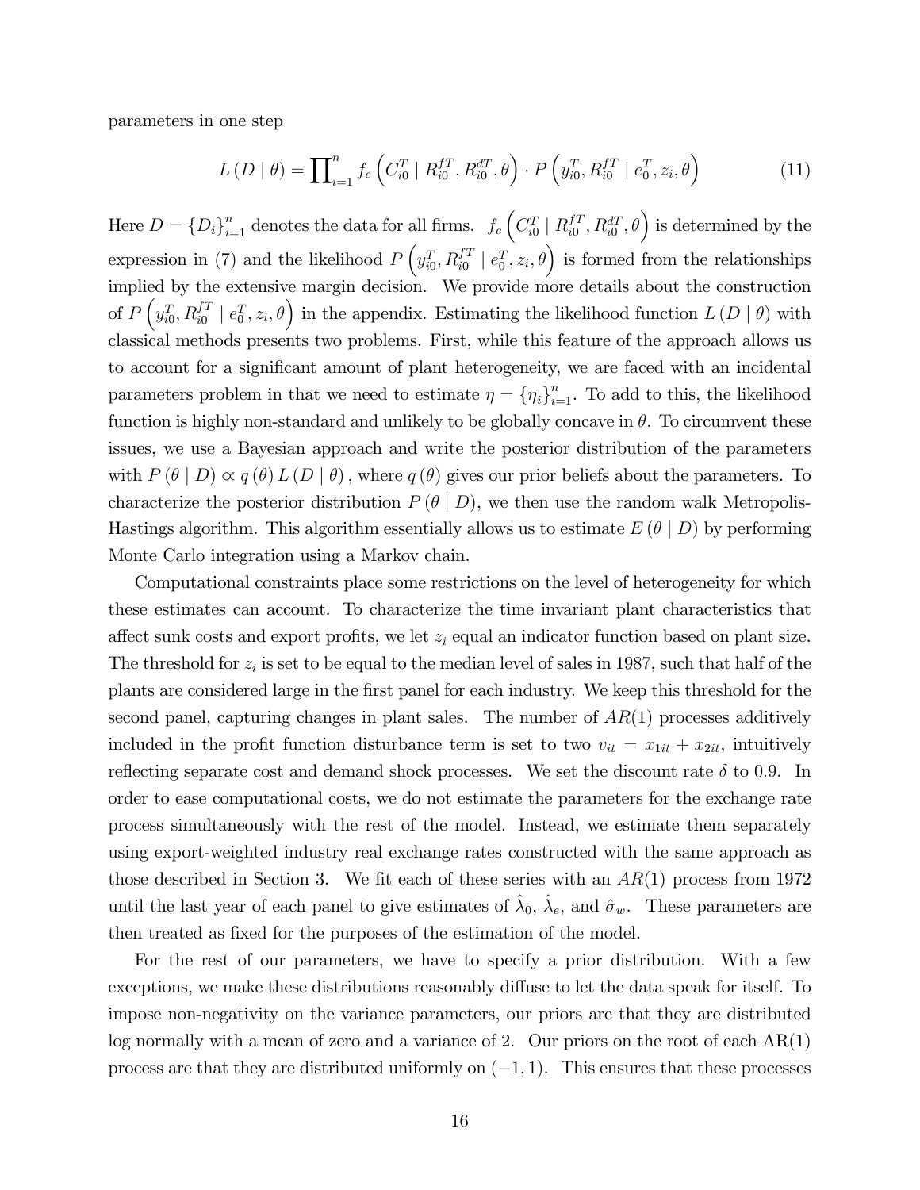parameters in one step

$$L(D \mid \theta) = \prod_{i=1}^{n} f_c\left(C_{i0}^{T} \mid R_{i0}^{fT}, R_{i0}^{dT}, \theta\right) \cdot P\left(y_{i0}^{T}, R_{i0}^{fT} \mid e_0^{T}, z_i, \theta\right) \tag{11}$$

Here $D = \{D_i\}_{i=1}^{n}$ denotes the data for all firms. $f_c\left(C_{i0}^{T} \mid R_{i0}^{fT}, R_{i0}^{dT}, \theta\right)$ is determined by the expression in (7) and the likelihood $P\left(y_{i0}^{T}, R_{i0}^{fT} \mid e_0^{T}, z_i, \theta\right)$ is formed from the relationships implied by the extensive margin decision. We provide more details about the construction of $P\left(y_{i0}^{T}, R_{i0}^{fT} \mid e_0^{T}, z_i, \theta\right)$ in the appendix. Estimating the likelihood function $L(D \mid \theta)$ with classical methods presents two problems. First, while this feature of the approach allows us to account for a significant amount of plant heterogeneity, we are faced with an incidental parameters problem in that we need to estimate $\eta = \{\eta_i\}_{i=1}^{n}$. To add to this, the likelihood function is highly non-standard and unlikely to be globally concave in $\theta$. To circumvent these issues, we use a Bayesian approach and write the posterior distribution of the parameters with $P(\theta \mid D) \propto q(\theta) L(D \mid \theta)$, where $q(\theta)$ gives our prior beliefs about the parameters. To characterize the posterior distribution $P(\theta \mid D)$, we then use the random walk Metropolis-Hastings algorithm. This algorithm essentially allows us to estimate $E(\theta \mid D)$ by performing Monte Carlo integration using a Markov chain.

Computational constraints place some restrictions on the level of heterogeneity for which these estimates can account. To characterize the time invariant plant characteristics that affect sunk costs and export profits, we let $z_i$ equal an indicator function based on plant size. The threshold for $z_i$ is set to be equal to the median level of sales in 1987, such that half of the plants are considered large in the first panel for each industry. We keep this threshold for the second panel, capturing changes in plant sales. The number of $AR(1)$ processes additively included in the profit function disturbance term is set to two $v_{it} = x_{1it} + x_{2it}$, intuitively reflecting separate cost and demand shock processes. We set the discount rate $\delta$ to 0.9. In order to ease computational costs, we do not estimate the parameters for the exchange rate process simultaneously with the rest of the model. Instead, we estimate them separately using export-weighted industry real exchange rates constructed with the same approach as those described in Section 3. We fit each of these series with an $AR(1)$ process from 1972 until the last year of each panel to give estimates of $\hat{\lambda}_0$, $\hat{\lambda}_e$, and $\hat{\sigma}_w$. These parameters are then treated as fixed for the purposes of the estimation of the model.

For the rest of our parameters, we have to specify a prior distribution. With a few exceptions, we make these distributions reasonably diffuse to let the data speak for itself. To impose non-negativity on the variance parameters, our priors are that they are distributed log normally with a mean of zero and a variance of 2. Our priors on the root of each AR(1) process are that they are distributed uniformly on $(-1, 1)$. This ensures that these processes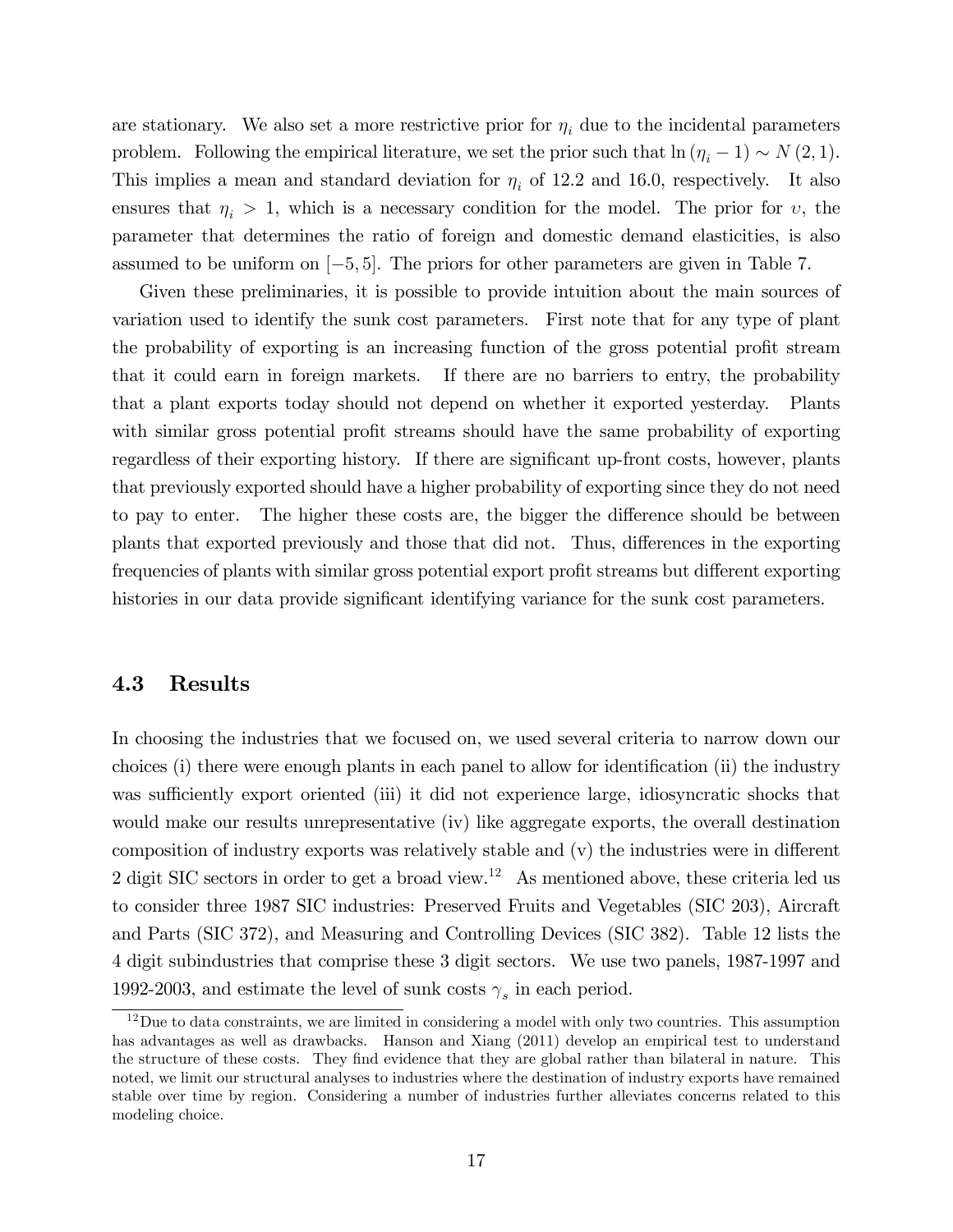are stationary. We also set a more restrictive prior for $\eta_i$ due to the incidental parameters problem. Following the empirical literature, we set the prior such that $\ln(\eta_i - 1) \sim N(2, 1)$. This implies a mean and standard deviation for $\eta_i$ of 12.2 and 16.0, respectively. It also ensures that $\eta_i > 1$, which is a necessary condition for the model. The prior for $\upsilon$, the parameter that determines the ratio of foreign and domestic demand elasticities, is also assumed to be uniform on $[-5, 5]$. The priors for other parameters are given in Table 7.

Given these preliminaries, it is possible to provide intuition about the main sources of variation used to identify the sunk cost parameters. First note that for any type of plant the probability of exporting is an increasing function of the gross potential profit stream that it could earn in foreign markets. If there are no barriers to entry, the probability that a plant exports today should not depend on whether it exported yesterday. Plants with similar gross potential profit streams should have the same probability of exporting regardless of their exporting history. If there are significant up-front costs, however, plants that previously exported should have a higher probability of exporting since they do not need to pay to enter. The higher these costs are, the bigger the difference should be between plants that exported previously and those that did not. Thus, differences in the exporting frequencies of plants with similar gross potential export profit streams but different exporting histories in our data provide significant identifying variance for the sunk cost parameters.

### 4.3 Results

In choosing the industries that we focused on, we used several criteria to narrow down our choices (i) there were enough plants in each panel to allow for identification (ii) the industry was sufficiently export oriented (iii) it did not experience large, idiosyncratic shocks that would make our results unrepresentative (iv) like aggregate exports, the overall destination composition of industry exports was relatively stable and (v) the industries were in different 2 digit SIC sectors in order to get a broad view.[12] As mentioned above, these criteria led us to consider three 1987 SIC industries: Preserved Fruits and Vegetables (SIC 203), Aircraft and Parts (SIC 372), and Measuring and Controlling Devices (SIC 382). Table 12 lists the 4 digit subindustries that comprise these 3 digit sectors. We use two panels, 1987-1997 and 1992-2003, and estimate the level of sunk costs $\gamma_s$ in each period.

[12] Due to data constraints, we are limited in considering a model with only two countries. This assumption has advantages as well as drawbacks. Hanson and Xiang (2011) develop an empirical test to understand the structure of these costs. They find evidence that they are global rather than bilateral in nature. This noted, we limit our structural analyses to industries where the destination of industry exports have remained stable over time by region. Considering a number of industries further alleviates concerns related to this modeling choice.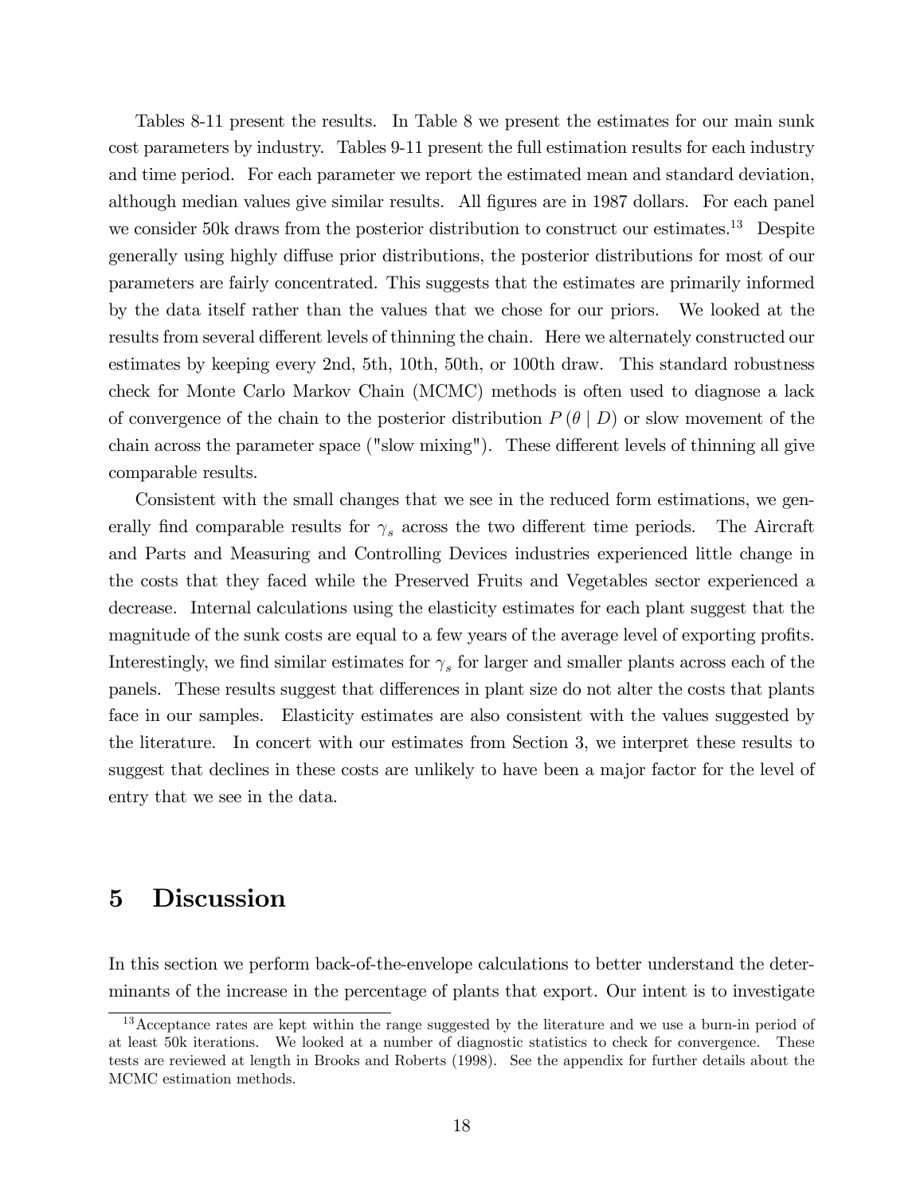Tables 8-11 present the results. In Table 8 we present the estimates for our main sunk cost parameters by industry. Tables 9-11 present the full estimation results for each industry and time period. For each parameter we report the estimated mean and standard deviation, although median values give similar results. All figures are in 1987 dollars. For each panel we consider 50k draws from the posterior distribution to construct our estimates.[13] Despite generally using highly diffuse prior distributions, the posterior distributions for most of our parameters are fairly concentrated. This suggests that the estimates are primarily informed by the data itself rather than the values that we chose for our priors. We looked at the results from several different levels of thinning the chain. Here we alternately constructed our estimates by keeping every 2nd, 5th, 10th, 50th, or 100th draw. This standard robustness check for Monte Carlo Markov Chain (MCMC) methods is often used to diagnose a lack of convergence of the chain to the posterior distribution $P(\theta \mid D)$ or slow movement of the chain across the parameter space ("slow mixing"). These different levels of thinning all give comparable results.

Consistent with the small changes that we see in the reduced form estimations, we generally find comparable results for $\gamma_s$ across the two different time periods. The Aircraft and Parts and Measuring and Controlling Devices industries experienced little change in the costs that they faced while the Preserved Fruits and Vegetables sector experienced a decrease. Internal calculations using the elasticity estimates for each plant suggest that the magnitude of the sunk costs are equal to a few years of the average level of exporting profits. Interestingly, we find similar estimates for $\gamma_s$ for larger and smaller plants across each of the panels. These results suggest that differences in plant size do not alter the costs that plants face in our samples. Elasticity estimates are also consistent with the values suggested by the literature. In concert with our estimates from Section 3, we interpret these results to suggest that declines in these costs are unlikely to have been a major factor for the level of entry that we see in the data.

# 5 Discussion

In this section we perform back-of-the-envelope calculations to better understand the determinants of the increase in the percentage of plants that export. Our intent is to investigate

[13] Acceptance rates are kept within the range suggested by the literature and we use a burn-in period of at least 50k iterations. We looked at a number of diagnostic statistics to check for convergence. These tests are reviewed at length in Brooks and Roberts (1998). See the appendix for further details about the MCMC estimation methods.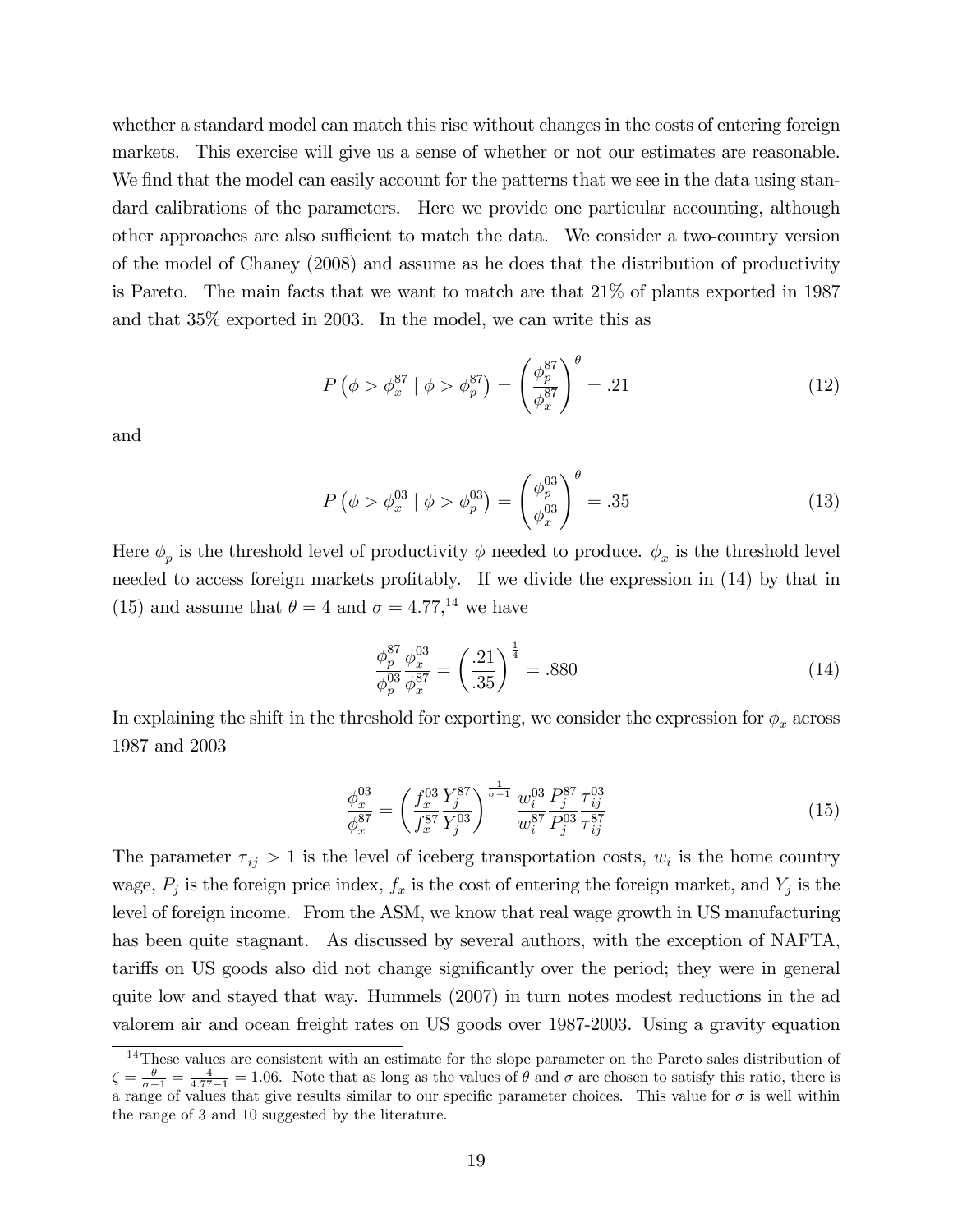whether a standard model can match this rise without changes in the costs of entering foreign markets. This exercise will give us a sense of whether or not our estimates are reasonable. We find that the model can easily account for the patterns that we see in the data using standard calibrations of the parameters. Here we provide one particular accounting, although other approaches are also sufficient to match the data. We consider a two-country version of the model of Chaney (2008) and assume as he does that the distribution of productivity is Pareto. The main facts that we want to match are that 21% of plants exported in 1987 and that 35% exported in 2003. In the model, we can write this as

$$P\left(\phi > \phi_x^{87} \mid \phi > \phi_p^{87}\right) = \left(\frac{\phi_p^{87}}{\phi_x^{87}}\right)^{\theta} = .21 \tag{12}$$

and

$$P\left(\phi > \phi_x^{03} \mid \phi > \phi_p^{03}\right) = \left(\frac{\phi_p^{03}}{\phi_x^{03}}\right)^{\theta} = .35 \tag{13}$$

Here $\phi_p$ is the threshold level of productivity $\phi$ needed to produce. $\phi_x$ is the threshold level needed to access foreign markets profitably. If we divide the expression in (14) by that in (15) and assume that $\theta = 4$ and $\sigma = 4.77$,[14] we have

$$\frac{\phi_p^{87}}{\phi_p^{03}} \frac{\phi_x^{03}}{\phi_x^{87}} = \left(\frac{.21}{.35}\right)^{\frac{1}{4}} = .880 \tag{14}$$

In explaining the shift in the threshold for exporting, we consider the expression for $\phi_x$ across 1987 and 2003

$$\frac{\phi_x^{03}}{\phi_x^{87}} = \left(\frac{f_x^{03}}{f_x^{87}} \frac{Y_j^{87}}{Y_j^{03}}\right)^{\frac{1}{\sigma-1}} \frac{w_i^{03}}{w_i^{87}} \frac{P_j^{87}}{P_j^{03}} \frac{\tau_{ij}^{03}}{\tau_{ij}^{87}} \tag{15}$$

The parameter $\tau_{ij} > 1$ is the level of iceberg transportation costs, $w_i$ is the home country wage, $P_j$ is the foreign price index, $f_x$ is the cost of entering the foreign market, and $Y_j$ is the level of foreign income. From the ASM, we know that real wage growth in US manufacturing has been quite stagnant. As discussed by several authors, with the exception of NAFTA, tariffs on US goods also did not change significantly over the period; they were in general quite low and stayed that way. Hummels (2007) in turn notes modest reductions in the ad valorem air and ocean freight rates on US goods over 1987-2003. Using a gravity equation

[14] These values are consistent with an estimate for the slope parameter on the Pareto sales distribution of $\zeta = \frac{\theta}{\sigma-1} = \frac{4}{4.77-1} = 1.06$. Note that as long as the values of $\theta$ and $\sigma$ are chosen to satisfy this ratio, there is a range of values that give results similar to our specific parameter choices. This value for $\sigma$ is well within the range of 3 and 10 suggested by the literature.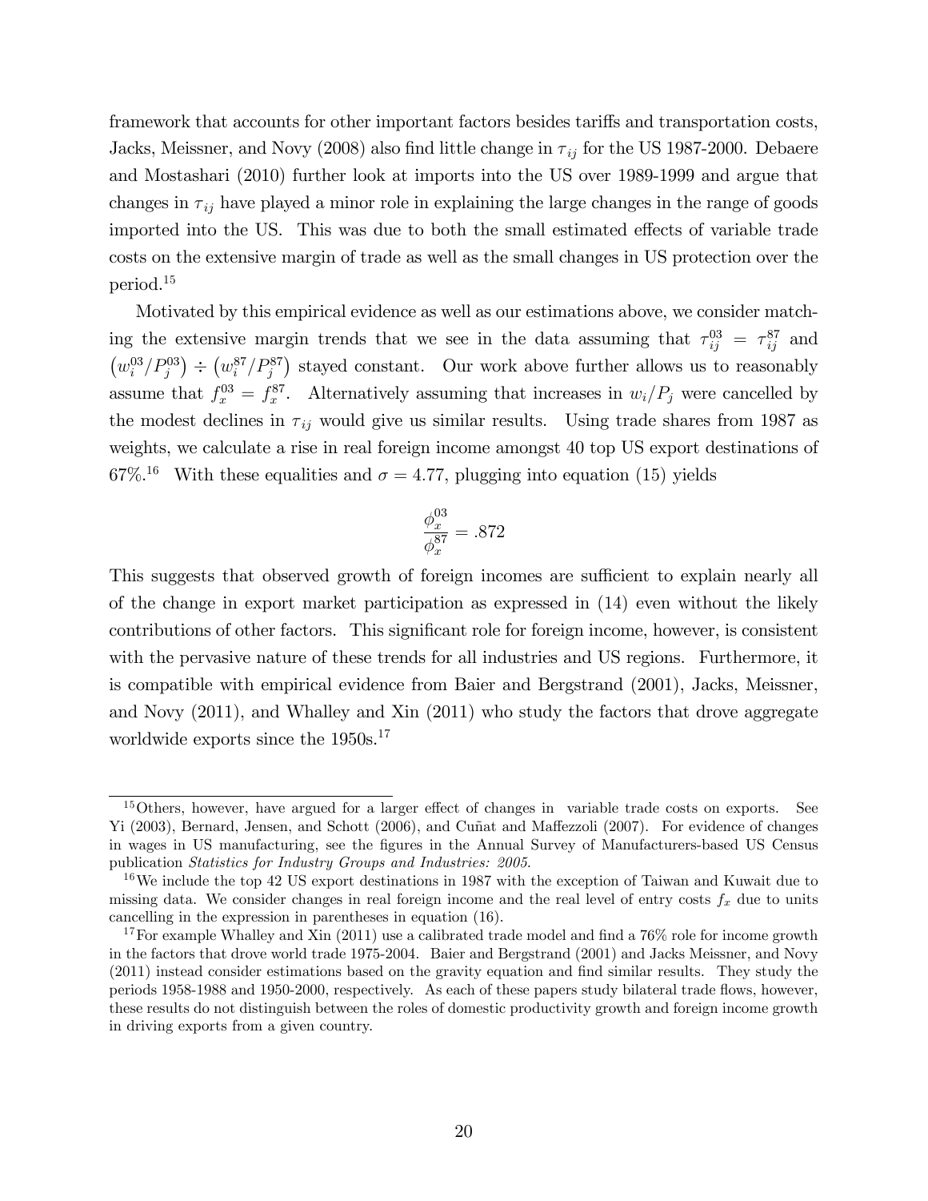framework that accounts for other important factors besides tariffs and transportation costs, Jacks, Meissner, and Novy (2008) also find little change in $\tau_{ij}$ for the US 1987-2000. Debaere and Mostashari (2010) further look at imports into the US over 1989-1999 and argue that changes in $\tau_{ij}$ have played a minor role in explaining the large changes in the range of goods imported into the US. This was due to both the small estimated effects of variable trade costs on the extensive margin of trade as well as the small changes in US protection over the period.[15]

Motivated by this empirical evidence as well as our estimations above, we consider matching the extensive margin trends that we see in the data assuming that $\tau_{ij}^{03} = \tau_{ij}^{87}$ and $\left(w_i^{03}/P_j^{03}\right) \div \left(w_i^{87}/P_j^{87}\right)$ stayed constant. Our work above further allows us to reasonably assume that $f_x^{03} = f_x^{87}$. Alternatively assuming that increases in $w_i/P_j$ were cancelled by the modest declines in $\tau_{ij}$ would give us similar results. Using trade shares from 1987 as weights, we calculate a rise in real foreign income amongst 40 top US export destinations of 67%.[16] With these equalities and $\sigma = 4.77$, plugging into equation (15) yields

$$\frac{\phi_x^{03}}{\phi_x^{87}} = .872$$

This suggests that observed growth of foreign incomes are sufficient to explain nearly all of the change in export market participation as expressed in (14) even without the likely contributions of other factors. This significant role for foreign income, however, is consistent with the pervasive nature of these trends for all industries and US regions. Furthermore, it is compatible with empirical evidence from Baier and Bergstrand (2001), Jacks, Meissner, and Novy (2011), and Whalley and Xin (2011) who study the factors that drove aggregate worldwide exports since the 1950s.[17]

---

[15] Others, however, have argued for a larger effect of changes in variable trade costs on exports. See Yi (2003), Bernard, Jensen, and Schott (2006), and Cuñat and Maffezzoli (2007). For evidence of changes in wages in US manufacturing, see the figures in the Annual Survey of Manufacturers-based US Census publication *Statistics for Industry Groups and Industries: 2005*.

[16] We include the top 42 US export destinations in 1987 with the exception of Taiwan and Kuwait due to missing data. We consider changes in real foreign income and the real level of entry costs $f_x$ due to units cancelling in the expression in parentheses in equation (16).

[17] For example Whalley and Xin (2011) use a calibrated trade model and find a 76% role for income growth in the factors that drove world trade 1975-2004. Baier and Bergstrand (2001) and Jacks Meissner, and Novy (2011) instead consider estimations based on the gravity equation and find similar results. They study the periods 1958-1988 and 1950-2000, respectively. As each of these papers study bilateral trade flows, however, these results do not distinguish between the roles of domestic productivity growth and foreign income growth in driving exports from a given country.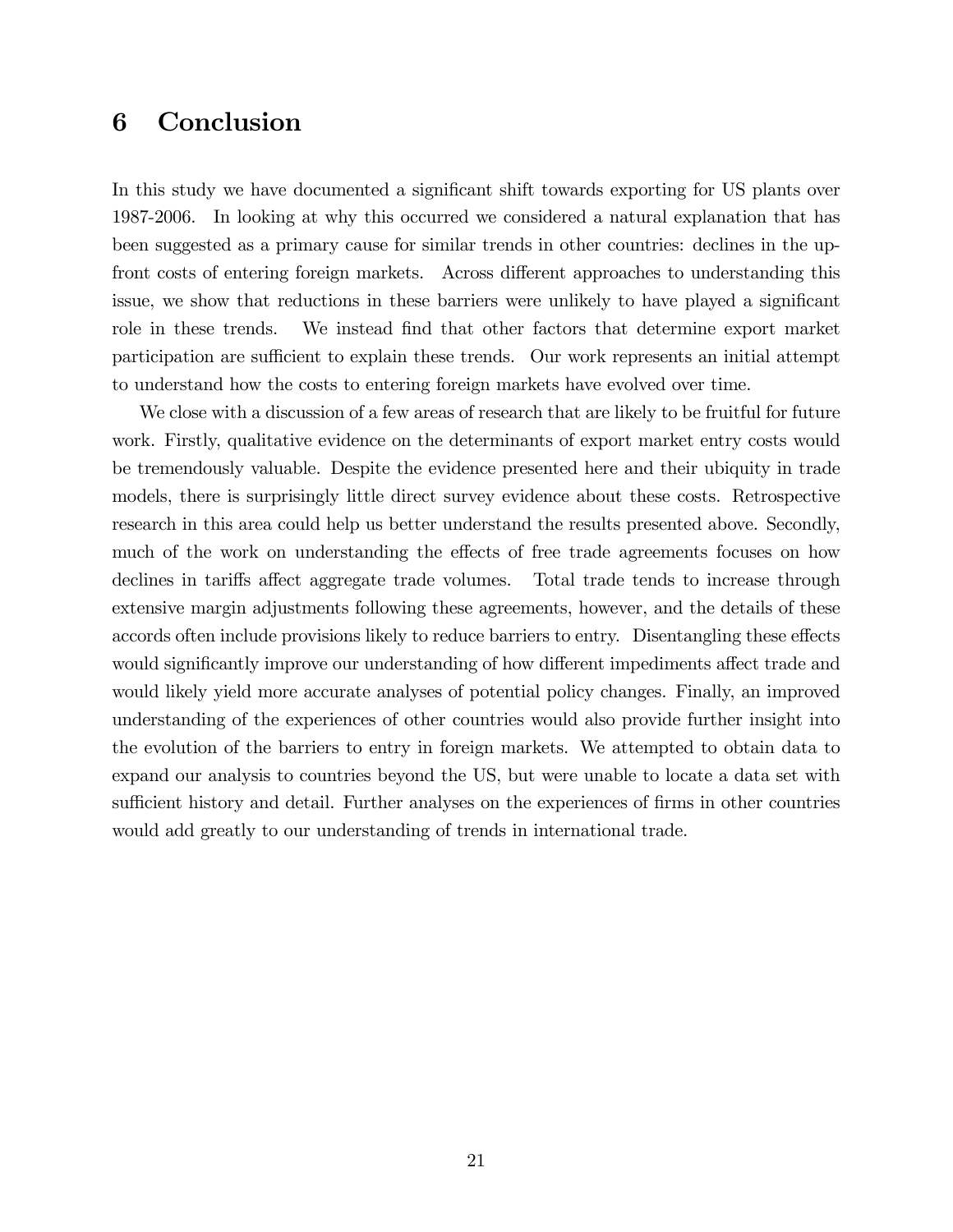# 6 Conclusion

In this study we have documented a significant shift towards exporting for US plants over 1987-2006. In looking at why this occurred we considered a natural explanation that has been suggested as a primary cause for similar trends in other countries: declines in the up-front costs of entering foreign markets. Across different approaches to understanding this issue, we show that reductions in these barriers were unlikely to have played a significant role in these trends. We instead find that other factors that determine export market participation are sufficient to explain these trends. Our work represents an initial attempt to understand how the costs to entering foreign markets have evolved over time.

We close with a discussion of a few areas of research that are likely to be fruitful for future work. Firstly, qualitative evidence on the determinants of export market entry costs would be tremendously valuable. Despite the evidence presented here and their ubiquity in trade models, there is surprisingly little direct survey evidence about these costs. Retrospective research in this area could help us better understand the results presented above. Secondly, much of the work on understanding the effects of free trade agreements focuses on how declines in tariffs affect aggregate trade volumes. Total trade tends to increase through extensive margin adjustments following these agreements, however, and the details of these accords often include provisions likely to reduce barriers to entry. Disentangling these effects would significantly improve our understanding of how different impediments affect trade and would likely yield more accurate analyses of potential policy changes. Finally, an improved understanding of the experiences of other countries would also provide further insight into the evolution of the barriers to entry in foreign markets. We attempted to obtain data to expand our analysis to countries beyond the US, but were unable to locate a data set with sufficient history and detail. Further analyses on the experiences of firms in other countries would add greatly to our understanding of trends in international trade.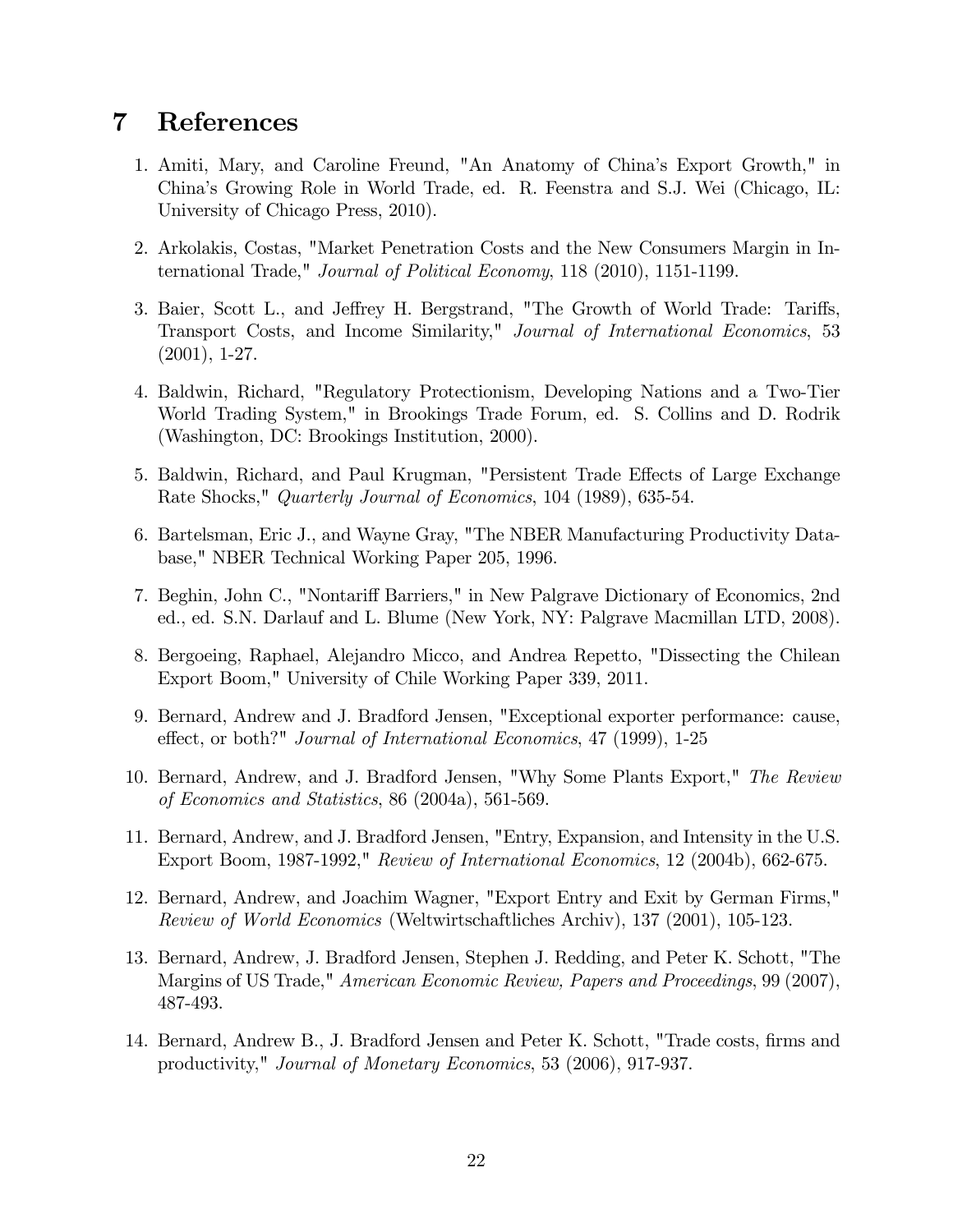# 7 References

1. Amiti, Mary, and Caroline Freund, "An Anatomy of China's Export Growth," in China's Growing Role in World Trade, ed. R. Feenstra and S.J. Wei (Chicago, IL: University of Chicago Press, 2010).

2. Arkolakis, Costas, "Market Penetration Costs and the New Consumers Margin in International Trade," *Journal of Political Economy*, 118 (2010), 1151-1199.

3. Baier, Scott L., and Jeffrey H. Bergstrand, "The Growth of World Trade: Tariffs, Transport Costs, and Income Similarity," *Journal of International Economics*, 53 (2001), 1-27.

4. Baldwin, Richard, "Regulatory Protectionism, Developing Nations and a Two-Tier World Trading System," in Brookings Trade Forum, ed. S. Collins and D. Rodrik (Washington, DC: Brookings Institution, 2000).

5. Baldwin, Richard, and Paul Krugman, "Persistent Trade Effects of Large Exchange Rate Shocks," *Quarterly Journal of Economics*, 104 (1989), 635-54.

6. Bartelsman, Eric J., and Wayne Gray, "The NBER Manufacturing Productivity Database," NBER Technical Working Paper 205, 1996.

7. Beghin, John C., "Nontariff Barriers," in New Palgrave Dictionary of Economics, 2nd ed., ed. S.N. Darlauf and L. Blume (New York, NY: Palgrave Macmillan LTD, 2008).

8. Bergoeing, Raphael, Alejandro Micco, and Andrea Repetto, "Dissecting the Chilean Export Boom," University of Chile Working Paper 339, 2011.

9. Bernard, Andrew and J. Bradford Jensen, "Exceptional exporter performance: cause, effect, or both?" *Journal of International Economics*, 47 (1999), 1-25

10. Bernard, Andrew, and J. Bradford Jensen, "Why Some Plants Export," *The Review of Economics and Statistics*, 86 (2004a), 561-569.

11. Bernard, Andrew, and J. Bradford Jensen, "Entry, Expansion, and Intensity in the U.S. Export Boom, 1987-1992," *Review of International Economics*, 12 (2004b), 662-675.

12. Bernard, Andrew, and Joachim Wagner, "Export Entry and Exit by German Firms," *Review of World Economics* (Weltwirtschaftliches Archiv), 137 (2001), 105-123.

13. Bernard, Andrew, J. Bradford Jensen, Stephen J. Redding, and Peter K. Schott, "The Margins of US Trade," *American Economic Review, Papers and Proceedings*, 99 (2007), 487-493.

14. Bernard, Andrew B., J. Bradford Jensen and Peter K. Schott, "Trade costs, firms and productivity," *Journal of Monetary Economics*, 53 (2006), 917-937.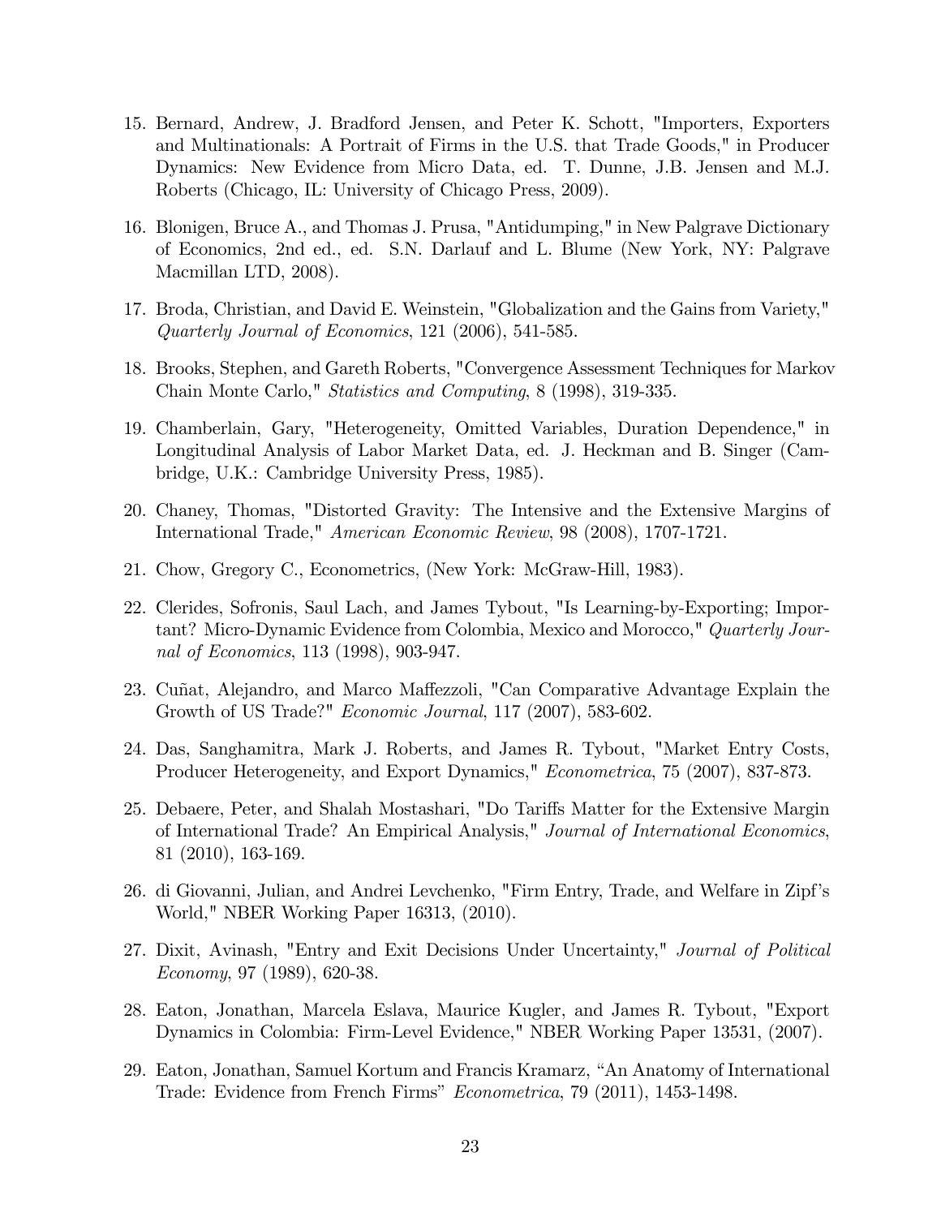15. Bernard, Andrew, J. Bradford Jensen, and Peter K. Schott, "Importers, Exporters and Multinationals: A Portrait of Firms in the U.S. that Trade Goods," in Producer Dynamics: New Evidence from Micro Data, ed. T. Dunne, J.B. Jensen and M.J. Roberts (Chicago, IL: University of Chicago Press, 2009).

16. Blonigen, Bruce A., and Thomas J. Prusa, "Antidumping," in New Palgrave Dictionary of Economics, 2nd ed., ed. S.N. Darlauf and L. Blume (New York, NY: Palgrave Macmillan LTD, 2008).

17. Broda, Christian, and David E. Weinstein, "Globalization and the Gains from Variety," *Quarterly Journal of Economics*, 121 (2006), 541-585.

18. Brooks, Stephen, and Gareth Roberts, "Convergence Assessment Techniques for Markov Chain Monte Carlo," *Statistics and Computing*, 8 (1998), 319-335.

19. Chamberlain, Gary, "Heterogeneity, Omitted Variables, Duration Dependence," in Longitudinal Analysis of Labor Market Data, ed. J. Heckman and B. Singer (Cambridge, U.K.: Cambridge University Press, 1985).

20. Chaney, Thomas, "Distorted Gravity: The Intensive and the Extensive Margins of International Trade," *American Economic Review*, 98 (2008), 1707-1721.

21. Chow, Gregory C., Econometrics, (New York: McGraw-Hill, 1983).

22. Clerides, Sofronis, Saul Lach, and James Tybout, "Is Learning-by-Exporting; Important? Micro-Dynamic Evidence from Colombia, Mexico and Morocco," *Quarterly Journal of Economics*, 113 (1998), 903-947.

23. Cuñat, Alejandro, and Marco Maffezzoli, "Can Comparative Advantage Explain the Growth of US Trade?" *Economic Journal*, 117 (2007), 583-602.

24. Das, Sanghamitra, Mark J. Roberts, and James R. Tybout, "Market Entry Costs, Producer Heterogeneity, and Export Dynamics," *Econometrica*, 75 (2007), 837-873.

25. Debaere, Peter, and Shalah Mostashari, "Do Tariffs Matter for the Extensive Margin of International Trade? An Empirical Analysis," *Journal of International Economics*, 81 (2010), 163-169.

26. di Giovanni, Julian, and Andrei Levchenko, "Firm Entry, Trade, and Welfare in Zipf's World," NBER Working Paper 16313, (2010).

27. Dixit, Avinash, "Entry and Exit Decisions Under Uncertainty," *Journal of Political Economy*, 97 (1989), 620-38.

28. Eaton, Jonathan, Marcela Eslava, Maurice Kugler, and James R. Tybout, "Export Dynamics in Colombia: Firm-Level Evidence," NBER Working Paper 13531, (2007).

29. Eaton, Jonathan, Samuel Kortum and Francis Kramarz, "An Anatomy of International Trade: Evidence from French Firms" *Econometrica*, 79 (2011), 1453-1498.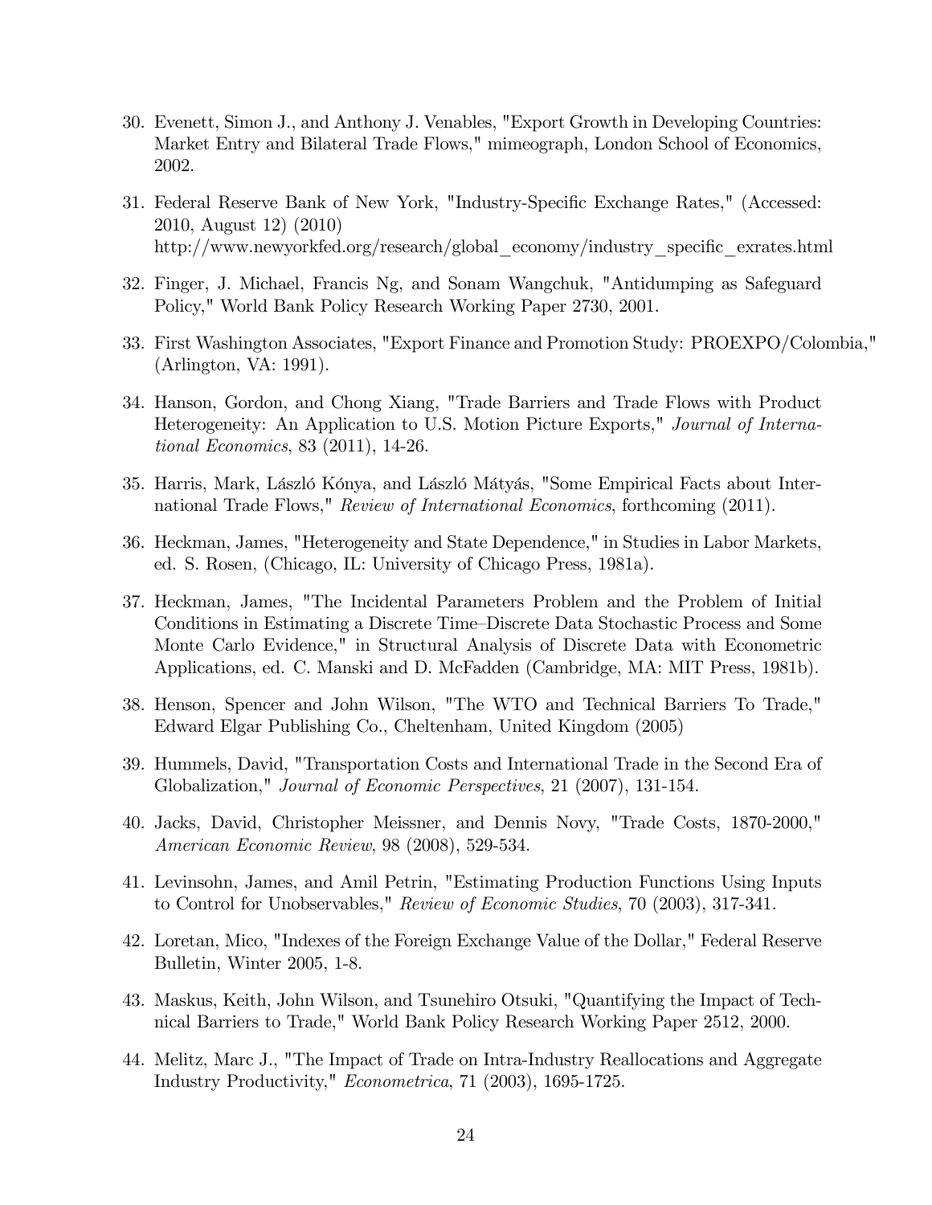30. Evenett, Simon J., and Anthony J. Venables, "Export Growth in Developing Countries: Market Entry and Bilateral Trade Flows," mimeograph, London School of Economics, 2002.

31. Federal Reserve Bank of New York, "Industry-Specific Exchange Rates," (Accessed: 2010, August 12) (2010) http://www.newyorkfed.org/research/global_economy/industry_specific_exrates.html

32. Finger, J. Michael, Francis Ng, and Sonam Wangchuk, "Antidumping as Safeguard Policy," World Bank Policy Research Working Paper 2730, 2001.

33. First Washington Associates, "Export Finance and Promotion Study: PROEXPO/Colombia," (Arlington, VA: 1991).

34. Hanson, Gordon, and Chong Xiang, "Trade Barriers and Trade Flows with Product Heterogeneity: An Application to U.S. Motion Picture Exports," *Journal of International Economics*, 83 (2011), 14-26.

35. Harris, Mark, László Kónya, and László Mátyás, "Some Empirical Facts about International Trade Flows," *Review of International Economics*, forthcoming (2011).

36. Heckman, James, "Heterogeneity and State Dependence," in Studies in Labor Markets, ed. S. Rosen, (Chicago, IL: University of Chicago Press, 1981a).

37. Heckman, James, "The Incidental Parameters Problem and the Problem of Initial Conditions in Estimating a Discrete Time–Discrete Data Stochastic Process and Some Monte Carlo Evidence," in Structural Analysis of Discrete Data with Econometric Applications, ed. C. Manski and D. McFadden (Cambridge, MA: MIT Press, 1981b).

38. Henson, Spencer and John Wilson, "The WTO and Technical Barriers To Trade," Edward Elgar Publishing Co., Cheltenham, United Kingdom (2005)

39. Hummels, David, "Transportation Costs and International Trade in the Second Era of Globalization," *Journal of Economic Perspectives*, 21 (2007), 131-154.

40. Jacks, David, Christopher Meissner, and Dennis Novy, "Trade Costs, 1870-2000," *American Economic Review*, 98 (2008), 529-534.

41. Levinsohn, James, and Amil Petrin, "Estimating Production Functions Using Inputs to Control for Unobservables," *Review of Economic Studies*, 70 (2003), 317-341.

42. Loretan, Mico, "Indexes of the Foreign Exchange Value of the Dollar," Federal Reserve Bulletin, Winter 2005, 1-8.

43. Maskus, Keith, John Wilson, and Tsunehiro Otsuki, "Quantifying the Impact of Technical Barriers to Trade," World Bank Policy Research Working Paper 2512, 2000.

44. Melitz, Marc J., "The Impact of Trade on Intra-Industry Reallocations and Aggregate Industry Productivity," *Econometrica*, 71 (2003), 1695-1725.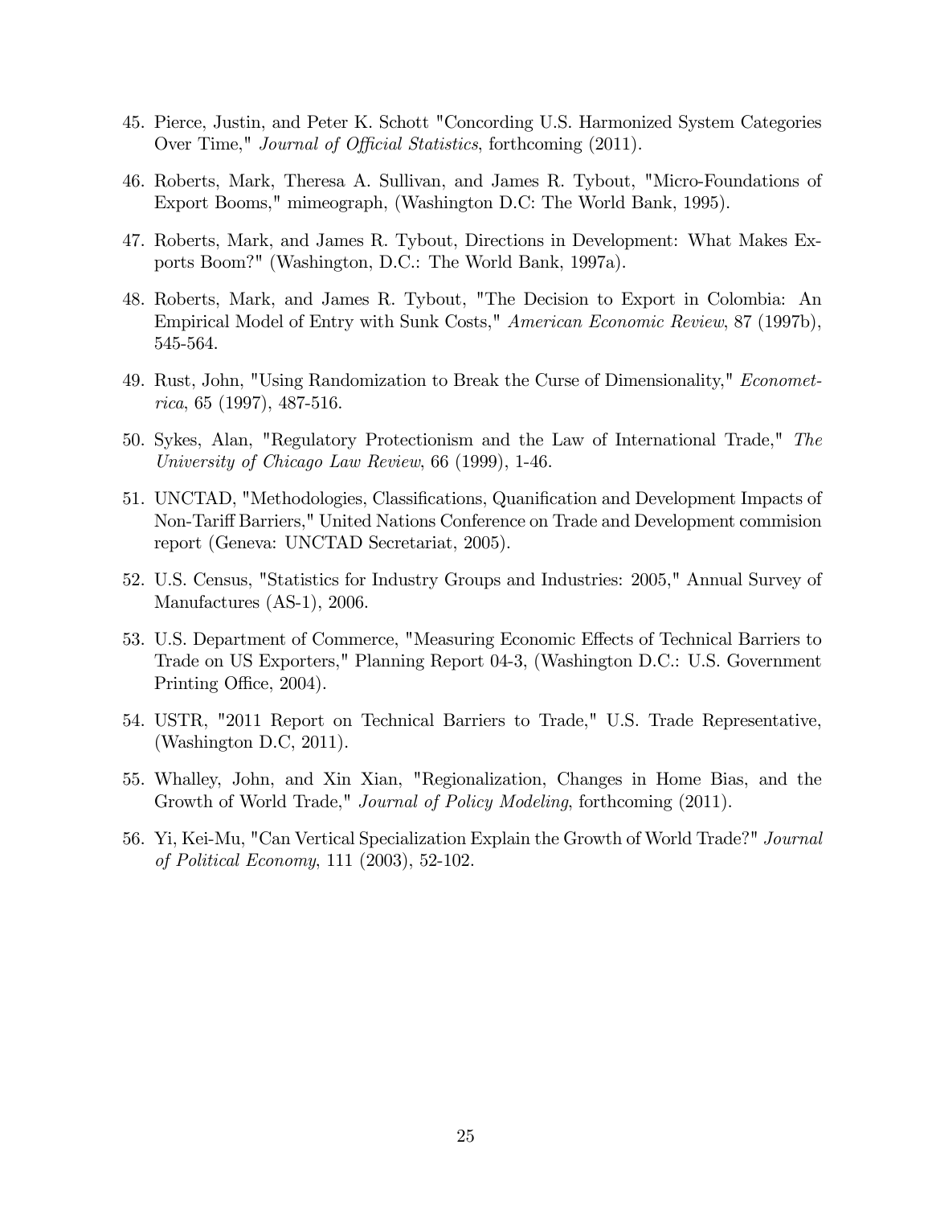45. Pierce, Justin, and Peter K. Schott "Concording U.S. Harmonized System Categories Over Time," *Journal of Official Statistics*, forthcoming (2011).

46. Roberts, Mark, Theresa A. Sullivan, and James R. Tybout, "Micro-Foundations of Export Booms," mimeograph, (Washington D.C: The World Bank, 1995).

47. Roberts, Mark, and James R. Tybout, Directions in Development: What Makes Exports Boom?" (Washington, D.C.: The World Bank, 1997a).

48. Roberts, Mark, and James R. Tybout, "The Decision to Export in Colombia: An Empirical Model of Entry with Sunk Costs," *American Economic Review*, 87 (1997b), 545-564.

49. Rust, John, "Using Randomization to Break the Curse of Dimensionality," *Econometrica*, 65 (1997), 487-516.

50. Sykes, Alan, "Regulatory Protectionism and the Law of International Trade," *The University of Chicago Law Review*, 66 (1999), 1-46.

51. UNCTAD, "Methodologies, Classifications, Quanification and Development Impacts of Non-Tariff Barriers," United Nations Conference on Trade and Development commision report (Geneva: UNCTAD Secretariat, 2005).

52. U.S. Census, "Statistics for Industry Groups and Industries: 2005," Annual Survey of Manufactures (AS-1), 2006.

53. U.S. Department of Commerce, "Measuring Economic Effects of Technical Barriers to Trade on US Exporters," Planning Report 04-3, (Washington D.C.: U.S. Government Printing Office, 2004).

54. USTR, "2011 Report on Technical Barriers to Trade," U.S. Trade Representative, (Washington D.C, 2011).

55. Whalley, John, and Xin Xian, "Regionalization, Changes in Home Bias, and the Growth of World Trade," *Journal of Policy Modeling*, forthcoming (2011).

56. Yi, Kei-Mu, "Can Vertical Specialization Explain the Growth of World Trade?" *Journal of Political Economy*, 111 (2003), 52-102.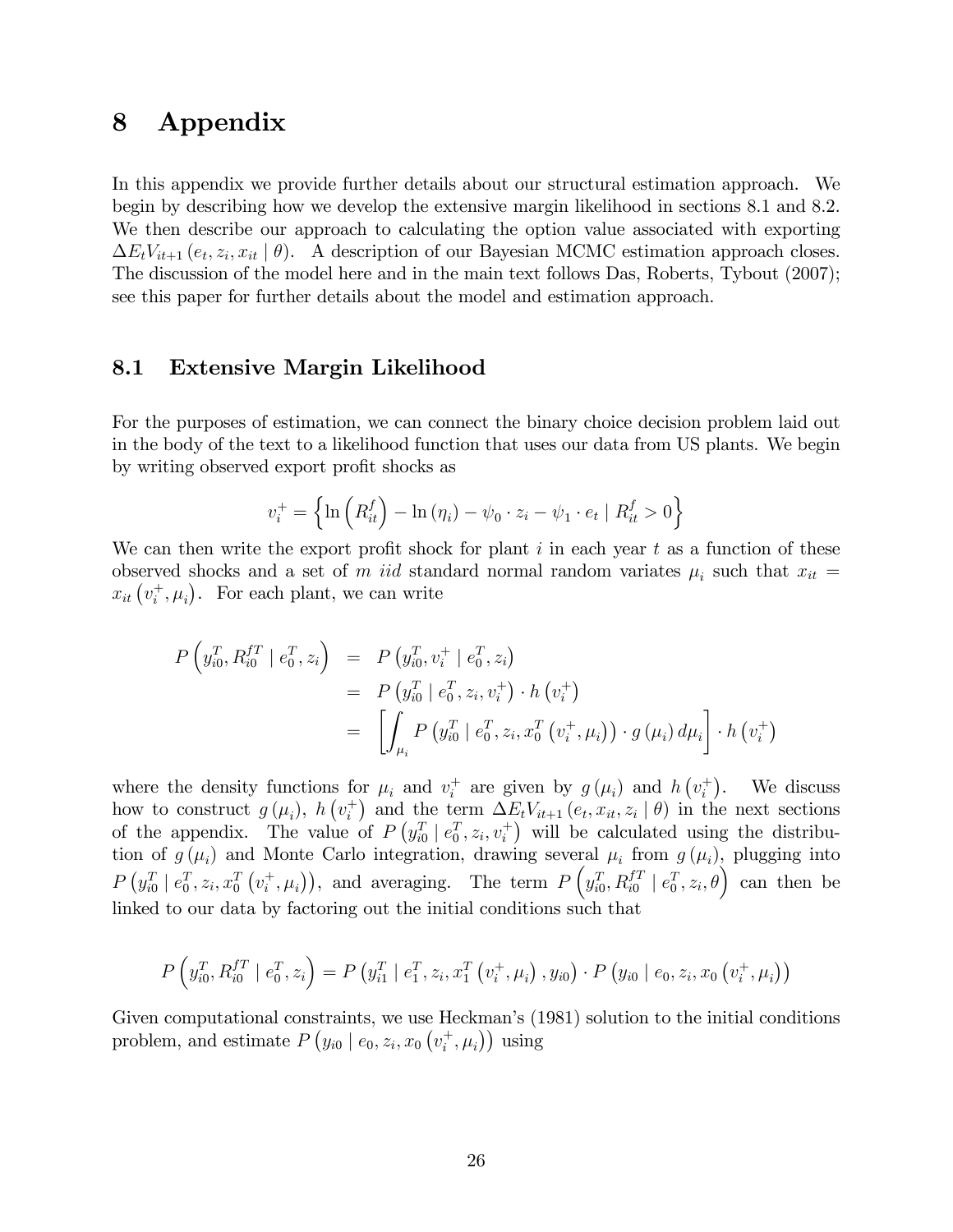# 8 Appendix

In this appendix we provide further details about our structural estimation approach. We begin by describing how we develop the extensive margin likelihood in sections 8.1 and 8.2. We then describe our approach to calculating the option value associated with exporting $\Delta E_t V_{it+1}(e_t, z_i, x_{it} \mid \theta)$. A description of our Bayesian MCMC estimation approach closes. The discussion of the model here and in the main text follows Das, Roberts, Tybout (2007); see this paper for further details about the model and estimation approach.

## 8.1 Extensive Margin Likelihood

For the purposes of estimation, we can connect the binary choice decision problem laid out in the body of the text to a likelihood function that uses our data from US plants. We begin by writing observed export profit shocks as

$$v_i^+ = \left\{ \ln\left(R_{it}^f\right) - \ln(\eta_i) - \psi_0 \cdot z_i - \psi_1 \cdot e_t \mid R_{it}^f > 0 \right\}$$

We can then write the export profit shock for plant $i$ in each year $t$ as a function of these observed shocks and a set of $m$ *iid* standard normal random variates $\mu_i$ such that $x_{it} = x_{it}\left(v_i^+, \mu_i\right)$. For each plant, we can write

$$\begin{aligned}
P\left(y_{i0}^T, R_{i0}^{fT} \mid e_0^T, z_i\right) &= P\left(y_{i0}^T, v_i^+ \mid e_0^T, z_i\right) \\
&= P\left(y_{i0}^T \mid e_0^T, z_i, v_i^+\right) \cdot h\left(v_i^+\right) \\
&= \left[\int_{\mu_i} P\left(y_{i0}^T \mid e_0^T, z_i, x_0^T\left(v_i^+, \mu_i\right)\right) \cdot g(\mu_i)\, d\mu_i\right] \cdot h\left(v_i^+\right)
\end{aligned}$$

where the density functions for $\mu_i$ and $v_i^+$ are given by $g(\mu_i)$ and $h\left(v_i^+\right)$. We discuss how to construct $g(\mu_i)$, $h\left(v_i^+\right)$ and the term $\Delta E_t V_{it+1}(e_t, x_{it}, z_i \mid \theta)$ in the next sections of the appendix. The value of $P\left(y_{i0}^T \mid e_0^T, z_i, v_i^+\right)$ will be calculated using the distribution of $g(\mu_i)$ and Monte Carlo integration, drawing several $\mu_i$ from $g(\mu_i)$, plugging into $P\left(y_{i0}^T \mid e_0^T, z_i, x_0^T\left(v_i^+, \mu_i\right)\right)$, and averaging. The term $P\left(y_{i0}^T, R_{i0}^{fT} \mid e_0^T, z_i, \theta\right)$ can then be linked to our data by factoring out the initial conditions such that

$$P\left(y_{i0}^T, R_{i0}^{fT} \mid e_0^T, z_i\right) = P\left(y_{i1}^T \mid e_1^T, z_i, x_1^T\left(v_i^+, \mu_i\right), y_{i0}\right) \cdot P\left(y_{i0} \mid e_0, z_i, x_0\left(v_i^+, \mu_i\right)\right)$$

Given computational constraints, we use Heckman's (1981) solution to the initial conditions problem, and estimate $P\left(y_{i0} \mid e_0, z_i, x_0\left(v_i^+, \mu_i\right)\right)$ using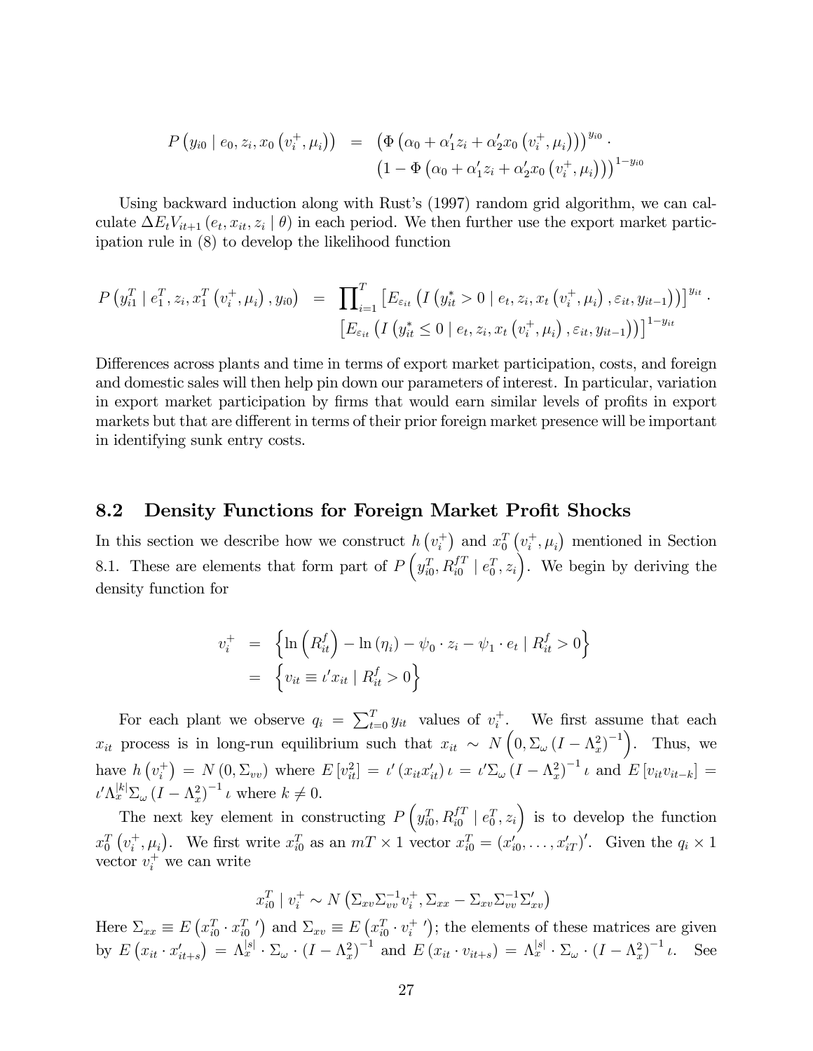$$
\begin{aligned}
P\left(y_{i0} \mid e_0, z_i, x_0\left(v_i^+, \mu_i\right)\right) &= \left(\Phi\left(\alpha_0 + \alpha_1' z_i + \alpha_2' x_0\left(v_i^+, \mu_i\right)\right)\right)^{y_{i0}} \cdot \\
&\quad \left(1 - \Phi\left(\alpha_0 + \alpha_1' z_i + \alpha_2' x_0\left(v_i^+, \mu_i\right)\right)\right)^{1-y_{i0}}
\end{aligned}
$$

Using backward induction along with Rust's (1997) random grid algorithm, we can calculate $\Delta E_t V_{it+1}\left(e_t, x_{it}, z_i \mid \theta\right)$ in each period. We then further use the export market participation rule in (8) to develop the likelihood function

$$
\begin{aligned}
P\left(y_{i1}^T \mid e_1^T, z_i, x_1^T\left(v_i^+, \mu_i\right), y_{i0}\right) &= \prod_{i=1}^T \left[E_{\varepsilon_{it}}\left(I\left(y_{it}^* > 0 \mid e_t, z_i, x_t\left(v_i^+, \mu_i\right), \varepsilon_{it}, y_{it-1}\right)\right)\right]^{y_{it}} \cdot \\
&\quad \left[E_{\varepsilon_{it}}\left(I\left(y_{it}^* \leq 0 \mid e_t, z_i, x_t\left(v_i^+, \mu_i\right), \varepsilon_{it}, y_{it-1}\right)\right)\right]^{1-y_{it}}
\end{aligned}
$$

Differences across plants and time in terms of export market participation, costs, and foreign and domestic sales will then help pin down our parameters of interest. In particular, variation in export market participation by firms that would earn similar levels of profits in export markets but that are different in terms of their prior foreign market presence will be important in identifying sunk entry costs.

## 8.2 Density Functions for Foreign Market Profit Shocks

In this section we describe how we construct $h\left(v_i^+\right)$ and $x_0^T\left(v_i^+, \mu_i\right)$ mentioned in Section 8.1. These are elements that form part of $P\left(y_{i0}^T, R_{i0}^{fT} \mid e_0^T, z_i\right)$. We begin by deriving the density function for

$$
\begin{aligned}
v_i^+ &= \left\{\ln\left(R_{it}^f\right) - \ln\left(\eta_i\right) - \psi_0 \cdot z_i - \psi_1 \cdot e_t \mid R_{it}^f > 0\right\} \\
&= \left\{v_{it} \equiv \iota' x_{it} \mid R_{it}^f > 0\right\}
\end{aligned}
$$

For each plant we observe $q_i = \sum_{t=0}^T y_{it}$ values of $v_i^+$. We first assume that each $x_{it}$ process is in long-run equilibrium such that $x_{it} \sim N\left(0, \Sigma_\omega\left(I - \Lambda_x^2\right)^{-1}\right)$. Thus, we have $h\left(v_i^+\right) = N\left(0, \Sigma_{vv}\right)$ where $E\left[v_{it}^2\right] = \iota'\left(x_{it}x_{it}'\right)\iota = \iota'\Sigma_\omega\left(I - \Lambda_x^2\right)^{-1}\iota$ and $E\left[v_{it}v_{it-k}\right] = \iota'\Lambda_x^{|k|}\Sigma_\omega\left(I - \Lambda_x^2\right)^{-1}\iota$ where $k \neq 0$.

The next key element in constructing $P\left(y_{i0}^T, R_{i0}^{fT} \mid e_0^T, z_i\right)$ is to develop the function $x_0^T\left(v_i^+, \mu_i\right)$. We first write $x_{i0}^T$ as an $mT \times 1$ vector $x_{i0}^T = \left(x_{i0}', \ldots, x_{iT}'\right)'$. Given the $q_i \times 1$ vector $v_i^+$ we can write

$$
x_{i0}^T \mid v_i^+ \sim N\left(\Sigma_{xv}\Sigma_{vv}^{-1}v_i^+, \Sigma_{xx} - \Sigma_{xv}\Sigma_{vv}^{-1}\Sigma_{xv}'\right)
$$

Here $\Sigma_{xx} \equiv E\left(x_{i0}^T \cdot x_{i0}^{T\,\prime}\right)$ and $\Sigma_{xv} \equiv E\left(x_{i0}^T \cdot v_i^{+\,\prime}\right)$; the elements of these matrices are given by $E\left(x_{it} \cdot x_{it+s}'\right) = \Lambda_x^{|s|} \cdot \Sigma_\omega \cdot \left(I - \Lambda_x^2\right)^{-1}$ and $E\left(x_{it} \cdot v_{it+s}\right) = \Lambda_x^{|s|} \cdot \Sigma_\omega \cdot \left(I - \Lambda_x^2\right)^{-1}\iota$. See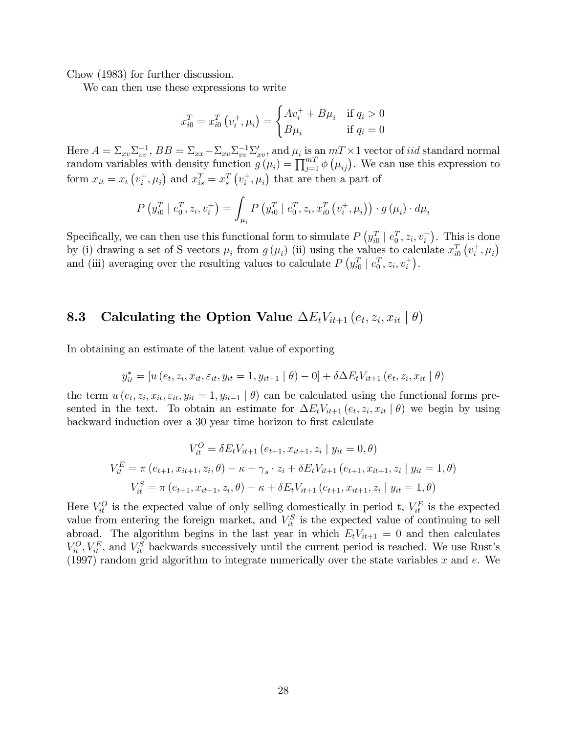Chow (1983) for further discussion.

We can then use these expressions to write

$$x_{i0}^{T} = x_{i0}^{T}\left(v_i^{+}, \mu_i\right) = \begin{cases} Av_i^{+} + B\mu_i & \text{if } q_i > 0 \\ B\mu_i & \text{if } q_i = 0 \end{cases}$$

Here $A = \Sigma_{xv}\Sigma_{vv}^{-1}$, $BB = \Sigma_{xx} - \Sigma_{xv}\Sigma_{vv}^{-1}\Sigma_{xv}'$, and $\mu_i$ is an $mT \times 1$ vector of *iid* standard normal random variables with density function $g\left(\mu_i\right) = \prod_{j=1}^{mT} \phi\left(\mu_{ij}\right)$. We can use this expression to form $x_{it} = x_t\left(v_i^{+}, \mu_i\right)$ and $x_{is}^{T} = x_s^{T}\left(v_i^{+}, \mu_i\right)$ that are then a part of

$$P\left(y_{i0}^{T} \mid e_0^{T}, z_i, v_i^{+}\right) = \int_{\mu_i} P\left(y_{i0}^{T} \mid e_0^{T}, z_i, x_{i0}^{T}\left(v_i^{+}, \mu_i\right)\right) \cdot g\left(\mu_i\right) \cdot d\mu_i$$

Specifically, we can then use this functional form to simulate $P\left(y_{i0}^{T} \mid e_0^{T}, z_i, v_i^{+}\right)$. This is done by (i) drawing a set of S vectors $\mu_i$ from $g\left(\mu_i\right)$ (ii) using the values to calculate $x_{i0}^{T}\left(v_i^{+}, \mu_i\right)$ and (iii) averaging over the resulting values to calculate $P\left(y_{i0}^{T} \mid e_0^{T}, z_i, v_i^{+}\right)$.

## 8.3 Calculating the Option Value $\Delta E_t V_{it+1}\left(e_t, z_i, x_{it} \mid \theta\right)$

In obtaining an estimate of the latent value of exporting

$$y_{it}^{*} = \left[u\left(e_t, z_i, x_{it}, \varepsilon_{it}, y_{it} = 1, y_{it-1} \mid \theta\right) - 0\right] + \delta \Delta E_t V_{it+1}\left(e_t, z_i, x_{it} \mid \theta\right)$$

the term $u\left(e_t, z_i, x_{it}, \varepsilon_{it}, y_{it} = 1, y_{it-1} \mid \theta\right)$ can be calculated using the functional forms presented in the text. To obtain an estimate for $\Delta E_t V_{it+1}\left(e_t, z_i, x_{it} \mid \theta\right)$ we begin by using backward induction over a 30 year time horizon to first calculate

$$V_{it}^{O} = \delta E_t V_{it+1}\left(e_{t+1}, x_{it+1}, z_i \mid y_{it} = 0, \theta\right)$$

$$V_{it}^{E} = \pi\left(e_{t+1}, x_{it+1}, z_i, \theta\right) - \kappa - \gamma_s \cdot z_i + \delta E_t V_{it+1}\left(e_{t+1}, x_{it+1}, z_i \mid y_{it} = 1, \theta\right)$$

$$V_{it}^{S} = \pi\left(e_{t+1}, x_{it+1}, z_i, \theta\right) - \kappa + \delta E_t V_{it+1}\left(e_{t+1}, x_{it+1}, z_i \mid y_{it} = 1, \theta\right)$$

Here $V_{it}^{O}$ is the expected value of only selling domestically in period t, $V_{it}^{E}$ is the expected value from entering the foreign market, and $V_{it}^{S}$ is the expected value of continuing to sell abroad. The algorithm begins in the last year in which $E_t V_{it+1} = 0$ and then calculates $V_{it}^{O}, V_{it}^{E}$, and $V_{it}^{S}$ backwards successively until the current period is reached. We use Rust's (1997) random grid algorithm to integrate numerically over the state variables $x$ and $e$. We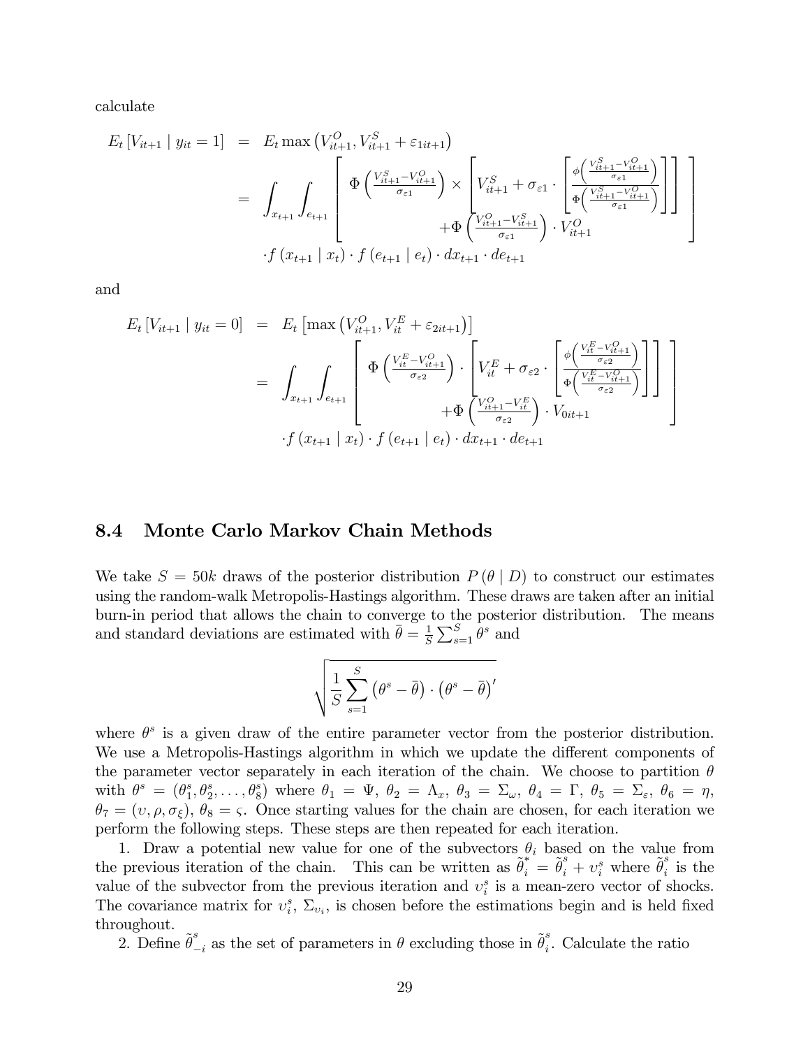calculate

$$
\begin{aligned}
E_t\left[V_{it+1} \mid y_{it}=1\right] &= E_t \max\left(V_{it+1}^O, V_{it+1}^S+\varepsilon_{1it+1}\right) \\
&= \int_{x_{t+1}}\int_{e_{t+1}} \left[\begin{array}{c} \Phi\left(\frac{V_{it+1}^S - V_{it+1}^O}{\sigma_{\varepsilon 1}}\right) \times \left[V_{it+1}^S + \sigma_{\varepsilon 1}\cdot\left[\frac{\phi\left(\frac{V_{it+1}^S - V_{it+1}^O}{\sigma_{\varepsilon 1}}\right)}{\Phi\left(\frac{V_{it+1}^S - V_{it+1}^O}{\sigma_{\varepsilon 1}}\right)}\right]\right] \\ +\Phi\left(\frac{V_{it+1}^O - V_{it+1}^S}{\sigma_{\varepsilon 1}}\right)\cdot V_{it+1}^O \end{array}\right] \\
&\quad \cdot f\left(x_{t+1} \mid x_t\right)\cdot f\left(e_{t+1} \mid e_t\right)\cdot dx_{t+1}\cdot de_{t+1}
\end{aligned}
$$

and

$$
\begin{aligned}
E_t\left[V_{it+1} \mid y_{it}=0\right] &= E_t\left[\max\left(V_{it+1}^O, V_{it}^E+\varepsilon_{2it+1}\right)\right] \\
&= \int_{x_{t+1}}\int_{e_{t+1}} \left[\begin{array}{c} \Phi\left(\frac{V_{it}^E - V_{it+1}^O}{\sigma_{\varepsilon 2}}\right) \cdot \left[V_{it}^E + \sigma_{\varepsilon 2}\cdot\left[\frac{\phi\left(\frac{V_{it}^E - V_{it+1}^O}{\sigma_{\varepsilon 2}}\right)}{\Phi\left(\frac{V_{it}^E - V_{it+1}^O}{\sigma_{\varepsilon 2}}\right)}\right]\right] \\ +\Phi\left(\frac{V_{it+1}^O - V_{it}^E}{\sigma_{\varepsilon 2}}\right)\cdot V_{0it+1} \end{array}\right] \\
&\quad \cdot f\left(x_{t+1} \mid x_t\right)\cdot f\left(e_{t+1} \mid e_t\right)\cdot dx_{t+1}\cdot de_{t+1}
\end{aligned}
$$

## 8.4 Monte Carlo Markov Chain Methods

We take $S = 50k$ draws of the posterior distribution $P(\theta \mid D)$ to construct our estimates using the random-walk Metropolis-Hastings algorithm. These draws are taken after an initial burn-in period that allows the chain to converge to the posterior distribution. The means and standard deviations are estimated with $\bar{\theta} = \frac{1}{S}\sum_{s=1}^{S}\theta^s$ and

$$
\sqrt{\frac{1}{S}\sum_{s=1}^{S}\left(\theta^s - \bar{\theta}\right)\cdot\left(\theta^s - \bar{\theta}\right)'}
$$

where $\theta^s$ is a given draw of the entire parameter vector from the posterior distribution. We use a Metropolis-Hastings algorithm in which we update the different components of the parameter vector separately in each iteration of the chain. We choose to partition $\theta$ with $\theta^s = (\theta_1^s, \theta_2^s, \ldots, \theta_8^s)$ where $\theta_1 = \Psi$, $\theta_2 = \Lambda_x$, $\theta_3 = \Sigma_\omega$, $\theta_4 = \Gamma$, $\theta_5 = \Sigma_\varepsilon$, $\theta_6 = \eta$, $\theta_7 = (\upsilon, \rho, \sigma_\xi)$, $\theta_8 = \varsigma$. Once starting values for the chain are chosen, for each iteration we perform the following steps. These steps are then repeated for each iteration.

1. Draw a potential new value for one of the subvectors $\theta_i$ based on the value from the previous iteration of the chain. This can be written as $\tilde{\theta}_i^* = \tilde{\theta}_i^s + \upsilon_i^s$ where $\tilde{\theta}_i^s$ is the value of the subvector from the previous iteration and $\upsilon_i^s$ is a mean-zero vector of shocks. The covariance matrix for $\upsilon_i^s$, $\Sigma_{\upsilon_i}$, is chosen before the estimations begin and is held fixed throughout.

2. Define $\tilde{\theta}_{-i}^s$ as the set of parameters in $\theta$ excluding those in $\tilde{\theta}_i^s$. Calculate the ratio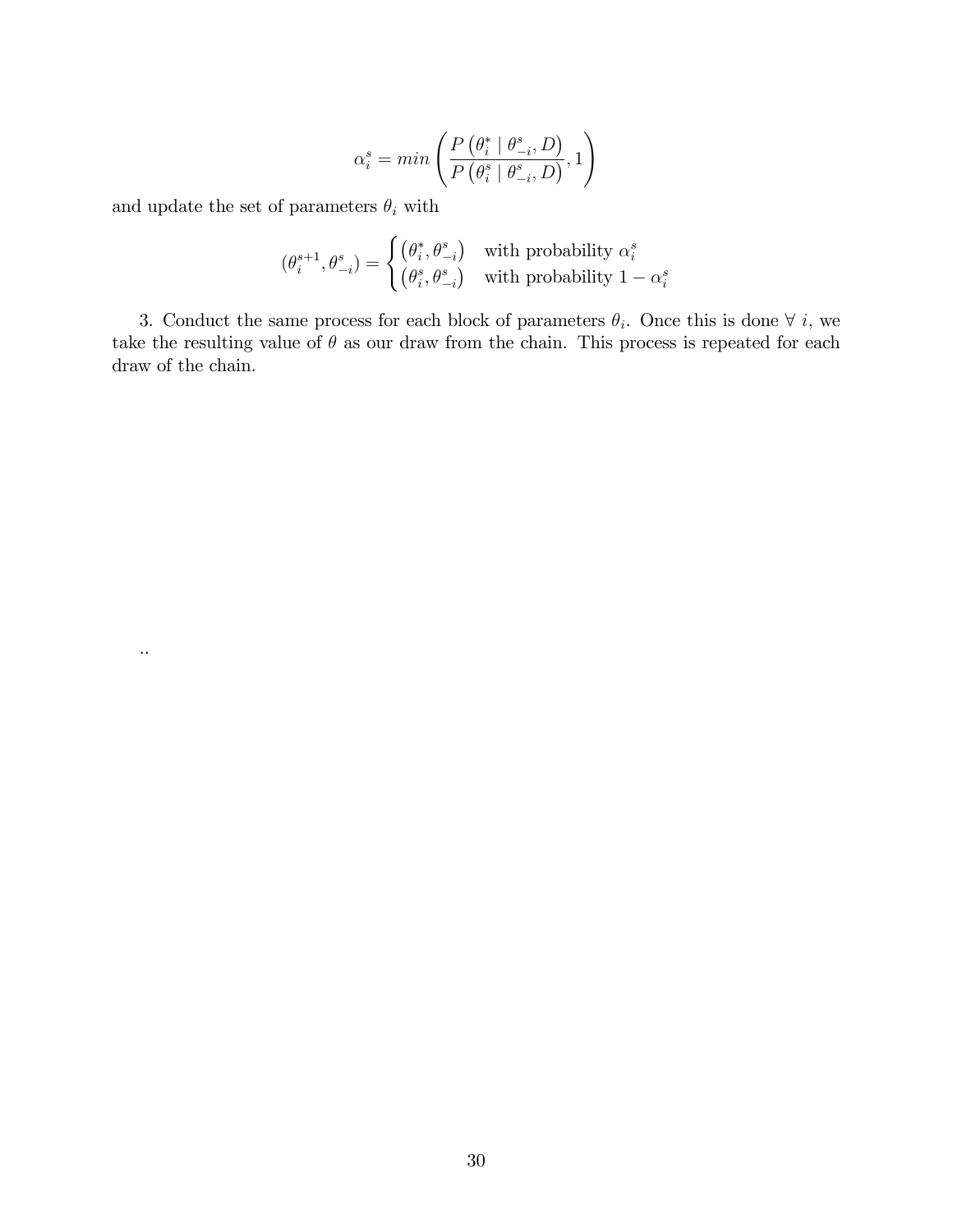$$\alpha_i^s = min\left(\frac{P\left(\theta_i^* \mid \theta_{-i}^s, D\right)}{P\left(\theta_i^s \mid \theta_{-i}^s, D\right)}, 1\right)$$

and update the set of parameters $\theta_i$ with

$$(\theta_i^{s+1}, \theta_{-i}^s) = \begin{cases} \left(\theta_i^*, \theta_{-i}^s\right) & \text{with probability } \alpha_i^s \\ \left(\theta_i^s, \theta_{-i}^s\right) & \text{with probability } 1 - \alpha_i^s \end{cases}$$

3. Conduct the same process for each block of parameters $\theta_i$. Once this is done $\forall\ i$, we take the resulting value of $\theta$ as our draw from the chain. This process is repeated for each draw of the chain.

..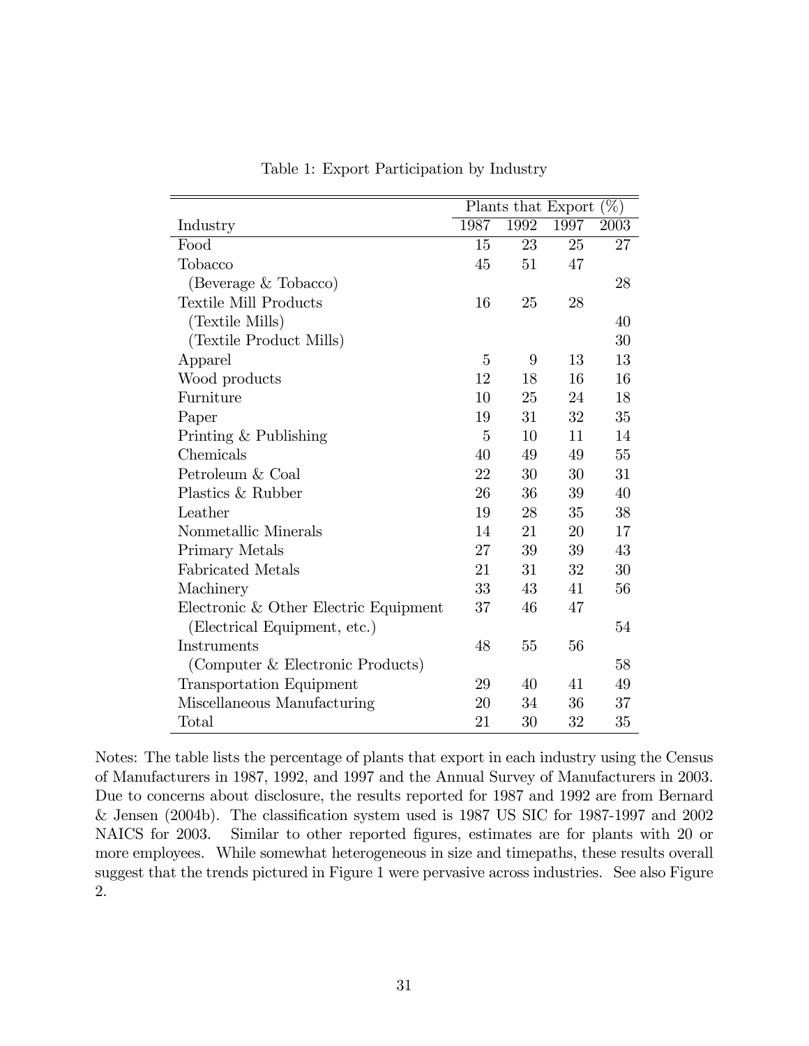Table 1: Export Participation by Industry

| | Plants that Export (%) | | | |
|---|---|---|---|---|
| Industry | 1987 | 1992 | 1997 | 2003 |
| Food | 15 | 23 | 25 | 27 |
| Tobacco | 45 | 51 | 47 | |
| (Beverage & Tobacco) | | | | 28 |
| Textile Mill Products | 16 | 25 | 28 | |
| (Textile Mills) | | | | 40 |
| (Textile Product Mills) | | | | 30 |
| Apparel | 5 | 9 | 13 | 13 |
| Wood products | 12 | 18 | 16 | 16 |
| Furniture | 10 | 25 | 24 | 18 |
| Paper | 19 | 31 | 32 | 35 |
| Printing & Publishing | 5 | 10 | 11 | 14 |
| Chemicals | 40 | 49 | 49 | 55 |
| Petroleum & Coal | 22 | 30 | 30 | 31 |
| Plastics & Rubber | 26 | 36 | 39 | 40 |
| Leather | 19 | 28 | 35 | 38 |
| Nonmetallic Minerals | 14 | 21 | 20 | 17 |
| Primary Metals | 27 | 39 | 39 | 43 |
| Fabricated Metals | 21 | 31 | 32 | 30 |
| Machinery | 33 | 43 | 41 | 56 |
| Electronic & Other Electric Equipment | 37 | 46 | 47 | |
| (Electrical Equipment, etc.) | | | | 54 |
| Instruments | 48 | 55 | 56 | |
| (Computer & Electronic Products) | | | | 58 |
| Transportation Equipment | 29 | 40 | 41 | 49 |
| Miscellaneous Manufacturing | 20 | 34 | 36 | 37 |
| Total | 21 | 30 | 32 | 35 |

Notes: The table lists the percentage of plants that export in each industry using the Census of Manufacturers in 1987, 1992, and 1997 and the Annual Survey of Manufacturers in 2003. Due to concerns about disclosure, the results reported for 1987 and 1992 are from Bernard & Jensen (2004b). The classification system used is 1987 US SIC for 1987-1997 and 2002 NAICS for 2003. Similar to other reported figures, estimates are for plants with 20 or more employees. While somewhat heterogeneous in size and timepaths, these results overall suggest that the trends pictured in Figure 1 were pervasive across industries. See also Figure 2.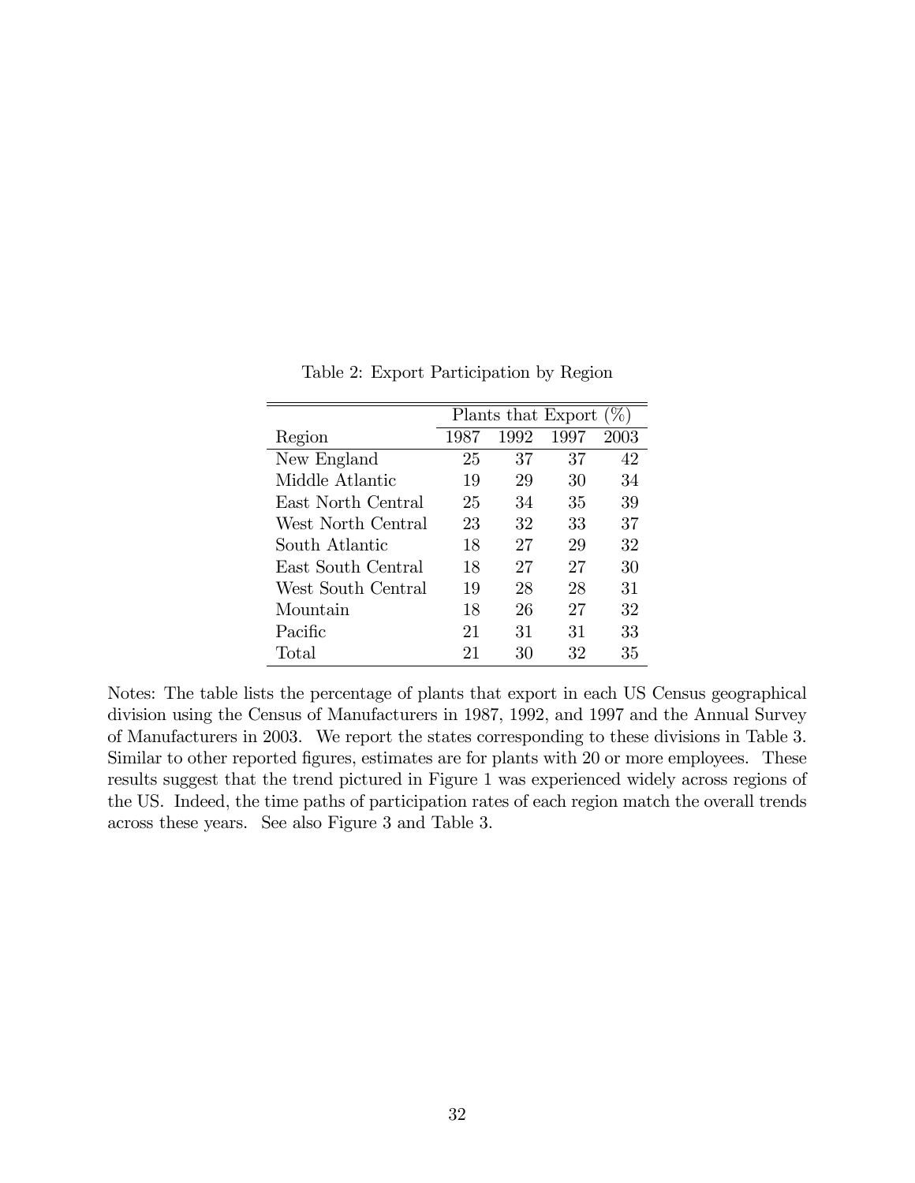Table 2: Export Participation by Region

| | Plants that Export (%) | | | |
|---|---|---|---|---|
| Region | 1987 | 1992 | 1997 | 2003 |
| New England | 25 | 37 | 37 | 42 |
| Middle Atlantic | 19 | 29 | 30 | 34 |
| East North Central | 25 | 34 | 35 | 39 |
| West North Central | 23 | 32 | 33 | 37 |
| South Atlantic | 18 | 27 | 29 | 32 |
| East South Central | 18 | 27 | 27 | 30 |
| West South Central | 19 | 28 | 28 | 31 |
| Mountain | 18 | 26 | 27 | 32 |
| Pacific | 21 | 31 | 31 | 33 |
| Total | 21 | 30 | 32 | 35 |

Notes: The table lists the percentage of plants that export in each US Census geographical division using the Census of Manufacturers in 1987, 1992, and 1997 and the Annual Survey of Manufacturers in 2003. We report the states corresponding to these divisions in Table 3. Similar to other reported figures, estimates are for plants with 20 or more employees. These results suggest that the trend pictured in Figure 1 was experienced widely across regions of the US. Indeed, the time paths of participation rates of each region match the overall trends across these years. See also Figure 3 and Table 3.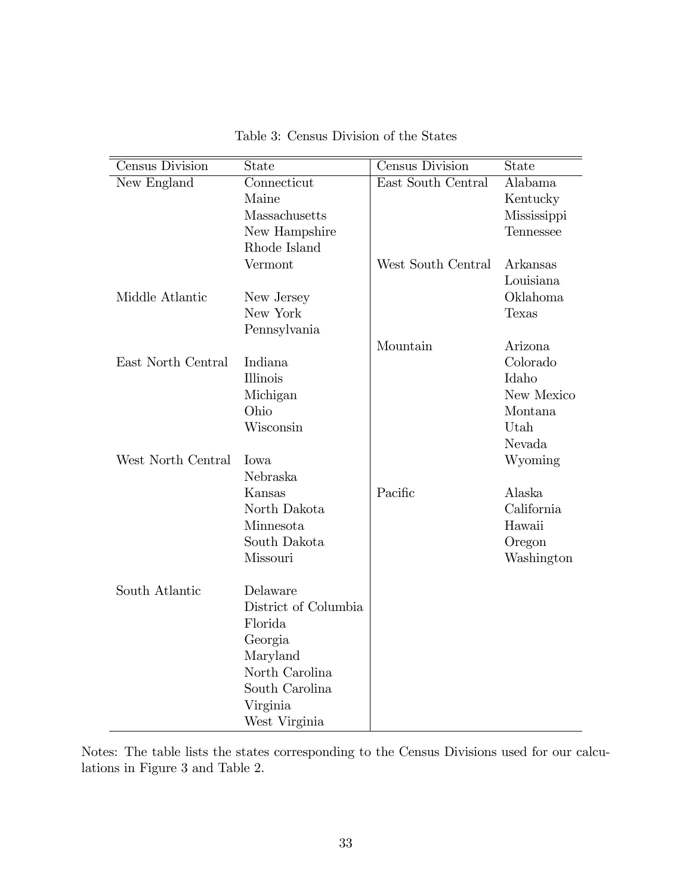Table 3: Census Division of the States

| Census Division | State | Census Division | State |
|---|---|---|---|
| New England | Connecticut | East South Central | Alabama |
| | Maine | | Kentucky |
| | Massachusetts | | Mississippi |
| | New Hampshire | | Tennessee |
| | Rhode Island | | |
| | Vermont | West South Central | Arkansas |
| | | | Louisiana |
| Middle Atlantic | New Jersey | | Oklahoma |
| | New York | | Texas |
| | Pennsylvania | | |
| | | Mountain | Arizona |
| East North Central | Indiana | | Colorado |
| | Illinois | | Idaho |
| | Michigan | | New Mexico |
| | Ohio | | Montana |
| | Wisconsin | | Utah |
| | | | Nevada |
| West North Central | Iowa | | Wyoming |
| | Nebraska | | |
| | Kansas | Pacific | Alaska |
| | North Dakota | | California |
| | Minnesota | | Hawaii |
| | South Dakota | | Oregon |
| | Missouri | | Washington |
| | | | |
| South Atlantic | Delaware | | |
| | District of Columbia | | |
| | Florida | | |
| | Georgia | | |
| | Maryland | | |
| | North Carolina | | |
| | South Carolina | | |
| | Virginia | | |
| | West Virginia | | |

Notes: The table lists the states corresponding to the Census Divisions used for our calculations in Figure 3 and Table 2.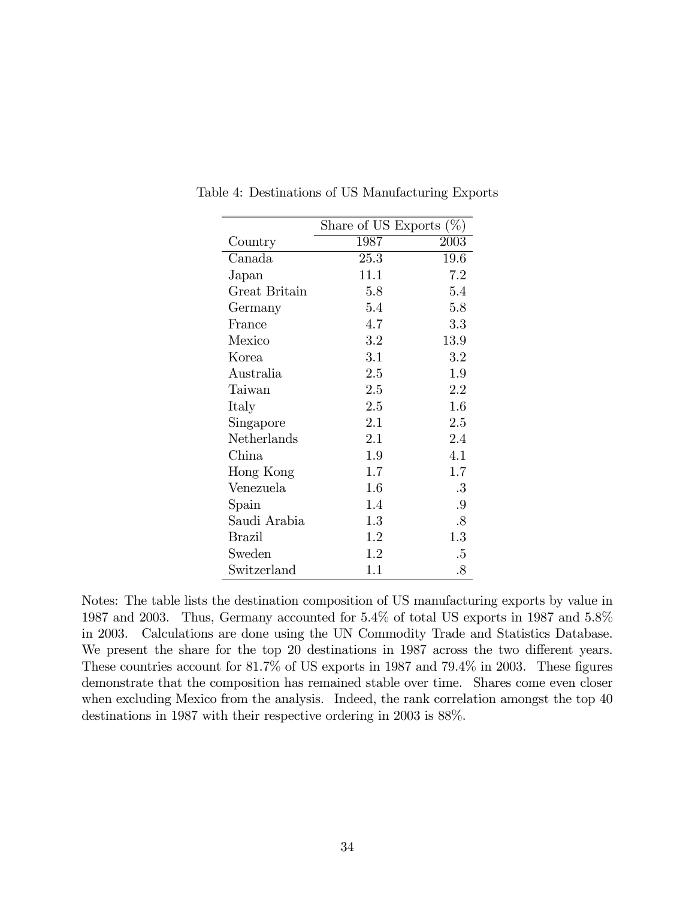Table 4: Destinations of US Manufacturing Exports

| | Share of US Exports (%) | |
|---|---|---|
| Country | 1987 | 2003 |
| Canada | 25.3 | 19.6 |
| Japan | 11.1 | 7.2 |
| Great Britain | 5.8 | 5.4 |
| Germany | 5.4 | 5.8 |
| France | 4.7 | 3.3 |
| Mexico | 3.2 | 13.9 |
| Korea | 3.1 | 3.2 |
| Australia | 2.5 | 1.9 |
| Taiwan | 2.5 | 2.2 |
| Italy | 2.5 | 1.6 |
| Singapore | 2.1 | 2.5 |
| Netherlands | 2.1 | 2.4 |
| China | 1.9 | 4.1 |
| Hong Kong | 1.7 | 1.7 |
| Venezuela | 1.6 | .3 |
| Spain | 1.4 | .9 |
| Saudi Arabia | 1.3 | .8 |
| Brazil | 1.2 | 1.3 |
| Sweden | 1.2 | .5 |
| Switzerland | 1.1 | .8 |

Notes: The table lists the destination composition of US manufacturing exports by value in 1987 and 2003. Thus, Germany accounted for 5.4% of total US exports in 1987 and 5.8% in 2003. Calculations are done using the UN Commodity Trade and Statistics Database. We present the share for the top 20 destinations in 1987 across the two different years. These countries account for 81.7% of US exports in 1987 and 79.4% in 2003. These figures demonstrate that the composition has remained stable over time. Shares come even closer when excluding Mexico from the analysis. Indeed, the rank correlation amongst the top 40 destinations in 1987 with their respective ordering in 2003 is 88%.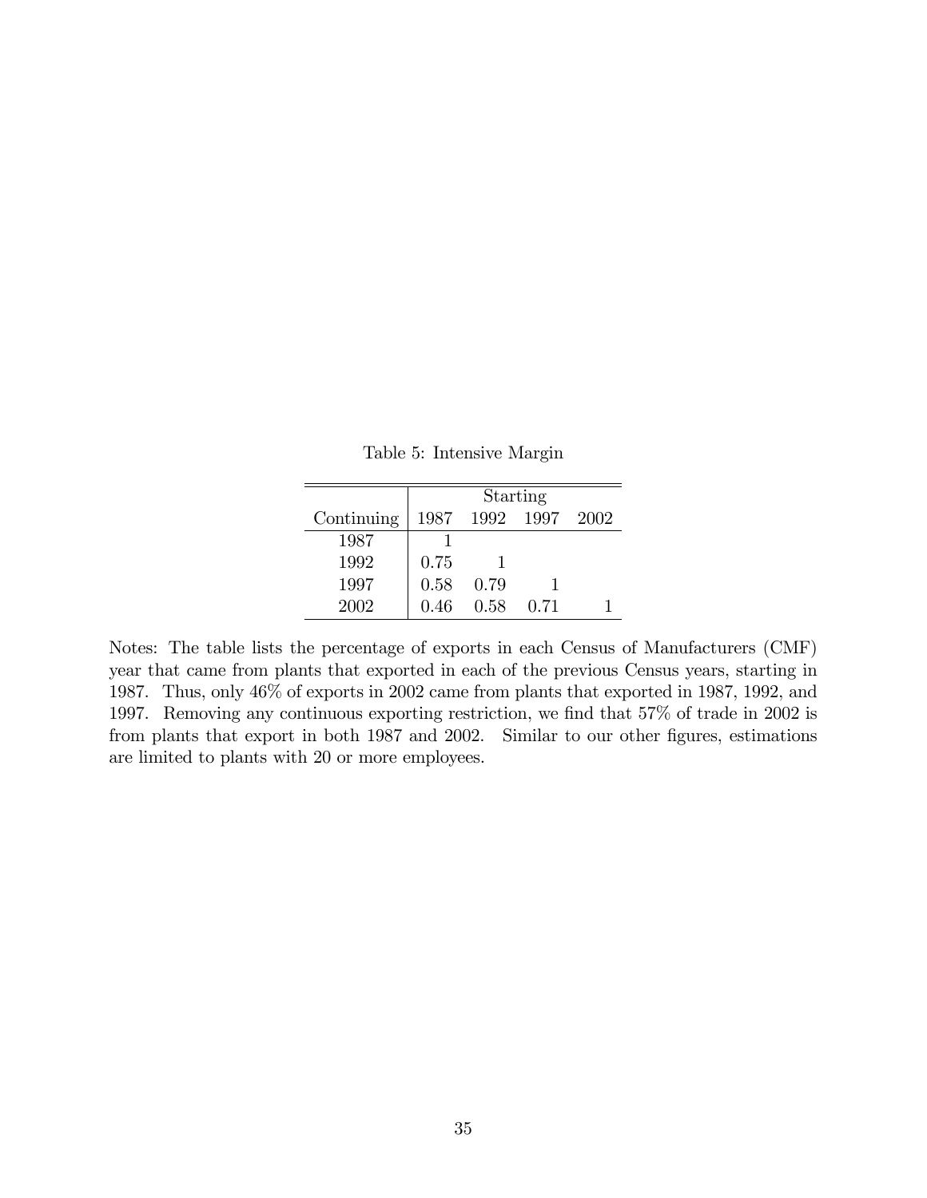Table 5: Intensive Margin

| | Starting | | | |
|---|---|---|---|---|
| Continuing | 1987 | 1992 | 1997 | 2002 |
| 1987 | 1 | | | |
| 1992 | 0.75 | 1 | | |
| 1997 | 0.58 | 0.79 | 1 | |
| 2002 | 0.46 | 0.58 | 0.71 | 1 |

Notes: The table lists the percentage of exports in each Census of Manufacturers (CMF) year that came from plants that exported in each of the previous Census years, starting in 1987. Thus, only 46% of exports in 2002 came from plants that exported in 1987, 1992, and 1997. Removing any continuous exporting restriction, we find that 57% of trade in 2002 is from plants that export in both 1987 and 2002. Similar to our other figures, estimations are limited to plants with 20 or more employees.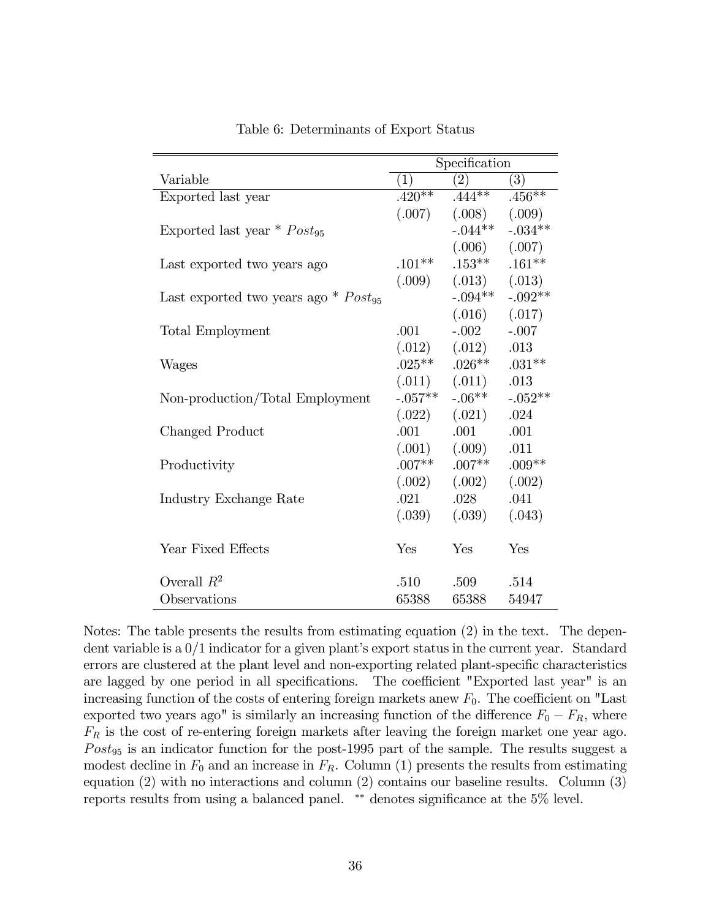Table 6: Determinants of Export Status

| Variable | Specification (1) | (2) | (3) |
|---|---|---|---|
| Exported last year | .420** | .444** | .456** |
| | (.007) | (.008) | (.009) |
| Exported last year * $Post_{95}$ | | -.044** | -.034** |
| | | (.006) | (.007) |
| Last exported two years ago | .101** | .153** | .161** |
| | (.009) | (.013) | (.013) |
| Last exported two years ago * $Post_{95}$ | | -.094** | -.092** |
| | | (.016) | (.017) |
| Total Employment | .001 | -.002 | -.007 |
| | (.012) | (.012) | .013 |
| Wages | .025** | .026** | .031** |
| | (.011) | (.011) | .013 |
| Non-production/Total Employment | -.057** | -.06** | -.052** |
| | (.022) | (.021) | .024 |
| Changed Product | .001 | .001 | .001 |
| | (.001) | (.009) | .011 |
| Productivity | .007** | .007** | .009** |
| | (.002) | (.002) | (.002) |
| Industry Exchange Rate | .021 | .028 | .041 |
| | (.039) | (.039) | (.043) |
| Year Fixed Effects | Yes | Yes | Yes |
| Overall $R^2$ | .510 | .509 | .514 |
| Observations | 65388 | 65388 | 54947 |

Notes: The table presents the results from estimating equation (2) in the text. The dependent variable is a 0/1 indicator for a given plant's export status in the current year. Standard errors are clustered at the plant level and non-exporting related plant-specific characteristics are lagged by one period in all specifications. The coefficient "Exported last year" is an increasing function of the costs of entering foreign markets anew $F_0$. The coefficient on "Last exported two years ago" is similarly an increasing function of the difference $F_0 - F_R$, where $F_R$ is the cost of re-entering foreign markets after leaving the foreign market one year ago. $Post_{95}$ is an indicator function for the post-1995 part of the sample. The results suggest a modest decline in $F_0$ and an increase in $F_R$. Column (1) presents the results from estimating equation (2) with no interactions and column (2) contains our baseline results. Column (3) reports results from using a balanced panel. ** denotes significance at the 5% level.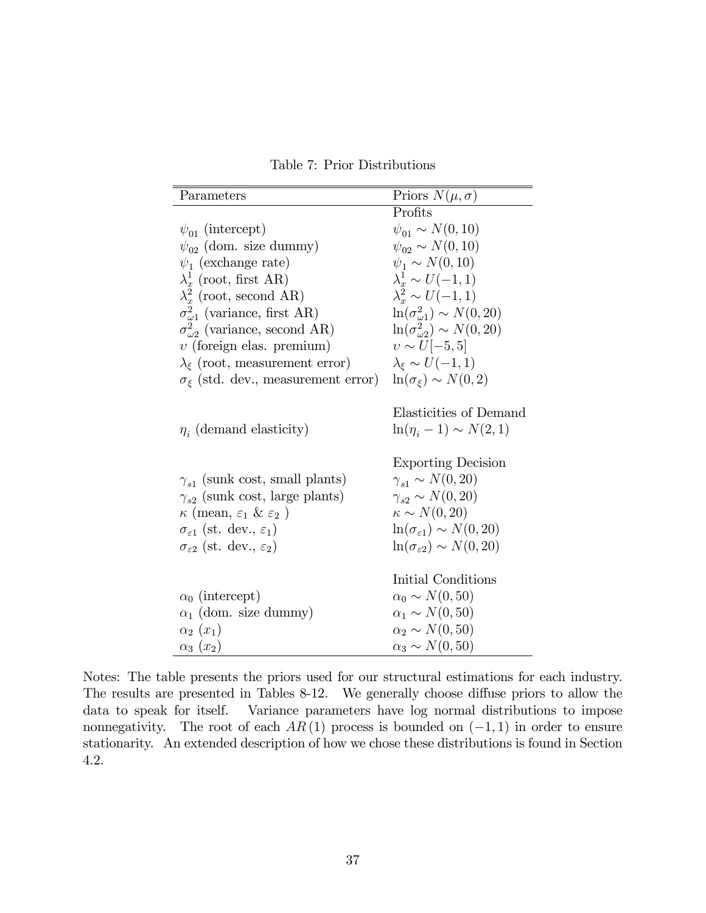Table 7: Prior Distributions

| Parameters | Priors $N(\mu, \sigma)$ |
|---|---|
| | Profits |
| $\psi_{01}$ (intercept) | $\psi_{01} \sim N(0, 10)$ |
| $\psi_{02}$ (dom. size dummy) | $\psi_{02} \sim N(0, 10)$ |
| $\psi_1$ (exchange rate) | $\psi_1 \sim N(0, 10)$ |
| $\lambda_x^1$ (root, first AR) | $\lambda_x^1 \sim U(-1, 1)$ |
| $\lambda_x^2$ (root, second AR) | $\lambda_x^2 \sim U(-1, 1)$ |
| $\sigma_{\omega 1}^2$ (variance, first AR) | $\ln(\sigma_{\omega 1}^2) \sim N(0, 20)$ |
| $\sigma_{\omega 2}^2$ (variance, second AR) | $\ln(\sigma_{\omega 2}^2) \sim N(0, 20)$ |
| $\upsilon$ (foreign elas. premium) | $\upsilon \sim U[-5, 5]$ |
| $\lambda_\xi$ (root, measurement error) | $\lambda_\xi \sim U(-1, 1)$ |
| $\sigma_\xi$ (std. dev., measurement error) | $\ln(\sigma_\xi) \sim N(0, 2)$ |
| | Elasticities of Demand |
| $\eta_i$ (demand elasticity) | $\ln(\eta_i - 1) \sim N(2, 1)$ |
| | Exporting Decision |
| $\gamma_{s1}$ (sunk cost, small plants) | $\gamma_{s1} \sim N(0, 20)$ |
| $\gamma_{s2}$ (sunk cost, large plants) | $\gamma_{s2} \sim N(0, 20)$ |
| $\kappa$ (mean, $\varepsilon_1$ & $\varepsilon_2$ ) | $\kappa \sim N(0, 20)$ |
| $\sigma_{\varepsilon 1}$ (st. dev., $\varepsilon_1$) | $\ln(\sigma_{\varepsilon 1}) \sim N(0, 20)$ |
| $\sigma_{\varepsilon 2}$ (st. dev., $\varepsilon_2$) | $\ln(\sigma_{\varepsilon 2}) \sim N(0, 20)$ |
| | Initial Conditions |
| $\alpha_0$ (intercept) | $\alpha_0 \sim N(0, 50)$ |
| $\alpha_1$ (dom. size dummy) | $\alpha_1 \sim N(0, 50)$ |
| $\alpha_2$ ($x_1$) | $\alpha_2 \sim N(0, 50)$ |
| $\alpha_3$ ($x_2$) | $\alpha_3 \sim N(0, 50)$ |

Notes: The table presents the priors used for our structural estimations for each industry. The results are presented in Tables 8-12. We generally choose diffuse priors to allow the data to speak for itself. Variance parameters have log normal distributions to impose nonnegativity. The root of each $AR(1)$ process is bounded on $(-1, 1)$ in order to ensure stationarity. An extended description of how we chose these distributions is found in Section 4.2.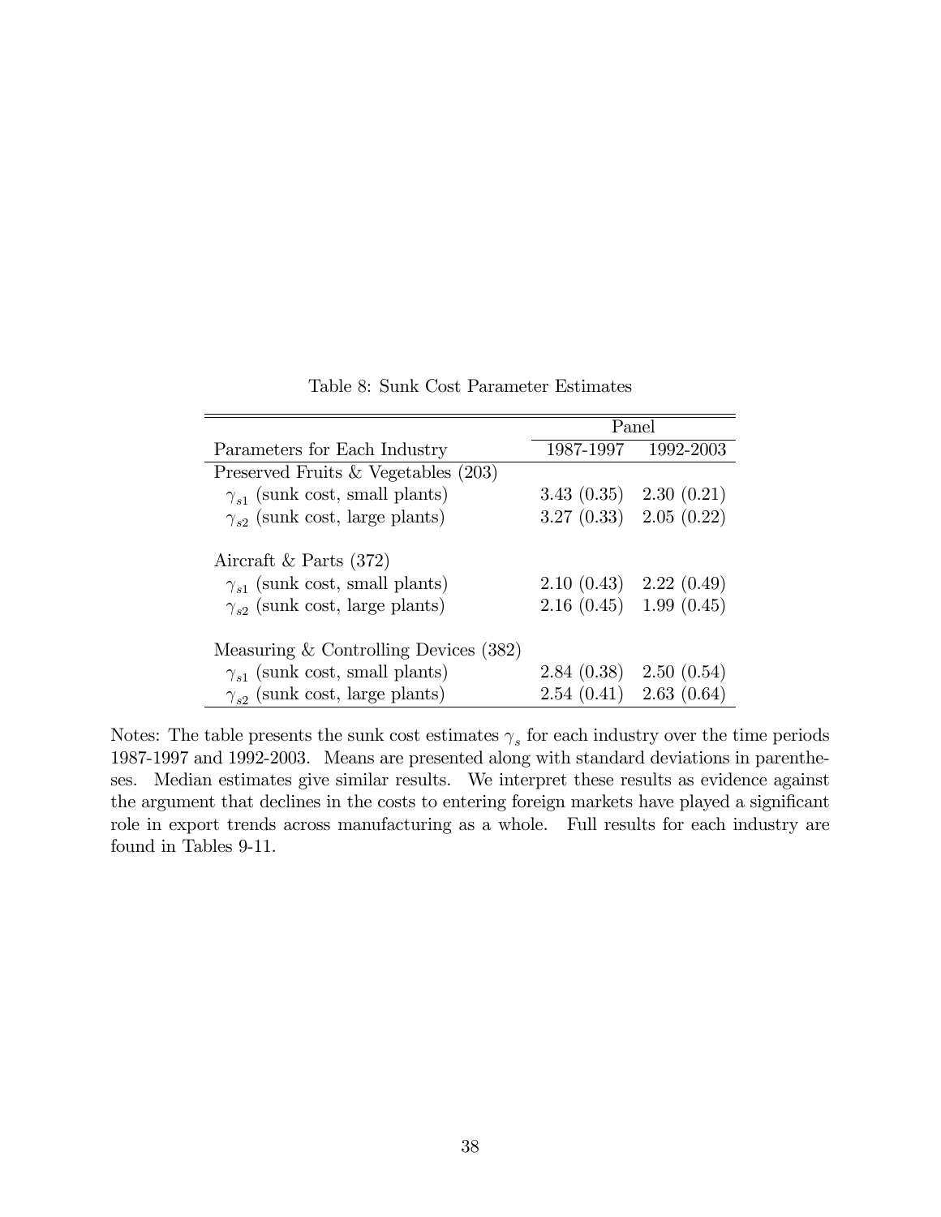Table 8: Sunk Cost Parameter Estimates

| | Panel | |
|---|---|---|
| Parameters for Each Industry | 1987-1997 | 1992-2003 |
| Preserved Fruits & Vegetables (203) | | |
| $\gamma_{s1}$ (sunk cost, small plants) | 3.43 (0.35) | 2.30 (0.21) |
| $\gamma_{s2}$ (sunk cost, large plants) | 3.27 (0.33) | 2.05 (0.22) |
| Aircraft & Parts (372) | | |
| $\gamma_{s1}$ (sunk cost, small plants) | 2.10 (0.43) | 2.22 (0.49) |
| $\gamma_{s2}$ (sunk cost, large plants) | 2.16 (0.45) | 1.99 (0.45) |
| Measuring & Controlling Devices (382) | | |
| $\gamma_{s1}$ (sunk cost, small plants) | 2.84 (0.38) | 2.50 (0.54) |
| $\gamma_{s2}$ (sunk cost, large plants) | 2.54 (0.41) | 2.63 (0.64) |

Notes: The table presents the sunk cost estimates $\gamma_s$ for each industry over the time periods 1987-1997 and 1992-2003. Means are presented along with standard deviations in parentheses. Median estimates give similar results. We interpret these results as evidence against the argument that declines in the costs to entering foreign markets have played a significant role in export trends across manufacturing as a whole. Full results for each industry are found in Tables 9-11.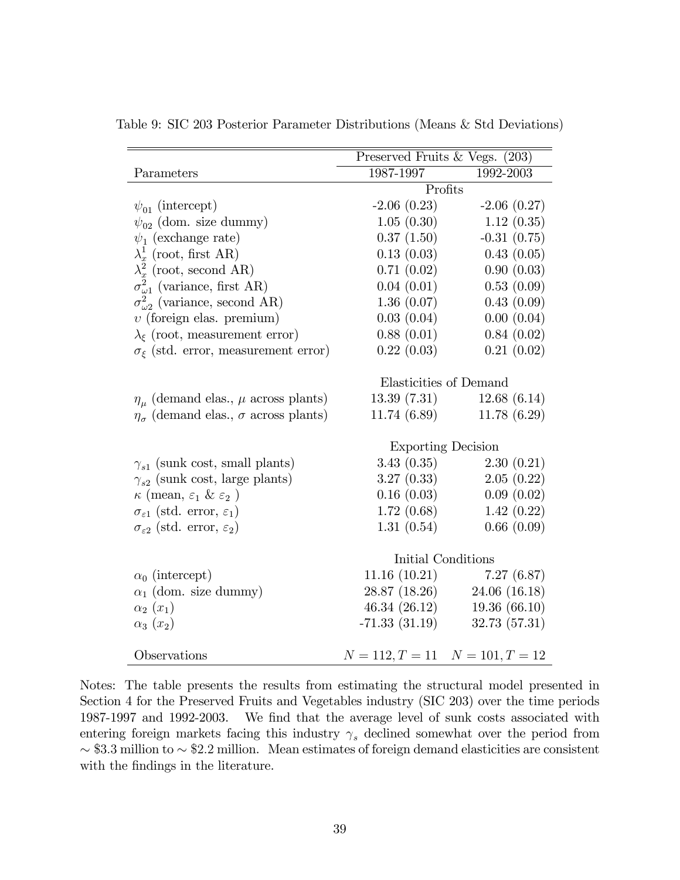Table 9: SIC 203 Posterior Parameter Distributions (Means & Std Deviations)

| Parameters | Preserved Fruits & Vegs. (203) | |
|---|---|---|
| | 1987-1997 | 1992-2003 |
| | Profits | |
| $\psi_{01}$ (intercept) | -2.06 (0.23) | -2.06 (0.27) |
| $\psi_{02}$ (dom. size dummy) | 1.05 (0.30) | 1.12 (0.35) |
| $\psi_1$ (exchange rate) | 0.37 (1.50) | -0.31 (0.75) |
| $\lambda_x^1$ (root, first AR) | 0.13 (0.03) | 0.43 (0.05) |
| $\lambda_x^2$ (root, second AR) | 0.71 (0.02) | 0.90 (0.03) |
| $\sigma_{\omega 1}^2$ (variance, first AR) | 0.04 (0.01) | 0.53 (0.09) |
| $\sigma_{\omega 2}^2$ (variance, second AR) | 1.36 (0.07) | 0.43 (0.09) |
| $\upsilon$ (foreign elas. premium) | 0.03 (0.04) | 0.00 (0.04) |
| $\lambda_\xi$ (root, measurement error) | 0.88 (0.01) | 0.84 (0.02) |
| $\sigma_\xi$ (std. error, measurement error) | 0.22 (0.03) | 0.21 (0.02) |
| | Elasticities of Demand | |
| $\eta_\mu$ (demand elas., $\mu$ across plants) | 13.39 (7.31) | 12.68 (6.14) |
| $\eta_\sigma$ (demand elas., $\sigma$ across plants) | 11.74 (6.89) | 11.78 (6.29) |
| | Exporting Decision | |
| $\gamma_{s1}$ (sunk cost, small plants) | 3.43 (0.35) | 2.30 (0.21) |
| $\gamma_{s2}$ (sunk cost, large plants) | 3.27 (0.33) | 2.05 (0.22) |
| $\kappa$ (mean, $\varepsilon_1$ & $\varepsilon_2$ ) | 0.16 (0.03) | 0.09 (0.02) |
| $\sigma_{\varepsilon 1}$ (std. error, $\varepsilon_1$) | 1.72 (0.68) | 1.42 (0.22) |
| $\sigma_{\varepsilon 2}$ (std. error, $\varepsilon_2$) | 1.31 (0.54) | 0.66 (0.09) |
| | Initial Conditions | |
| $\alpha_0$ (intercept) | 11.16 (10.21) | 7.27 (6.87) |
| $\alpha_1$ (dom. size dummy) | 28.87 (18.26) | 24.06 (16.18) |
| $\alpha_2$ ($x_1$) | 46.34 (26.12) | 19.36 (66.10) |
| $\alpha_3$ ($x_2$) | -71.33 (31.19) | 32.73 (57.31) |
| Observations | $N = 112, T = 11$ | $N = 101, T = 12$ |

Notes: The table presents the results from estimating the structural model presented in Section 4 for the Preserved Fruits and Vegetables industry (SIC 203) over the time periods 1987-1997 and 1992-2003. We find that the average level of sunk costs associated with entering foreign markets facing this industry $\gamma_s$ declined somewhat over the period from $\sim$ \$3.3 million to $\sim$ \$2.2 million. Mean estimates of foreign demand elasticities are consistent with the findings in the literature.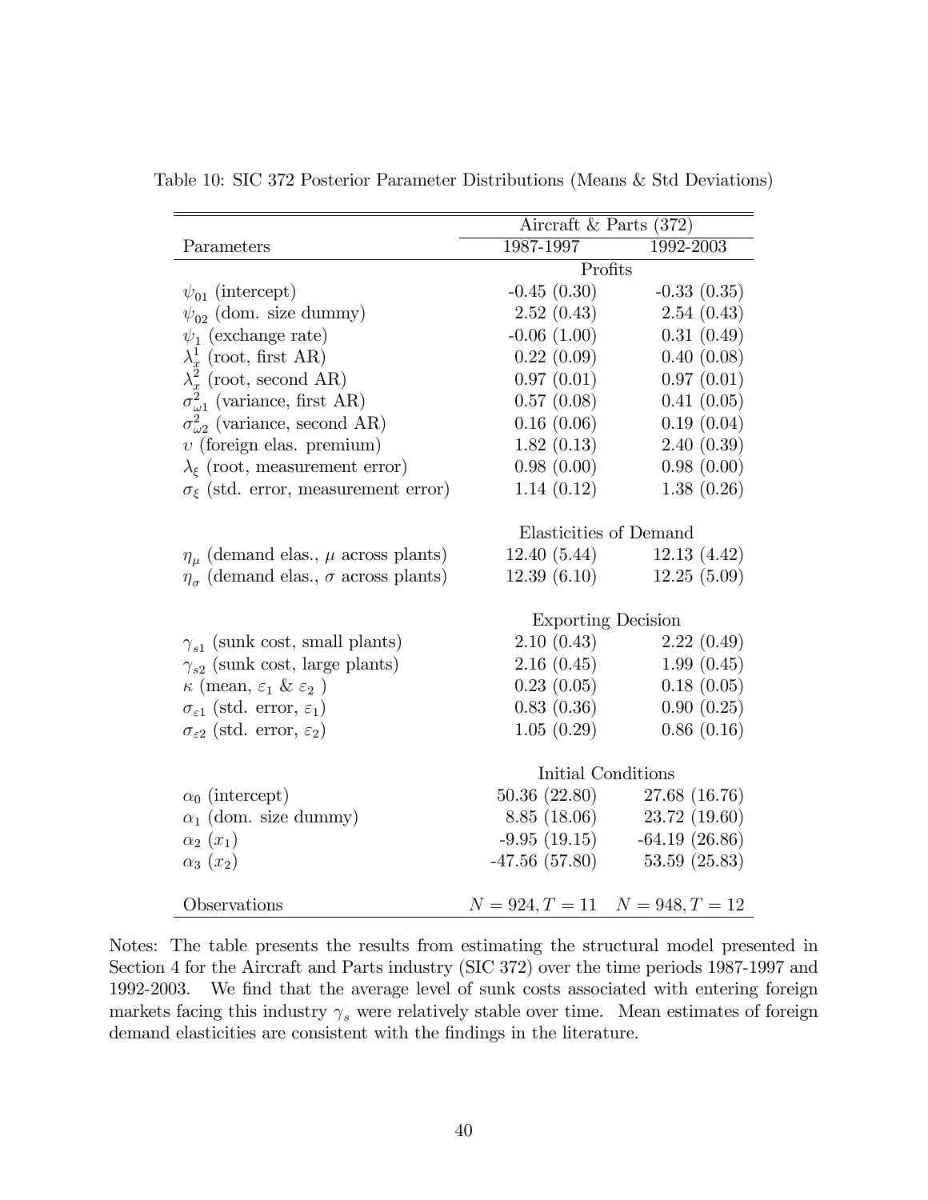Table 10: SIC 372 Posterior Parameter Distributions (Means & Std Deviations)

| Parameters | Aircraft & Parts (372) | |
|---|---|---|
| | 1987-1997 | 1992-2003 |
| | Profits | |
| $\psi_{01}$ (intercept) | -0.45 (0.30) | -0.33 (0.35) |
| $\psi_{02}$ (dom. size dummy) | 2.52 (0.43) | 2.54 (0.43) |
| $\psi_1$ (exchange rate) | -0.06 (1.00) | 0.31 (0.49) |
| $\lambda_x^1$ (root, first AR) | 0.22 (0.09) | 0.40 (0.08) |
| $\lambda_x^2$ (root, second AR) | 0.97 (0.01) | 0.97 (0.01) |
| $\sigma_{\omega 1}^2$ (variance, first AR) | 0.57 (0.08) | 0.41 (0.05) |
| $\sigma_{\omega 2}^2$ (variance, second AR) | 0.16 (0.06) | 0.19 (0.04) |
| $\upsilon$ (foreign elas. premium) | 1.82 (0.13) | 2.40 (0.39) |
| $\lambda_\xi$ (root, measurement error) | 0.98 (0.00) | 0.98 (0.00) |
| $\sigma_\xi$ (std. error, measurement error) | 1.14 (0.12) | 1.38 (0.26) |
| | Elasticities of Demand | |
| $\eta_\mu$ (demand elas., $\mu$ across plants) | 12.40 (5.44) | 12.13 (4.42) |
| $\eta_\sigma$ (demand elas., $\sigma$ across plants) | 12.39 (6.10) | 12.25 (5.09) |
| | Exporting Decision | |
| $\gamma_{s1}$ (sunk cost, small plants) | 2.10 (0.43) | 2.22 (0.49) |
| $\gamma_{s2}$ (sunk cost, large plants) | 2.16 (0.45) | 1.99 (0.45) |
| $\kappa$ (mean, $\varepsilon_1$ & $\varepsilon_2$ ) | 0.23 (0.05) | 0.18 (0.05) |
| $\sigma_{\varepsilon 1}$ (std. error, $\varepsilon_1$) | 0.83 (0.36) | 0.90 (0.25) |
| $\sigma_{\varepsilon 2}$ (std. error, $\varepsilon_2$) | 1.05 (0.29) | 0.86 (0.16) |
| | Initial Conditions | |
| $\alpha_0$ (intercept) | 50.36 (22.80) | 27.68 (16.76) |
| $\alpha_1$ (dom. size dummy) | 8.85 (18.06) | 23.72 (19.60) |
| $\alpha_2$ ($x_1$) | -9.95 (19.15) | -64.19 (26.86) |
| $\alpha_3$ ($x_2$) | -47.56 (57.80) | 53.59 (25.83) |
| Observations | $N = 924, T = 11$ | $N = 948, T = 12$ |

Notes: The table presents the results from estimating the structural model presented in Section 4 for the Aircraft and Parts industry (SIC 372) over the time periods 1987-1997 and 1992-2003. We find that the average level of sunk costs associated with entering foreign markets facing this industry $\gamma_s$ were relatively stable over time. Mean estimates of foreign demand elasticities are consistent with the findings in the literature.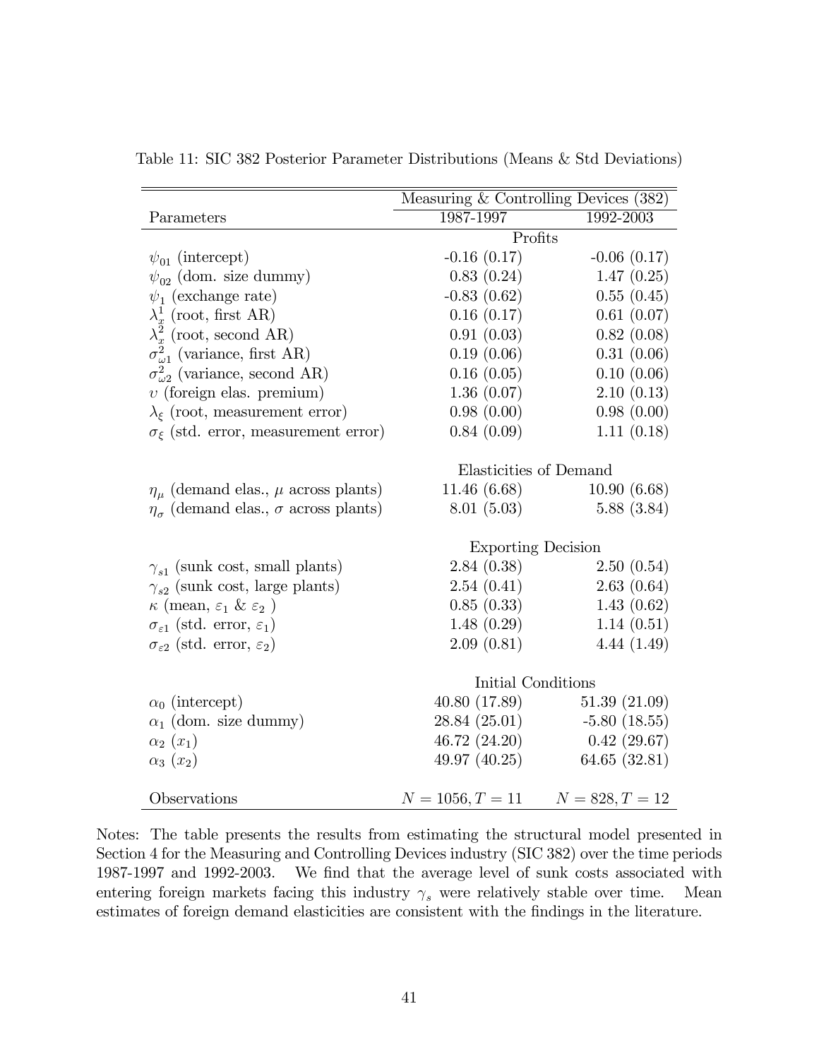Table 11: SIC 382 Posterior Parameter Distributions (Means & Std Deviations)

| | Measuring & Controlling Devices (382) | |
|---|---|---|
| Parameters | 1987-1997 | 1992-2003 |
| | Profits | |
| $\psi_{01}$ (intercept) | -0.16 (0.17) | -0.06 (0.17) |
| $\psi_{02}$ (dom. size dummy) | 0.83 (0.24) | 1.47 (0.25) |
| $\psi_1$ (exchange rate) | -0.83 (0.62) | 0.55 (0.45) |
| $\lambda_x^1$ (root, first AR) | 0.16 (0.17) | 0.61 (0.07) |
| $\lambda_x^2$ (root, second AR) | 0.91 (0.03) | 0.82 (0.08) |
| $\sigma_{\omega 1}^2$ (variance, first AR) | 0.19 (0.06) | 0.31 (0.06) |
| $\sigma_{\omega 2}^2$ (variance, second AR) | 0.16 (0.05) | 0.10 (0.06) |
| $\upsilon$ (foreign elas. premium) | 1.36 (0.07) | 2.10 (0.13) |
| $\lambda_\xi$ (root, measurement error) | 0.98 (0.00) | 0.98 (0.00) |
| $\sigma_\xi$ (std. error, measurement error) | 0.84 (0.09) | 1.11 (0.18) |
| | Elasticities of Demand | |
| $\eta_\mu$ (demand elas., $\mu$ across plants) | 11.46 (6.68) | 10.90 (6.68) |
| $\eta_\sigma$ (demand elas., $\sigma$ across plants) | 8.01 (5.03) | 5.88 (3.84) |
| | Exporting Decision | |
| $\gamma_{s1}$ (sunk cost, small plants) | 2.84 (0.38) | 2.50 (0.54) |
| $\gamma_{s2}$ (sunk cost, large plants) | 2.54 (0.41) | 2.63 (0.64) |
| $\kappa$ (mean, $\varepsilon_1$ & $\varepsilon_2$ ) | 0.85 (0.33) | 1.43 (0.62) |
| $\sigma_{\varepsilon 1}$ (std. error, $\varepsilon_1$) | 1.48 (0.29) | 1.14 (0.51) |
| $\sigma_{\varepsilon 2}$ (std. error, $\varepsilon_2$) | 2.09 (0.81) | 4.44 (1.49) |
| | Initial Conditions | |
| $\alpha_0$ (intercept) | 40.80 (17.89) | 51.39 (21.09) |
| $\alpha_1$ (dom. size dummy) | 28.84 (25.01) | -5.80 (18.55) |
| $\alpha_2$ ($x_1$) | 46.72 (24.20) | 0.42 (29.67) |
| $\alpha_3$ ($x_2$) | 49.97 (40.25) | 64.65 (32.81) |
| Observations | $N = 1056, T = 11$ | $N = 828, T = 12$ |

Notes: The table presents the results from estimating the structural model presented in Section 4 for the Measuring and Controlling Devices industry (SIC 382) over the time periods 1987-1997 and 1992-2003. We find that the average level of sunk costs associated with entering foreign markets facing this industry $\gamma_s$ were relatively stable over time. Mean estimates of foreign demand elasticities are consistent with the findings in the literature.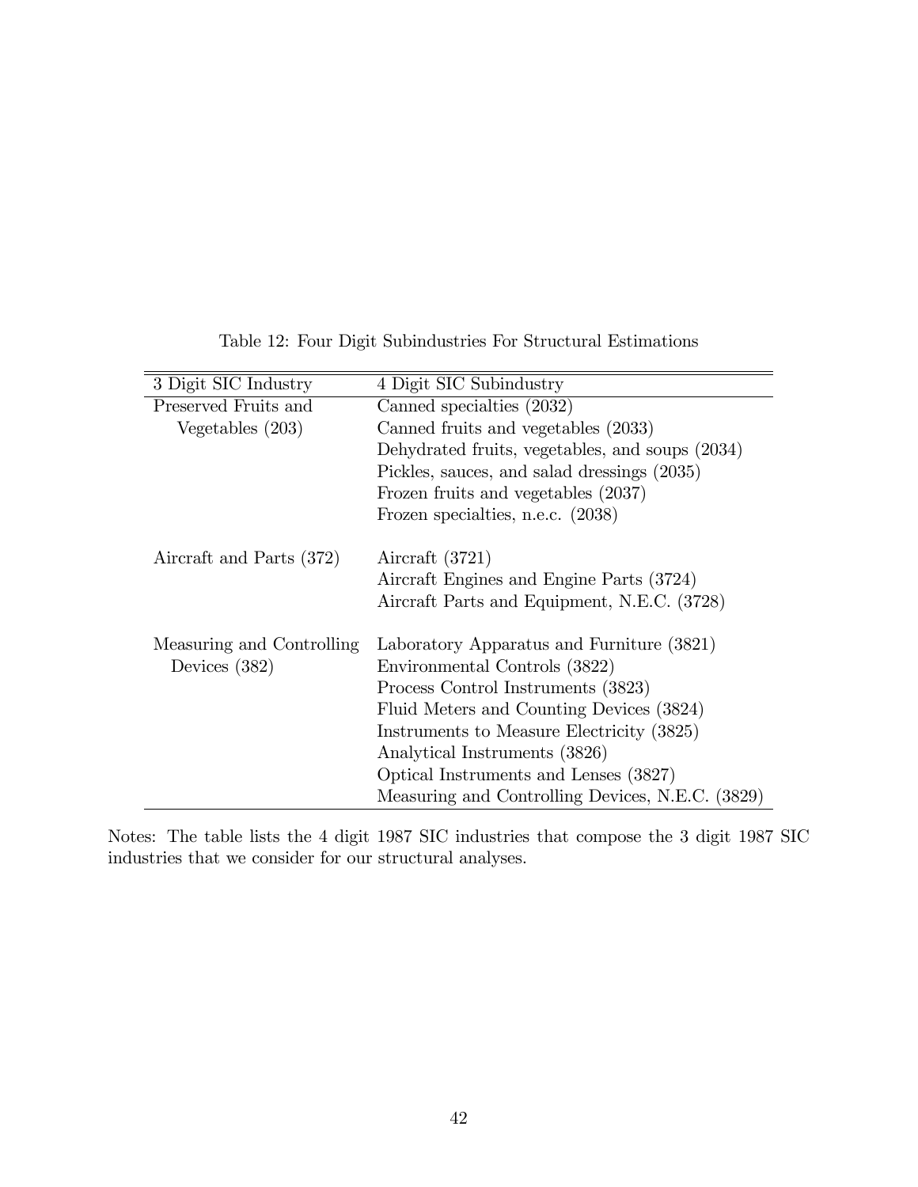Table 12: Four Digit Subindustries For Structural Estimations

| 3 Digit SIC Industry | 4 Digit SIC Subindustry |
|---|---|
| Preserved Fruits and Vegetables (203) | Canned specialties (2032) |
| | Canned fruits and vegetables (2033) |
| | Dehydrated fruits, vegetables, and soups (2034) |
| | Pickles, sauces, and salad dressings (2035) |
| | Frozen fruits and vegetables (2037) |
| | Frozen specialties, n.e.c. (2038) |
| Aircraft and Parts (372) | Aircraft (3721) |
| | Aircraft Engines and Engine Parts (3724) |
| | Aircraft Parts and Equipment, N.E.C. (3728) |
| Measuring and Controlling Devices (382) | Laboratory Apparatus and Furniture (3821) |
| | Environmental Controls (3822) |
| | Process Control Instruments (3823) |
| | Fluid Meters and Counting Devices (3824) |
| | Instruments to Measure Electricity (3825) |
| | Analytical Instruments (3826) |
| | Optical Instruments and Lenses (3827) |
| | Measuring and Controlling Devices, N.E.C. (3829) |

Notes: The table lists the 4 digit 1987 SIC industries that compose the 3 digit 1987 SIC industries that we consider for our structural analyses.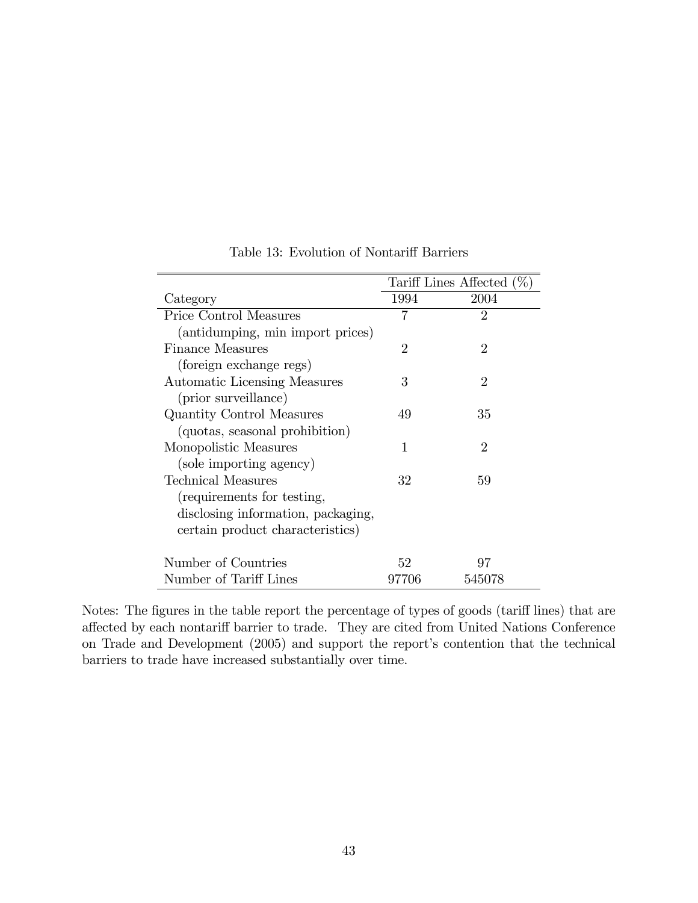Table 13: Evolution of Nontariff Barriers

| | Tariff Lines Affected (%) | |
|---|---|---|
| Category | 1994 | 2004 |
| Price Control Measures (antidumping, min import prices) | 7 | 2 |
| Finance Measures (foreign exchange regs) | 2 | 2 |
| Automatic Licensing Measures (prior surveillance) | 3 | 2 |
| Quantity Control Measures (quotas, seasonal prohibition) | 49 | 35 |
| Monopolistic Measures (sole importing agency) | 1 | 2 |
| Technical Measures (requirements for testing, disclosing information, packaging, certain product characteristics) | 32 | 59 |
| Number of Countries | 52 | 97 |
| Number of Tariff Lines | 97706 | 545078 |

Notes: The figures in the table report the percentage of types of goods (tariff lines) that are affected by each nontariff barrier to trade. They are cited from United Nations Conference on Trade and Development (2005) and support the report's contention that the technical barriers to trade have increased substantially over time.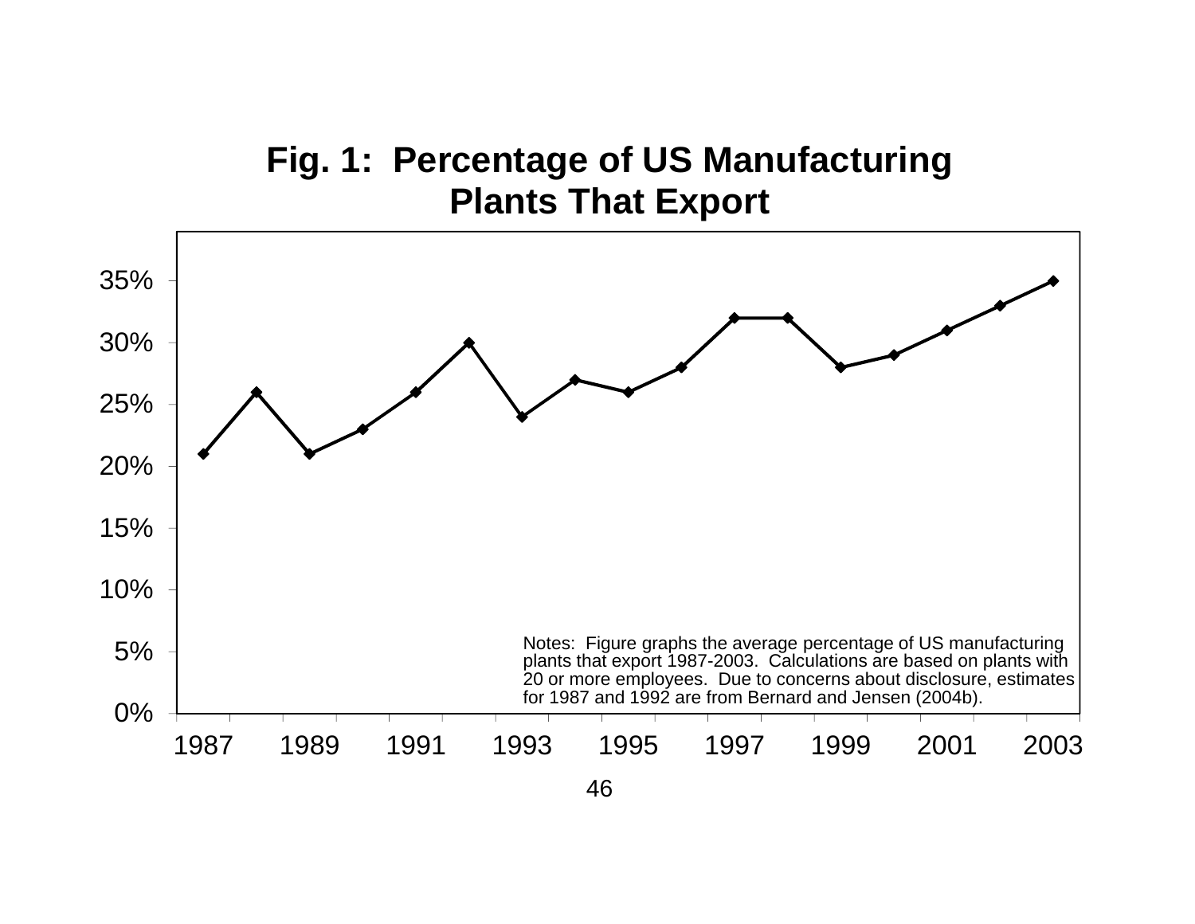# Fig. 1: Percentage of US Manufacturing Plants That Export

Notes: Figure graphs the average percentage of US manufacturing plants that export 1987-2003. Calculations are based on plants with 20 or more employees. Due to concerns about disclosure, estimates for 1987 and 1992 are from Bernard and Jensen (2004b).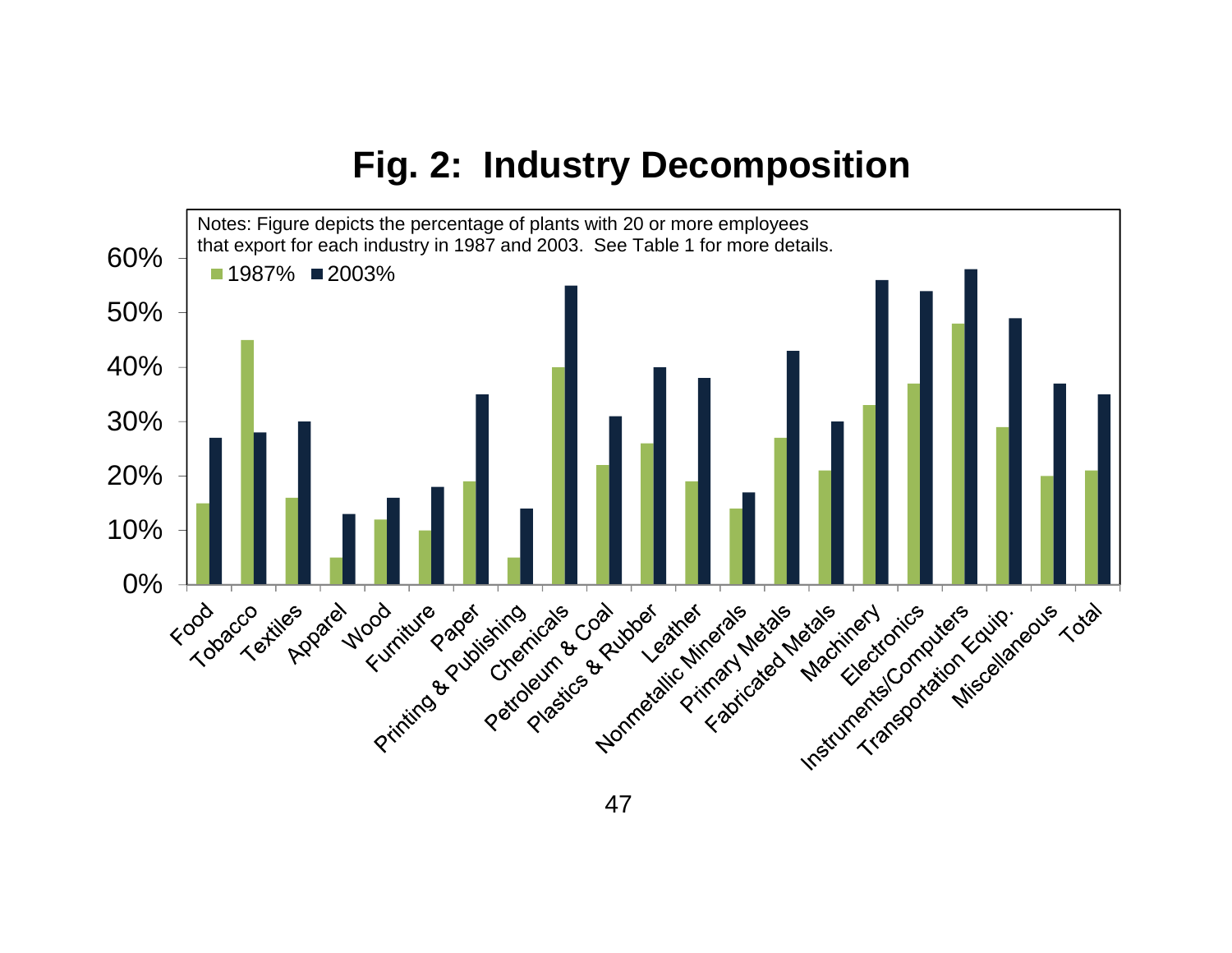# Fig. 2: Industry Decomposition

Notes: Figure depicts the percentage of plants with 20 or more employees that export for each industry in 1987 and 2003. See Table 1 for more details.

| Industry | 1987% | 2003% |
|---|---|---|
| Food | 15% | 27% |
| Tobacco | 45% | 28% |
| Textiles | 16% | 30% |
| Apparel | 5% | 13% |
| Wood | 12% | 16% |
| Furniture | 10% | 18% |
| Paper | 19% | 35% |
| Printing & Publishing | 5% | 14% |
| Chemicals | 40% | 55% |
| Petroleum & Coal | 22% | 31% |
| Plastics & Rubber | 26% | 40% |
| Leather | 19% | 38% |
| Nonmetallic Minerals | 14% | 17% |
| Primary Metals | 27% | 43% |
| Fabricated Metals | 21% | 30% |
| Machinery | 33% | 56% |
| Electronics | 37% | 54% |
| Instruments/Computers | 48% | 58% |
| Transportation Equip. | 29% | 49% |
| Miscellaneous | 20% | 37% |
| Total | 21% | 35% |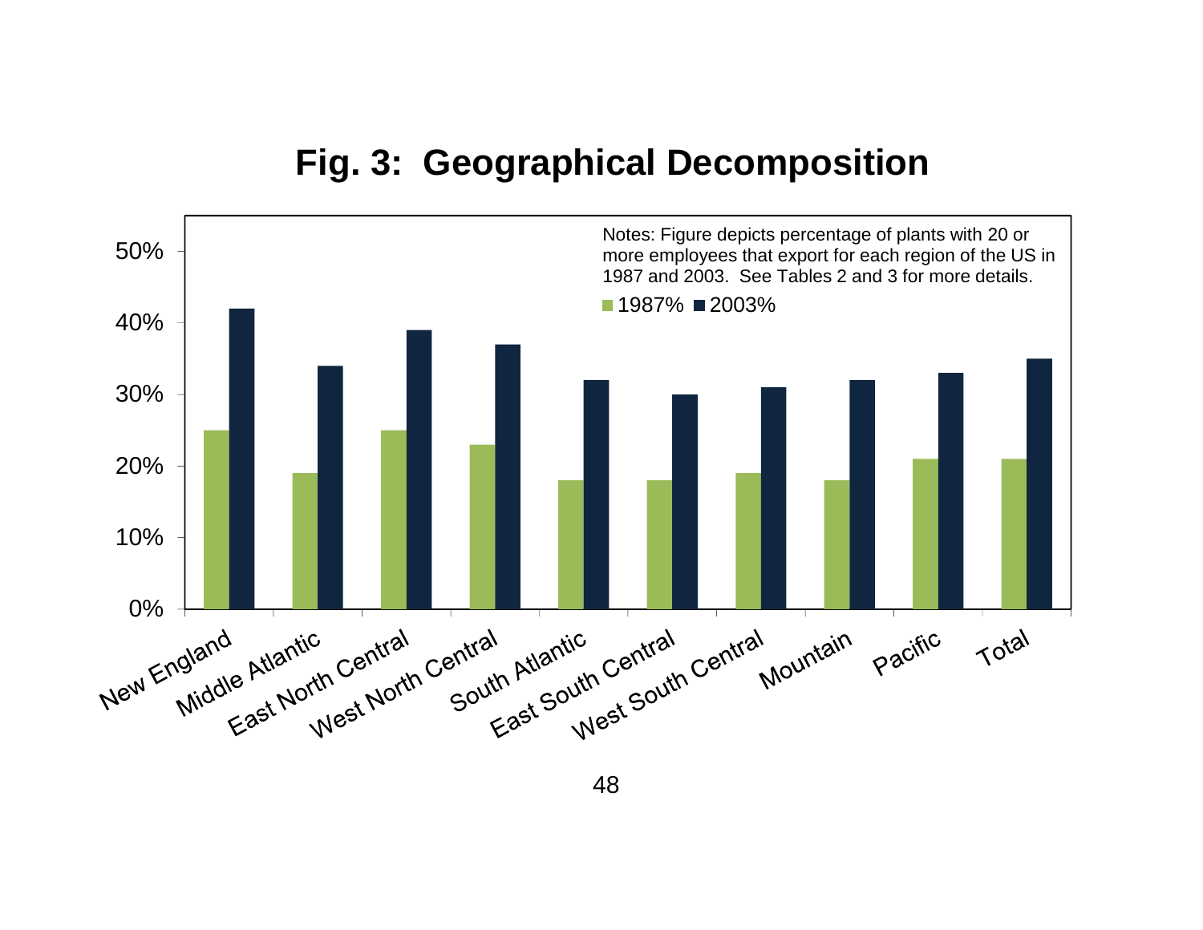# Fig. 3: Geographical Decomposition

Notes: Figure depicts percentage of plants with 20 or more employees that export for each region of the US in 1987 and 2003. See Tables 2 and 3 for more details.

| Region | 1987% | 2003% |
|---|---|---|
| New England | 25% | 42% |
| Middle Atlantic | 19% | 34% |
| East North Central | 25% | 39% |
| West North Central | 23% | 37% |
| South Atlantic | 18% | 32% |
| East South Central | 18% | 30% |
| West South Central | 19% | 31% |
| Mountain | 18% | 32% |
| Pacific | 21% | 33% |
| Total | 21% | 35% |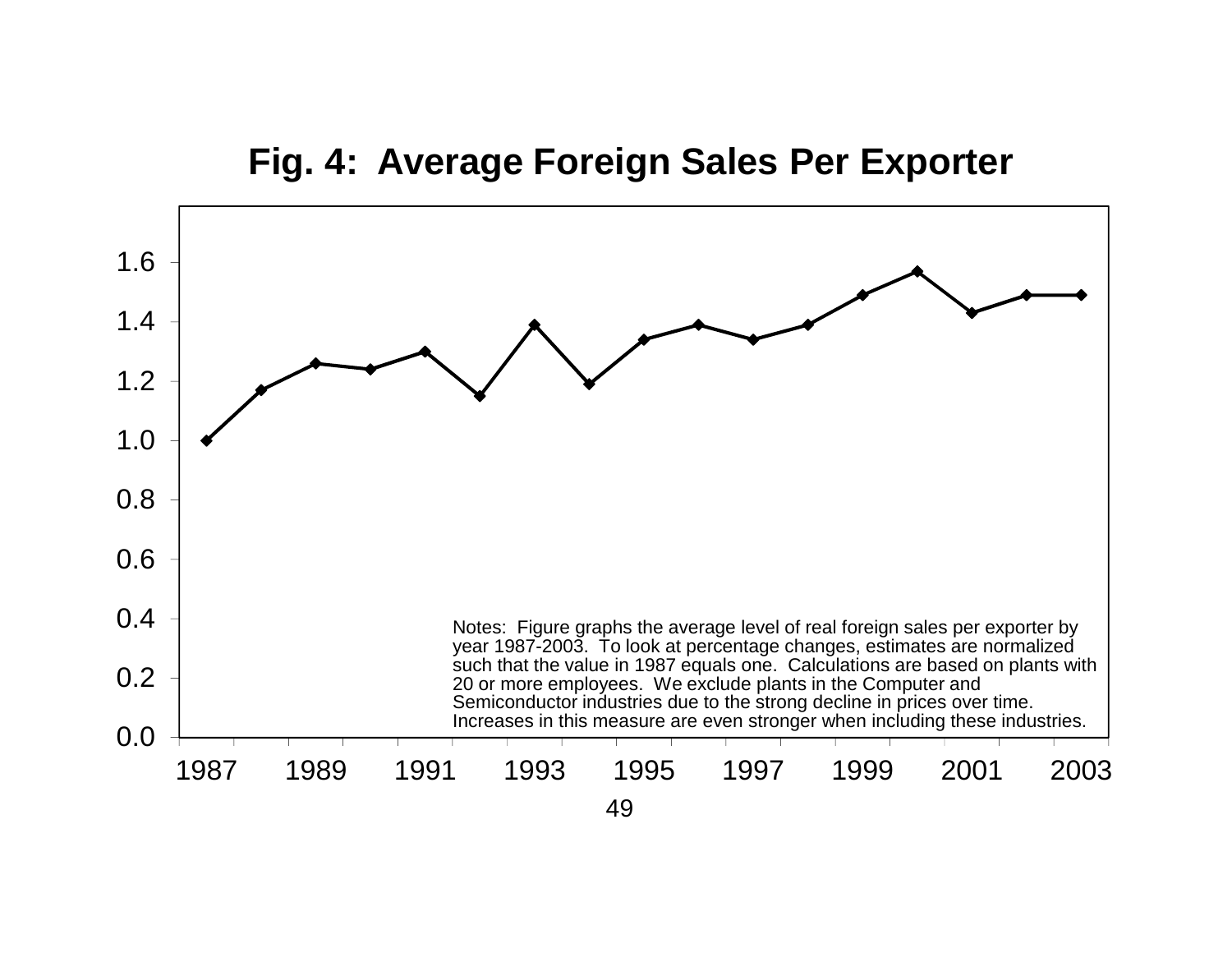# Fig. 4: Average Foreign Sales Per Exporter

Notes: Figure graphs the average level of real foreign sales per exporter by year 1987-2003. To look at percentage changes, estimates are normalized such that the value in 1987 equals one. Calculations are based on plants with 20 or more employees. We exclude plants in the Computer and Semiconductor industries due to the strong decline in prices over time. Increases in this measure are even stronger when including these industries.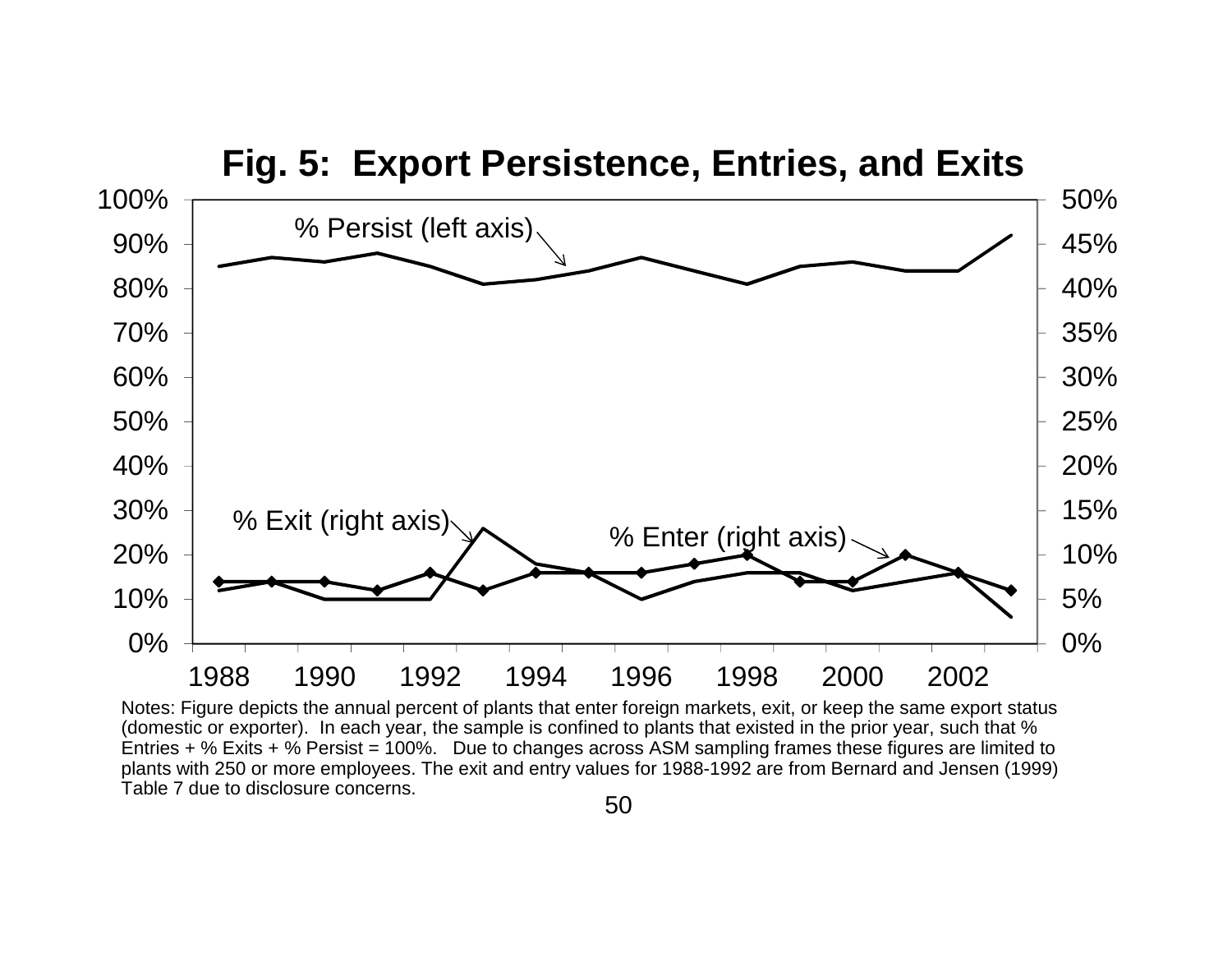**Fig. 5: Export Persistence, Entries, and Exits**

100%
90%
80%
70%
60%
50%
40%
30%
20%
10%
0%

50%
45%
40%
35%
30%
25%
20%
15%
10%
5%
0%

1988 1990 1992 1994 1996 1998 2000 2002

% Persist (left axis)

% Exit (right axis)

% Enter (right axis)

Notes: Figure depicts the annual percent of plants that enter foreign markets, exit, or keep the same export status (domestic or exporter). In each year, the sample is confined to plants that existed in the prior year, such that % Entries + % Exits + % Persist = 100%. Due to changes across ASM sampling frames these figures are limited to plants with 250 or more employees. The exit and entry values for 1988-1992 are from Bernard and Jensen (1999) Table 7 due to disclosure concerns.